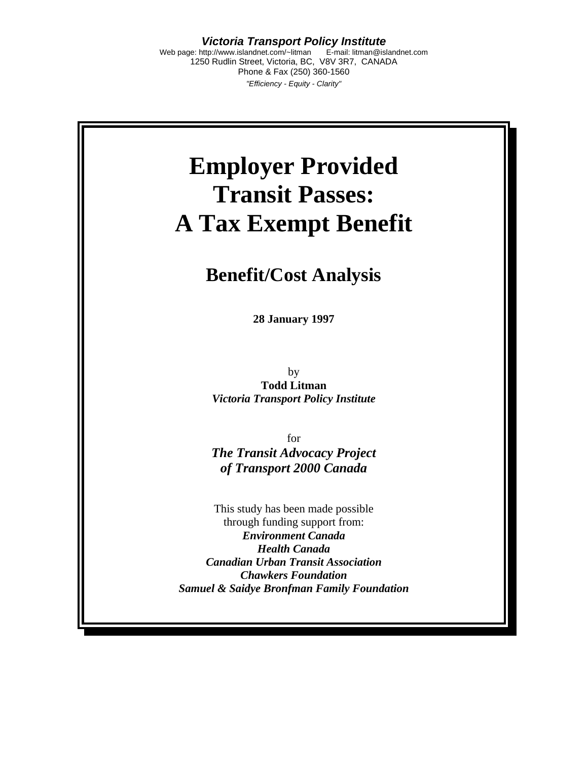***Victoria Transport Policy Institute***
Web page: http://www.islandnet.com/~litman E-mail: litman@islandnet.com
1250 Rudlin Street, Victoria, BC, V8V 3R7, CANADA
Phone & Fax (250) 360-1560
*"Efficiency - Equity - Clarity"*

# Employer Provided Transit Passes: A Tax Exempt Benefit

## Benefit/Cost Analysis

**28 January 1997**

by
**Todd Litman**
***Victoria Transport Policy Institute***

for
***The Transit Advocacy Project of Transport 2000 Canada***

This study has been made possible through funding support from:
***Environment Canada***
***Health Canada***
***Canadian Urban Transit Association***
***Chawkers Foundation***
***Samuel & Saidye Bronfman Family Foundation***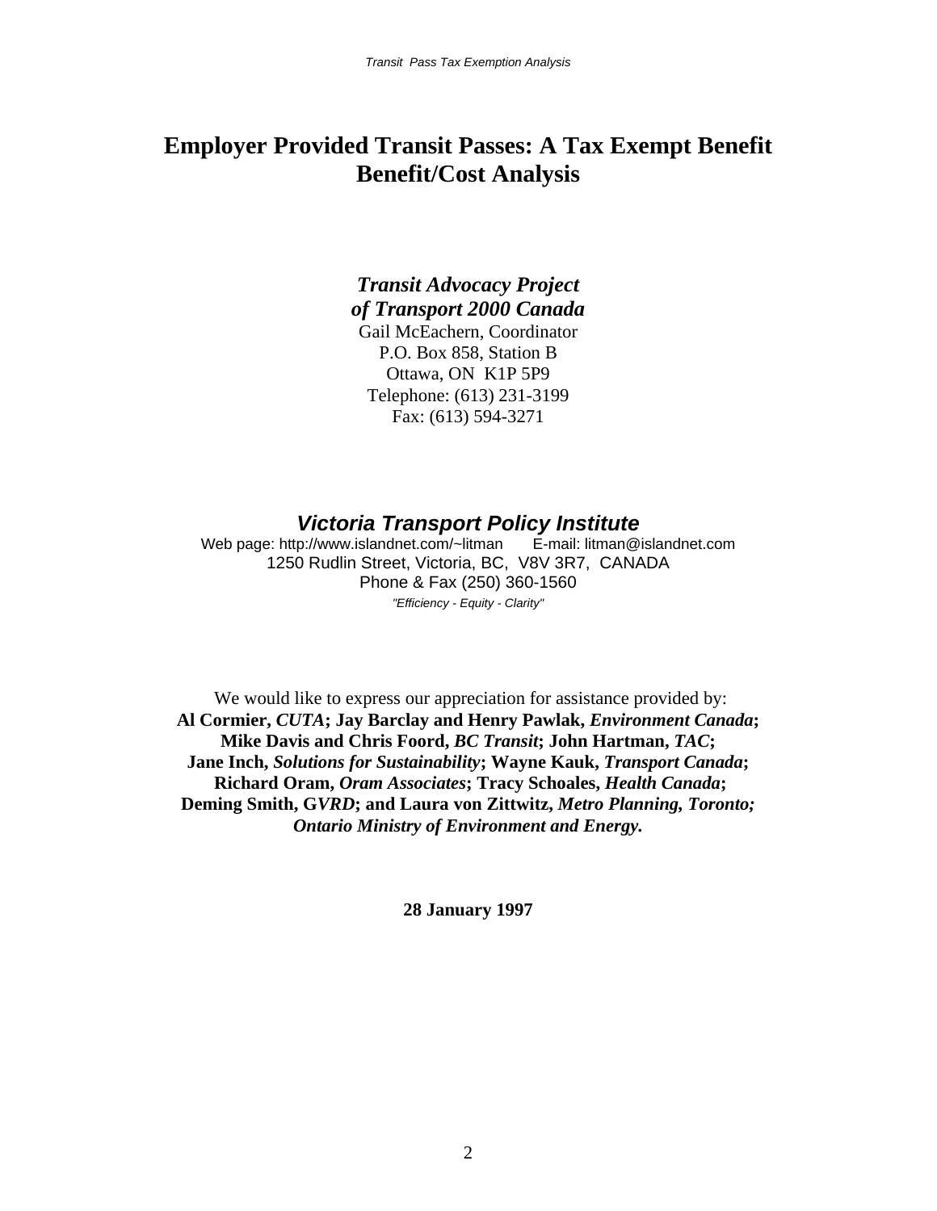# Employer Provided Transit Passes: A Tax Exempt Benefit Benefit/Cost Analysis

***Transit Advocacy Project of Transport 2000 Canada***
Gail McEachern, Coordinator
P.O. Box 858, Station B
Ottawa, ON K1P 5P9
Telephone: (613) 231-3199
Fax: (613) 594-3271

***Victoria Transport Policy Institute***
Web page: http://www.islandnet.com/~litman E-mail: litman@islandnet.com
1250 Rudlin Street, Victoria, BC, V8V 3R7, CANADA
Phone & Fax (250) 360-1560
*"Efficiency - Equity - Clarity"*

We would like to express our appreciation for assistance provided by:
**Al Cormier, *CUTA*; Jay Barclay and Henry Pawlak, *Environment Canada*; Mike Davis and Chris Foord, *BC Transit*; John Hartman, *TAC*; Jane Inch, *Solutions for Sustainability*; Wayne Kauk, *Transport Canada*; Richard Oram, *Oram Associates*; Tracy Schoales, *Health Canada*; Deming Smith, G*VRD*; and Laura von Zittwitz, *Metro Planning, Toronto; Ontario Ministry of Environment and Energy.***

**28 January 1997**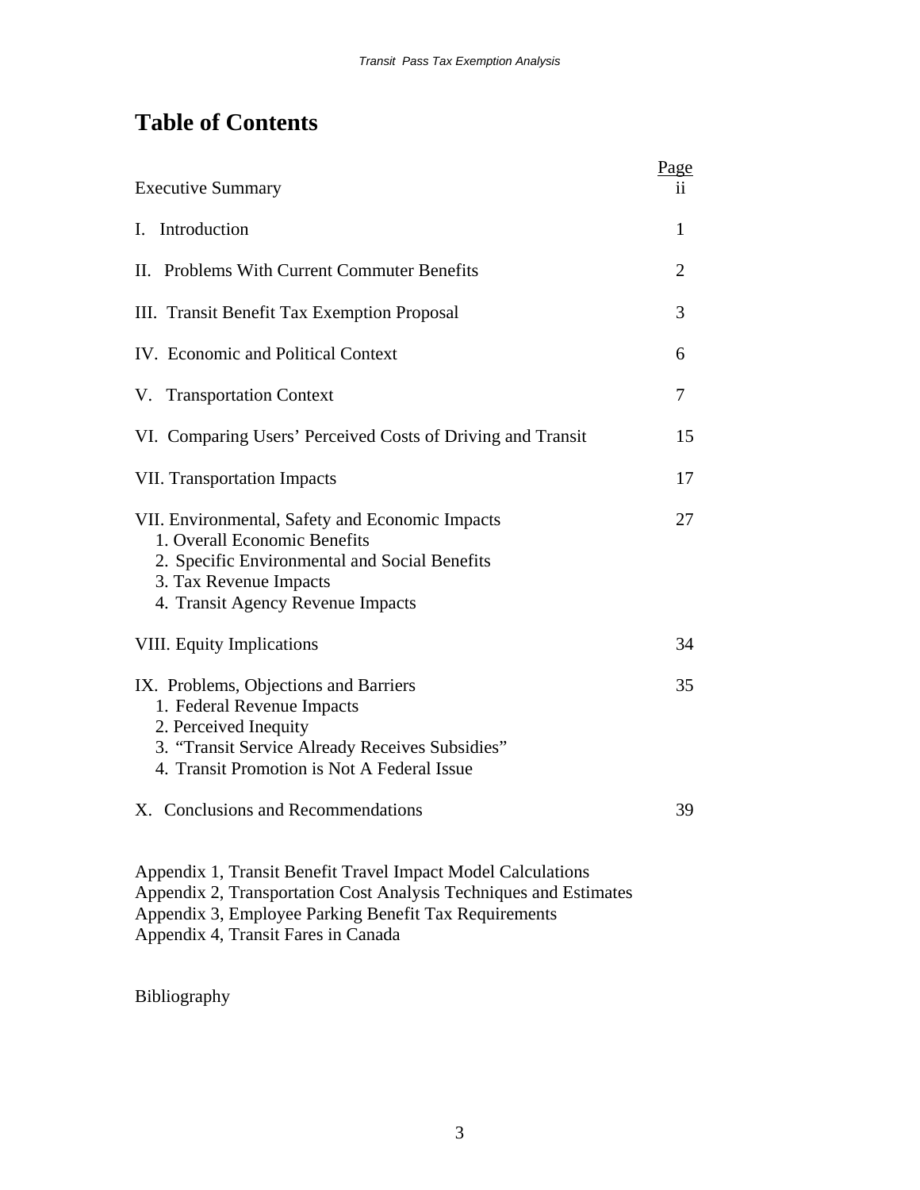# Table of Contents

| | Page |
|---|---|
| Executive Summary | ii |
| I. Introduction | 1 |
| II. Problems With Current Commuter Benefits | 2 |
| III. Transit Benefit Tax Exemption Proposal | 3 |
| IV. Economic and Political Context | 6 |
| V. Transportation Context | 7 |
| VI. Comparing Users' Perceived Costs of Driving and Transit | 15 |
| VII. Transportation Impacts | 17 |
| VII. Environmental, Safety and Economic Impacts<br>1. Overall Economic Benefits<br>2. Specific Environmental and Social Benefits<br>3. Tax Revenue Impacts<br>4. Transit Agency Revenue Impacts | 27 |
| VIII. Equity Implications | 34 |
| IX. Problems, Objections and Barriers<br>1. Federal Revenue Impacts<br>2. Perceived Inequity<br>3. "Transit Service Already Receives Subsidies"<br>4. Transit Promotion is Not A Federal Issue | 35 |
| X. Conclusions and Recommendations | 39 |

Appendix 1, Transit Benefit Travel Impact Model Calculations
Appendix 2, Transportation Cost Analysis Techniques and Estimates
Appendix 3, Employee Parking Benefit Tax Requirements
Appendix 4, Transit Fares in Canada

Bibliography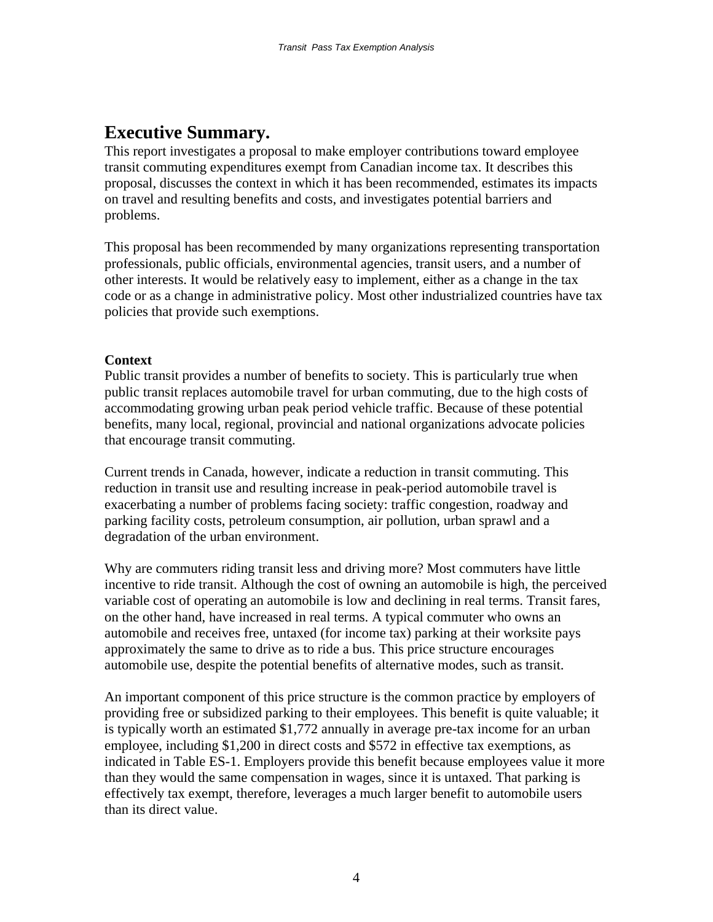# Executive Summary.

This report investigates a proposal to make employer contributions toward employee transit commuting expenditures exempt from Canadian income tax. It describes this proposal, discusses the context in which it has been recommended, estimates its impacts on travel and resulting benefits and costs, and investigates potential barriers and problems.

This proposal has been recommended by many organizations representing transportation professionals, public officials, environmental agencies, transit users, and a number of other interests. It would be relatively easy to implement, either as a change in the tax code or as a change in administrative policy. Most other industrialized countries have tax policies that provide such exemptions.

**Context**

Public transit provides a number of benefits to society. This is particularly true when public transit replaces automobile travel for urban commuting, due to the high costs of accommodating growing urban peak period vehicle traffic. Because of these potential benefits, many local, regional, provincial and national organizations advocate policies that encourage transit commuting.

Current trends in Canada, however, indicate a reduction in transit commuting. This reduction in transit use and resulting increase in peak-period automobile travel is exacerbating a number of problems facing society: traffic congestion, roadway and parking facility costs, petroleum consumption, air pollution, urban sprawl and a degradation of the urban environment.

Why are commuters riding transit less and driving more? Most commuters have little incentive to ride transit. Although the cost of owning an automobile is high, the perceived variable cost of operating an automobile is low and declining in real terms. Transit fares, on the other hand, have increased in real terms. A typical commuter who owns an automobile and receives free, untaxed (for income tax) parking at their worksite pays approximately the same to drive as to ride a bus. This price structure encourages automobile use, despite the potential benefits of alternative modes, such as transit.

An important component of this price structure is the common practice by employers of providing free or subsidized parking to their employees. This benefit is quite valuable; it is typically worth an estimated $1,772 annually in average pre-tax income for an urban employee, including $1,200 in direct costs and $572 in effective tax exemptions, as indicated in Table ES-1. Employers provide this benefit because employees value it more than they would the same compensation in wages, since it is untaxed. That parking is effectively tax exempt, therefore, leverages a much larger benefit to automobile users than its direct value.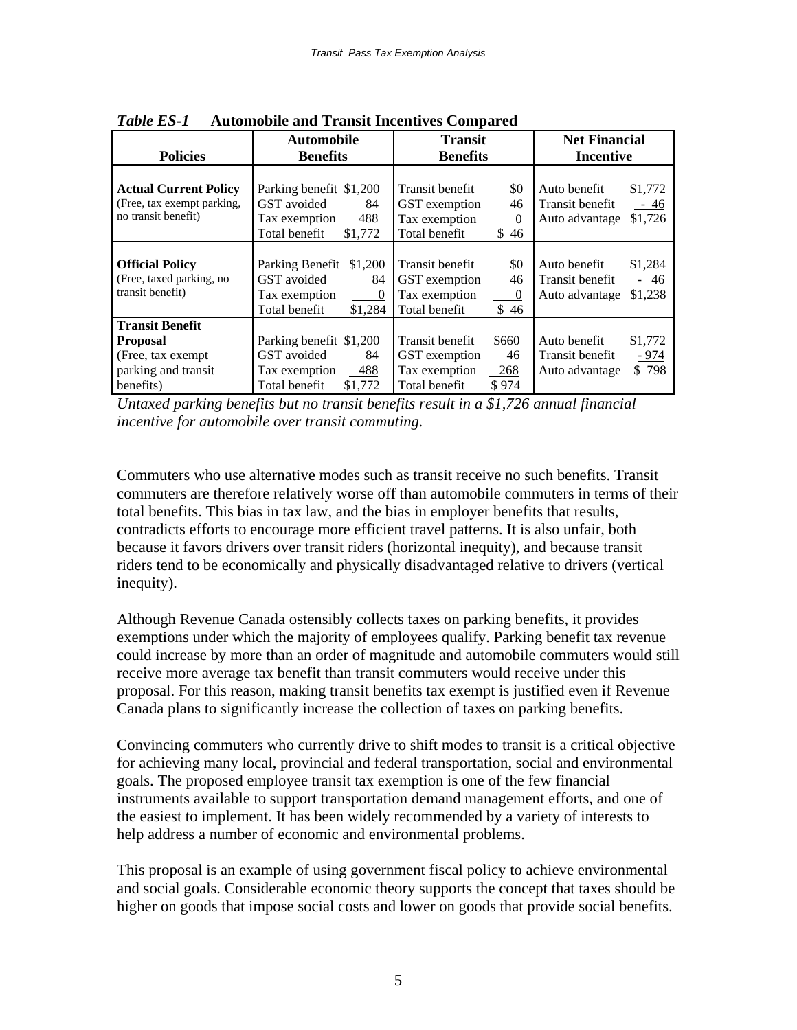*Table ES-1* **Automobile and Transit Incentives Compared**

| Policies | Automobile Benefits | | Transit Benefits | | Net Financial Incentive | |
|---|---|---|---|---|---|---|
| **Actual Current Policy** (Free, tax exempt parking, no transit benefit) | Parking benefit | $1,200 | Transit benefit | $0 | Auto benefit | $1,772 |
| | GST avoided | 84 | GST exemption | 46 | Transit benefit | - 46 |
| | Tax exemption | 488 | Tax exemption | 0 | Auto advantage | $1,726 |
| | Total benefit | $1,772 | Total benefit | $ 46 | | |
| **Official Policy** (Free, taxed parking, no transit benefit) | Parking Benefit | $1,200 | Transit benefit | $0 | Auto benefit | $1,284 |
| | GST avoided | 84 | GST exemption | 46 | Transit benefit | - 46 |
| | Tax exemption | 0 | Tax exemption | 0 | Auto advantage | $1,238 |
| | Total benefit | $1,284 | Total benefit | $ 46 | | |
| **Transit Benefit Proposal** (Free, tax exempt parking and transit benefits) | Parking benefit | $1,200 | Transit benefit | $660 | Auto benefit | $1,772 |
| | GST avoided | 84 | GST exemption | 46 | Transit benefit | - 974 |
| | Tax exemption | 488 | Tax exemption | 268 | Auto advantage | $ 798 |
| | Total benefit | $1,772 | Total benefit | $ 974 | | |

*Untaxed parking benefits but no transit benefits result in a $1,726 annual financial incentive for automobile over transit commuting.*

Commuters who use alternative modes such as transit receive no such benefits. Transit commuters are therefore relatively worse off than automobile commuters in terms of their total benefits. This bias in tax law, and the bias in employer benefits that results, contradicts efforts to encourage more efficient travel patterns. It is also unfair, both because it favors drivers over transit riders (horizontal inequity), and because transit riders tend to be economically and physically disadvantaged relative to drivers (vertical inequity).

Although Revenue Canada ostensibly collects taxes on parking benefits, it provides exemptions under which the majority of employees qualify. Parking benefit tax revenue could increase by more than an order of magnitude and automobile commuters would still receive more average tax benefit than transit commuters would receive under this proposal. For this reason, making transit benefits tax exempt is justified even if Revenue Canada plans to significantly increase the collection of taxes on parking benefits.

Convincing commuters who currently drive to shift modes to transit is a critical objective for achieving many local, provincial and federal transportation, social and environmental goals. The proposed employee transit tax exemption is one of the few financial instruments available to support transportation demand management efforts, and one of the easiest to implement. It has been widely recommended by a variety of interests to help address a number of economic and environmental problems.

This proposal is an example of using government fiscal policy to achieve environmental and social goals. Considerable economic theory supports the concept that taxes should be higher on goods that impose social costs and lower on goods that provide social benefits.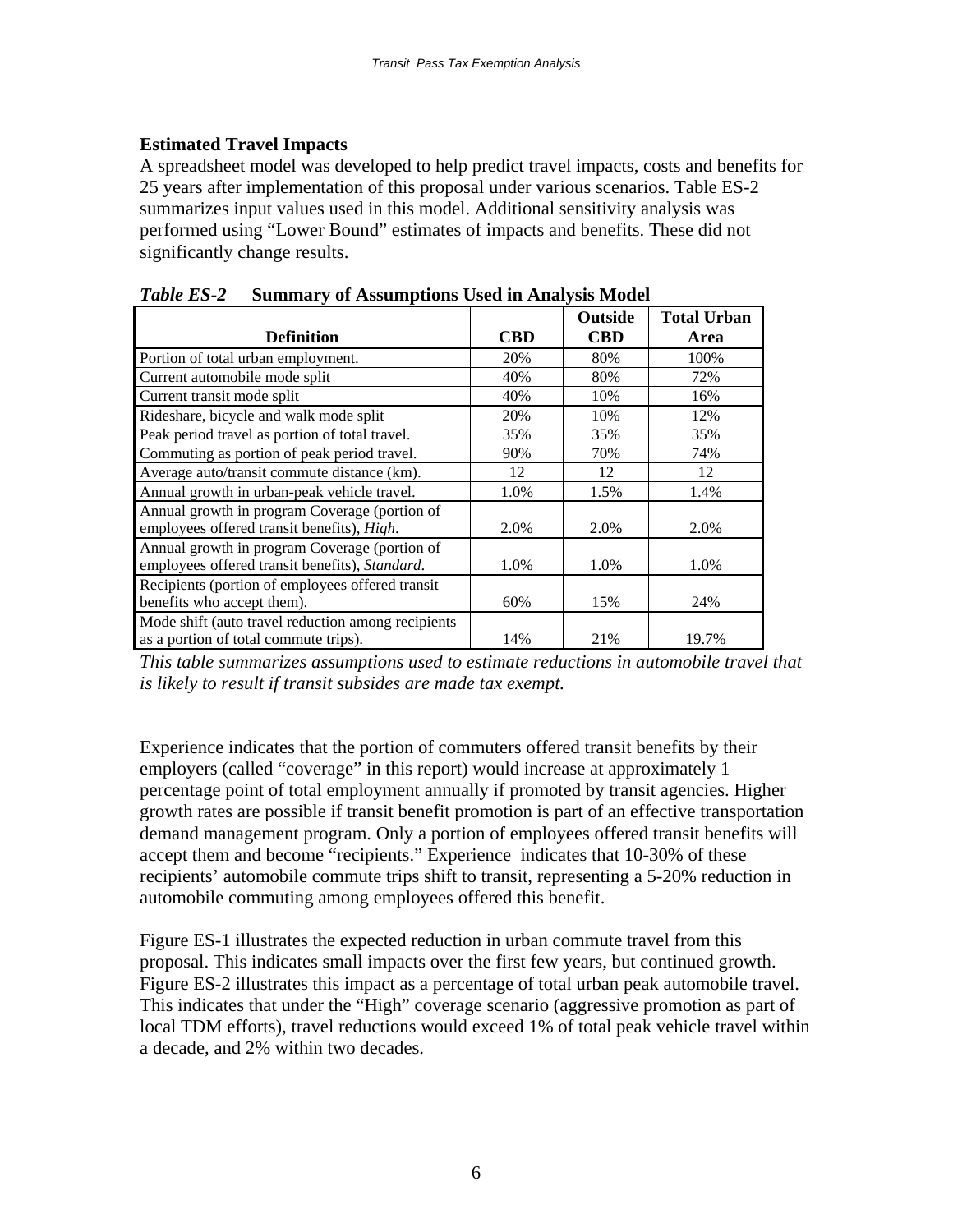### Estimated Travel Impacts

A spreadsheet model was developed to help predict travel impacts, costs and benefits for 25 years after implementation of this proposal under various scenarios. Table ES-2 summarizes input values used in this model. Additional sensitivity analysis was performed using "Lower Bound" estimates of impacts and benefits. These did not significantly change results.

***Table ES-2*** **Summary of Assumptions Used in Analysis Model**

| Definition | CBD | Outside CBD | Total Urban Area |
|---|---|---|---|
| Portion of total urban employment. | 20% | 80% | 100% |
| Current automobile mode split | 40% | 80% | 72% |
| Current transit mode split | 40% | 10% | 16% |
| Rideshare, bicycle and walk mode split | 20% | 10% | 12% |
| Peak period travel as portion of total travel. | 35% | 35% | 35% |
| Commuting as portion of peak period travel. | 90% | 70% | 74% |
| Average auto/transit commute distance (km). | 12 | 12 | 12 |
| Annual growth in urban-peak vehicle travel. | 1.0% | 1.5% | 1.4% |
| Annual growth in program Coverage (portion of employees offered transit benefits), *High*. | 2.0% | 2.0% | 2.0% |
| Annual growth in program Coverage (portion of employees offered transit benefits), *Standard*. | 1.0% | 1.0% | 1.0% |
| Recipients (portion of employees offered transit benefits who accept them). | 60% | 15% | 24% |
| Mode shift (auto travel reduction among recipients as a portion of total commute trips). | 14% | 21% | 19.7% |

*This table summarizes assumptions used to estimate reductions in automobile travel that is likely to result if transit subsides are made tax exempt.*

Experience indicates that the portion of commuters offered transit benefits by their employers (called "coverage" in this report) would increase at approximately 1 percentage point of total employment annually if promoted by transit agencies. Higher growth rates are possible if transit benefit promotion is part of an effective transportation demand management program. Only a portion of employees offered transit benefits will accept them and become "recipients." Experience indicates that 10-30% of these recipients' automobile commute trips shift to transit, representing a 5-20% reduction in automobile commuting among employees offered this benefit.

Figure ES-1 illustrates the expected reduction in urban commute travel from this proposal. This indicates small impacts over the first few years, but continued growth. Figure ES-2 illustrates this impact as a percentage of total urban peak automobile travel. This indicates that under the "High" coverage scenario (aggressive promotion as part of local TDM efforts), travel reductions would exceed 1% of total peak vehicle travel within a decade, and 2% within two decades.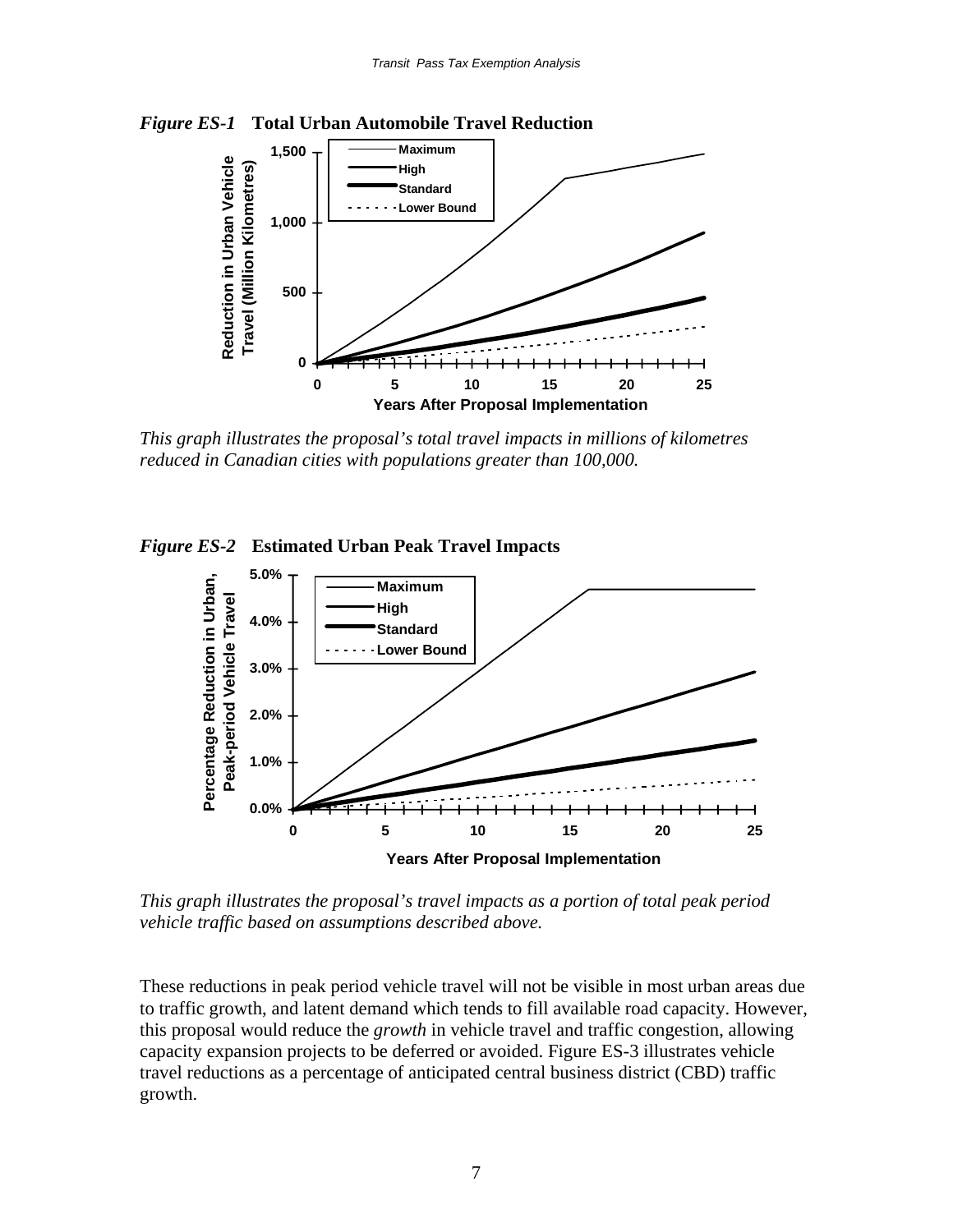*Figure ES-1* **Total Urban Automobile Travel Reduction**

*This graph illustrates the proposal's total travel impacts in millions of kilometres reduced in Canadian cities with populations greater than 100,000.*

*Figure ES-2* **Estimated Urban Peak Travel Impacts**

*This graph illustrates the proposal's travel impacts as a portion of total peak period vehicle traffic based on assumptions described above.*

These reductions in peak period vehicle travel will not be visible in most urban areas due to traffic growth, and latent demand which tends to fill available road capacity. However, this proposal would reduce the *growth* in vehicle travel and traffic congestion, allowing capacity expansion projects to be deferred or avoided. Figure ES-3 illustrates vehicle travel reductions as a percentage of anticipated central business district (CBD) traffic growth.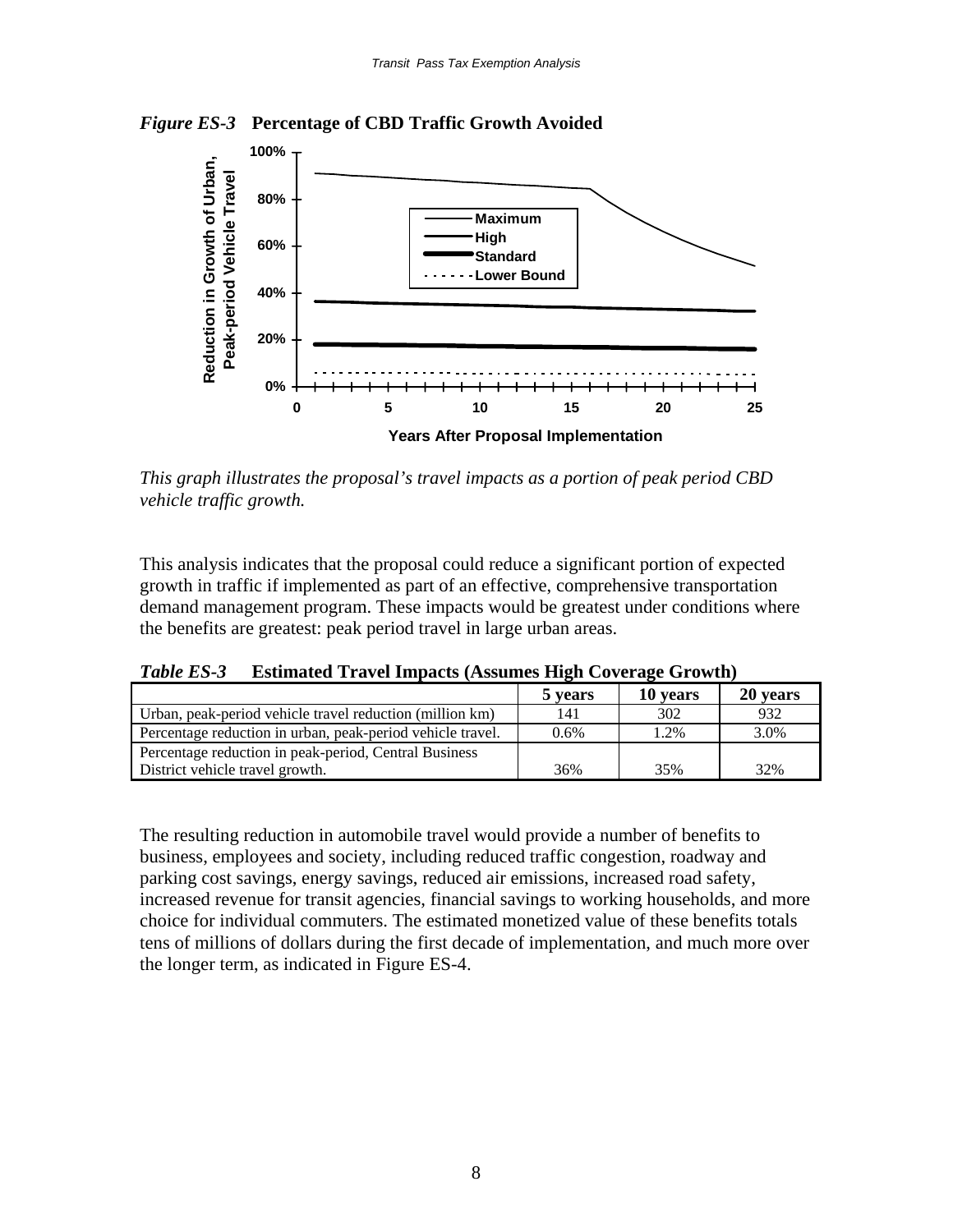*Figure ES-3* **Percentage of CBD Traffic Growth Avoided**

*This graph illustrates the proposal's travel impacts as a portion of peak period CBD vehicle traffic growth.*

This analysis indicates that the proposal could reduce a significant portion of expected growth in traffic if implemented as part of an effective, comprehensive transportation demand management program. These impacts would be greatest under conditions where the benefits are greatest: peak period travel in large urban areas.

*Table ES-3* **Estimated Travel Impacts (Assumes High Coverage Growth)**

| | 5 years | 10 years | 20 years |
|---|---|---|---|
| Urban, peak-period vehicle travel reduction (million km) | 141 | 302 | 932 |
| Percentage reduction in urban, peak-period vehicle travel. | 0.6% | 1.2% | 3.0% |
| Percentage reduction in peak-period, Central Business District vehicle travel growth. | 36% | 35% | 32% |

The resulting reduction in automobile travel would provide a number of benefits to business, employees and society, including reduced traffic congestion, roadway and parking cost savings, energy savings, reduced air emissions, increased road safety, increased revenue for transit agencies, financial savings to working households, and more choice for individual commuters. The estimated monetized value of these benefits totals tens of millions of dollars during the first decade of implementation, and much more over the longer term, as indicated in Figure ES-4.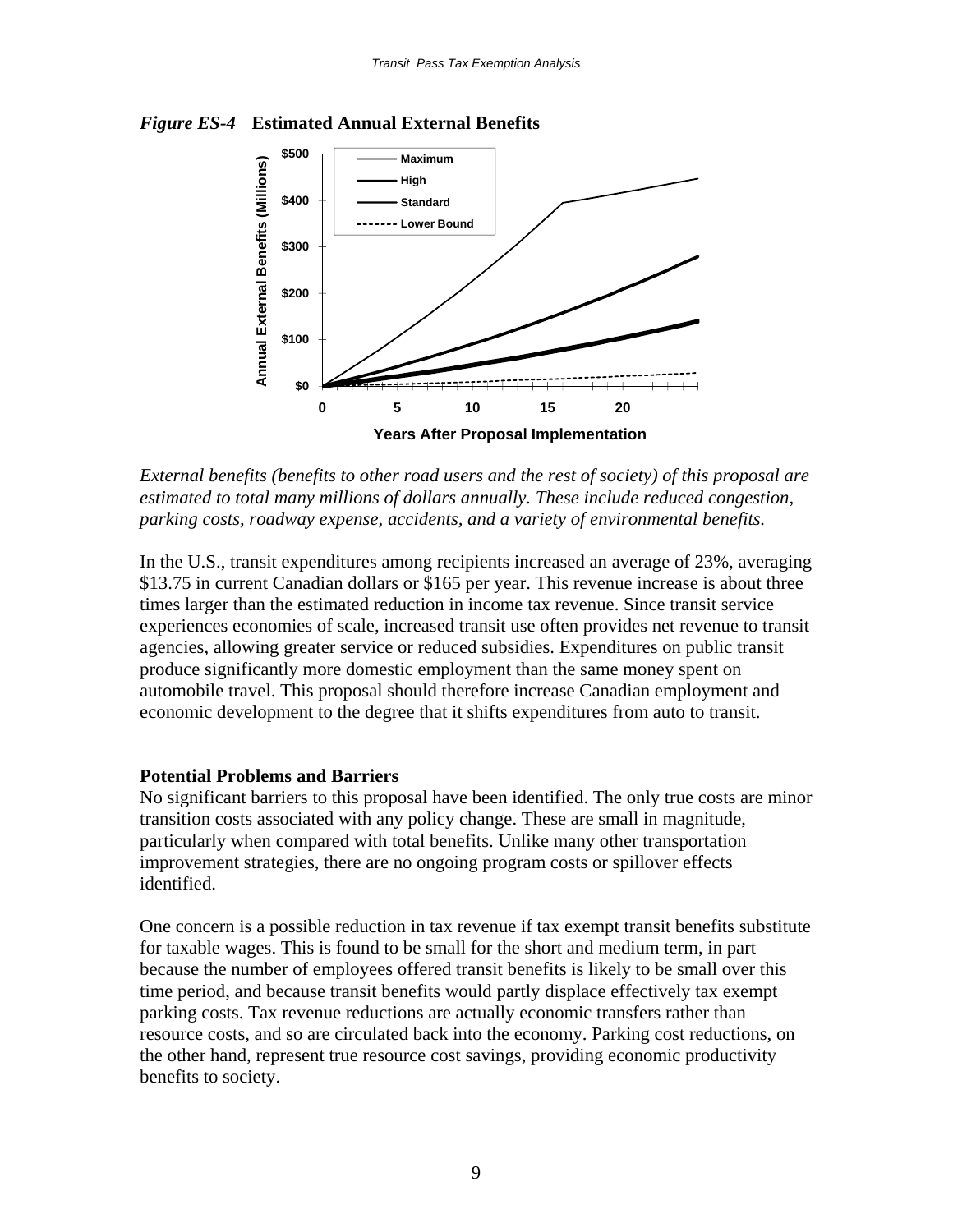*Figure ES-4* **Estimated Annual External Benefits**

*External benefits (benefits to other road users and the rest of society) of this proposal are estimated to total many millions of dollars annually. These include reduced congestion, parking costs, roadway expense, accidents, and a variety of environmental benefits.*

In the U.S., transit expenditures among recipients increased an average of 23%, averaging $13.75 in current Canadian dollars or $165 per year. This revenue increase is about three times larger than the estimated reduction in income tax revenue. Since transit service experiences economies of scale, increased transit use often provides net revenue to transit agencies, allowing greater service or reduced subsidies. Expenditures on public transit produce significantly more domestic employment than the same money spent on automobile travel. This proposal should therefore increase Canadian employment and economic development to the degree that it shifts expenditures from auto to transit.

**Potential Problems and Barriers**

No significant barriers to this proposal have been identified. The only true costs are minor transition costs associated with any policy change. These are small in magnitude, particularly when compared with total benefits. Unlike many other transportation improvement strategies, there are no ongoing program costs or spillover effects identified.

One concern is a possible reduction in tax revenue if tax exempt transit benefits substitute for taxable wages. This is found to be small for the short and medium term, in part because the number of employees offered transit benefits is likely to be small over this time period, and because transit benefits would partly displace effectively tax exempt parking costs. Tax revenue reductions are actually economic transfers rather than resource costs, and so are circulated back into the economy. Parking cost reductions, on the other hand, represent true resource cost savings, providing economic productivity benefits to society.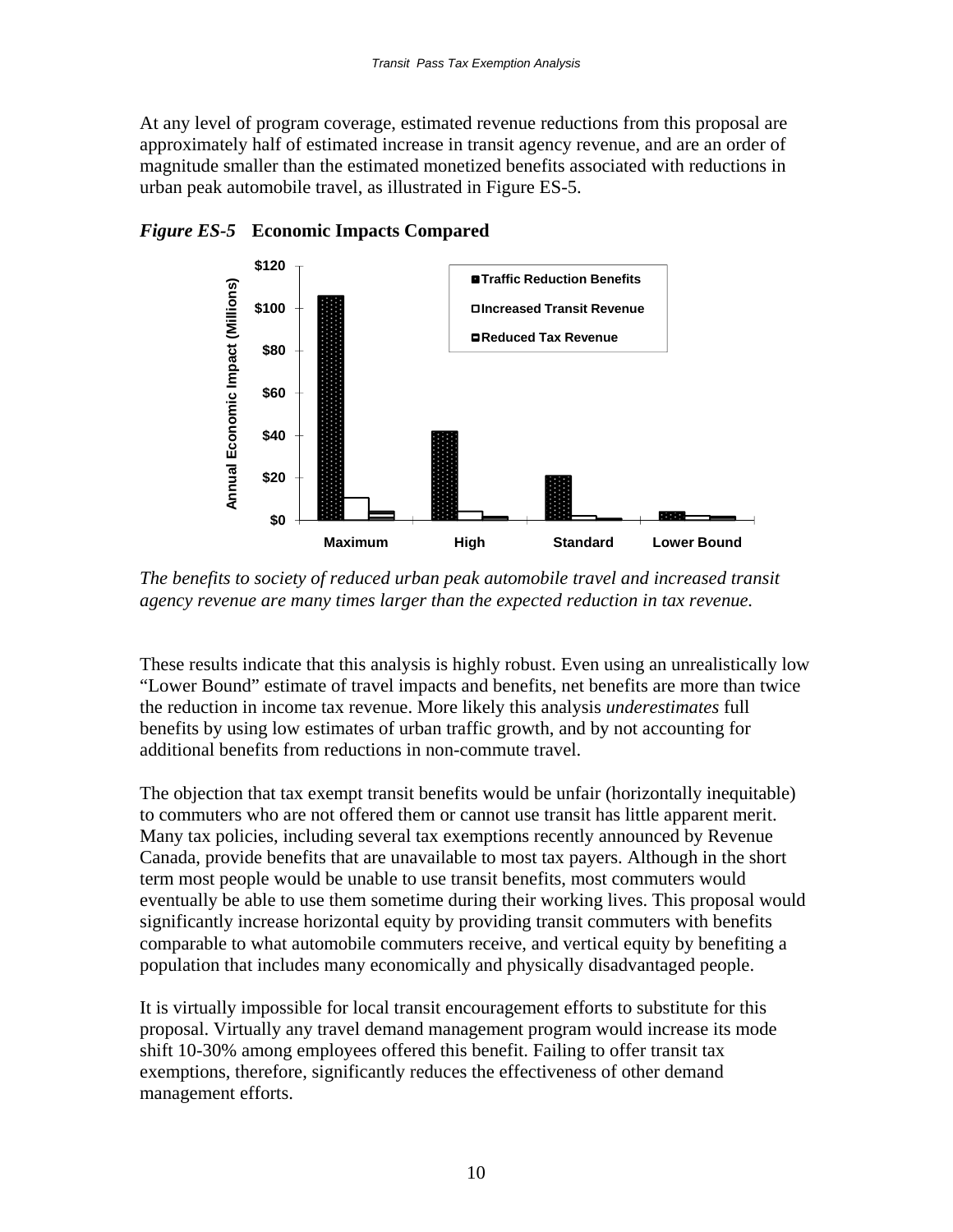At any level of program coverage, estimated revenue reductions from this proposal are approximately half of estimated increase in transit agency revenue, and are an order of magnitude smaller than the estimated monetized benefits associated with reductions in urban peak automobile travel, as illustrated in Figure ES-5.

***Figure ES-5*** **Economic Impacts Compared**

*The benefits to society of reduced urban peak automobile travel and increased transit agency revenue are many times larger than the expected reduction in tax revenue.*

These results indicate that this analysis is highly robust. Even using an unrealistically low "Lower Bound" estimate of travel impacts and benefits, net benefits are more than twice the reduction in income tax revenue. More likely this analysis *underestimates* full benefits by using low estimates of urban traffic growth, and by not accounting for additional benefits from reductions in non-commute travel.

The objection that tax exempt transit benefits would be unfair (horizontally inequitable) to commuters who are not offered them or cannot use transit has little apparent merit. Many tax policies, including several tax exemptions recently announced by Revenue Canada, provide benefits that are unavailable to most tax payers. Although in the short term most people would be unable to use transit benefits, most commuters would eventually be able to use them sometime during their working lives. This proposal would significantly increase horizontal equity by providing transit commuters with benefits comparable to what automobile commuters receive, and vertical equity by benefiting a population that includes many economically and physically disadvantaged people.

It is virtually impossible for local transit encouragement efforts to substitute for this proposal. Virtually any travel demand management program would increase its mode shift 10-30% among employees offered this benefit. Failing to offer transit tax exemptions, therefore, significantly reduces the effectiveness of other demand management efforts.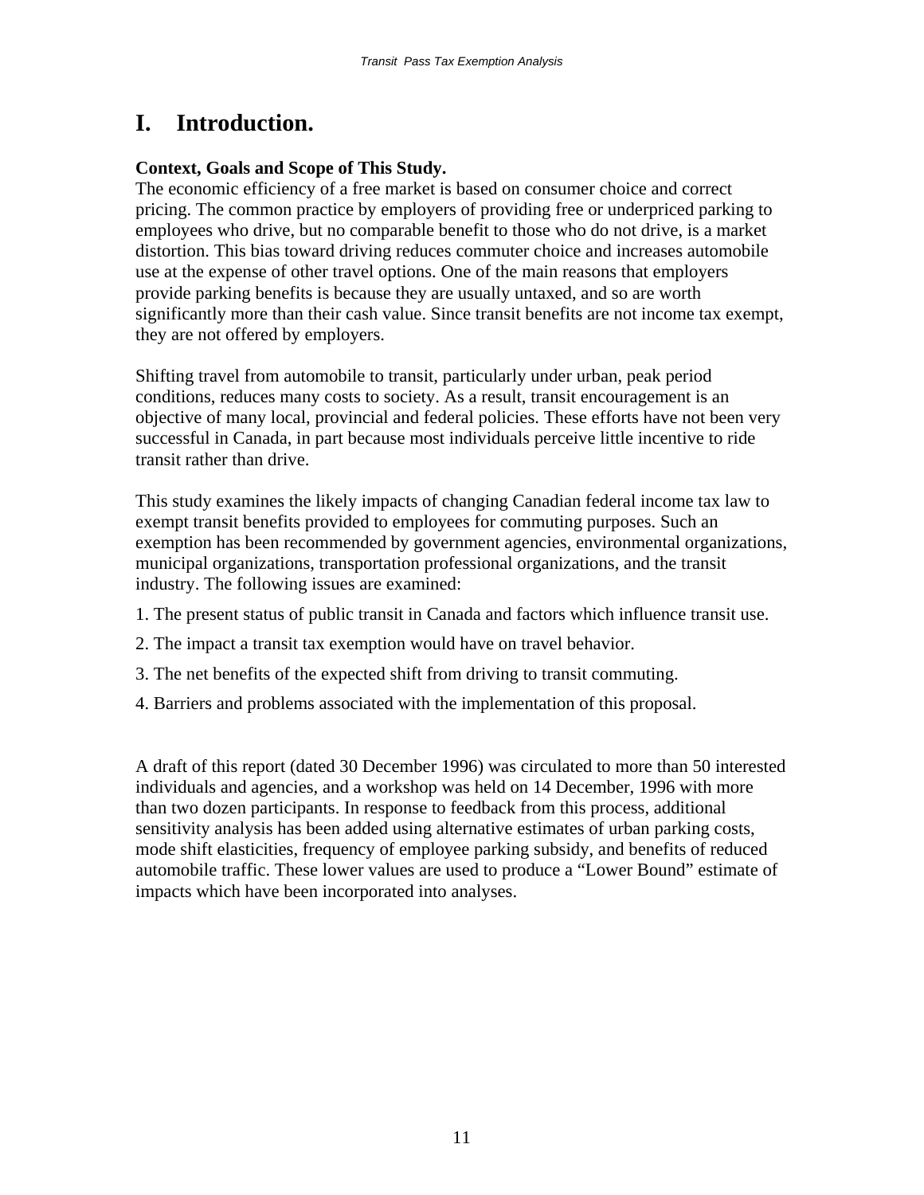# I. Introduction.

**Context, Goals and Scope of This Study.**

The economic efficiency of a free market is based on consumer choice and correct pricing. The common practice by employers of providing free or underpriced parking to employees who drive, but no comparable benefit to those who do not drive, is a market distortion. This bias toward driving reduces commuter choice and increases automobile use at the expense of other travel options. One of the main reasons that employers provide parking benefits is because they are usually untaxed, and so are worth significantly more than their cash value. Since transit benefits are not income tax exempt, they are not offered by employers.

Shifting travel from automobile to transit, particularly under urban, peak period conditions, reduces many costs to society. As a result, transit encouragement is an objective of many local, provincial and federal policies. These efforts have not been very successful in Canada, in part because most individuals perceive little incentive to ride transit rather than drive.

This study examines the likely impacts of changing Canadian federal income tax law to exempt transit benefits provided to employees for commuting purposes. Such an exemption has been recommended by government agencies, environmental organizations, municipal organizations, transportation professional organizations, and the transit industry. The following issues are examined:

1. The present status of public transit in Canada and factors which influence transit use.
2. The impact a transit tax exemption would have on travel behavior.
3. The net benefits of the expected shift from driving to transit commuting.
4. Barriers and problems associated with the implementation of this proposal.

A draft of this report (dated 30 December 1996) was circulated to more than 50 interested individuals and agencies, and a workshop was held on 14 December, 1996 with more than two dozen participants. In response to feedback from this process, additional sensitivity analysis has been added using alternative estimates of urban parking costs, mode shift elasticities, frequency of employee parking subsidy, and benefits of reduced automobile traffic. These lower values are used to produce a "Lower Bound" estimate of impacts which have been incorporated into analyses.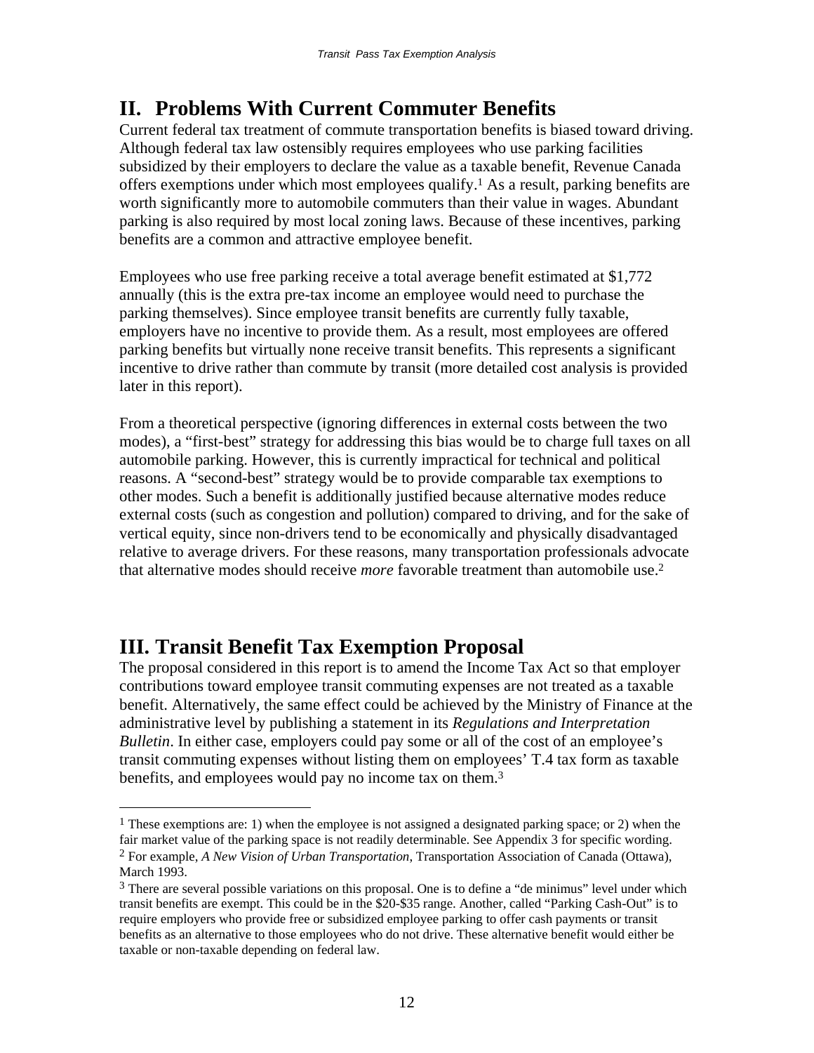## II. Problems With Current Commuter Benefits

Current federal tax treatment of commute transportation benefits is biased toward driving. Although federal tax law ostensibly requires employees who use parking facilities subsidized by their employers to declare the value as a taxable benefit, Revenue Canada offers exemptions under which most employees qualify.[1] As a result, parking benefits are worth significantly more to automobile commuters than their value in wages. Abundant parking is also required by most local zoning laws. Because of these incentives, parking benefits are a common and attractive employee benefit.

Employees who use free parking receive a total average benefit estimated at $1,772 annually (this is the extra pre-tax income an employee would need to purchase the parking themselves). Since employee transit benefits are currently fully taxable, employers have no incentive to provide them. As a result, most employees are offered parking benefits but virtually none receive transit benefits. This represents a significant incentive to drive rather than commute by transit (more detailed cost analysis is provided later in this report).

From a theoretical perspective (ignoring differences in external costs between the two modes), a "first-best" strategy for addressing this bias would be to charge full taxes on all automobile parking. However, this is currently impractical for technical and political reasons. A "second-best" strategy would be to provide comparable tax exemptions to other modes. Such a benefit is additionally justified because alternative modes reduce external costs (such as congestion and pollution) compared to driving, and for the sake of vertical equity, since non-drivers tend to be economically and physically disadvantaged relative to average drivers. For these reasons, many transportation professionals advocate that alternative modes should receive *more* favorable treatment than automobile use.[2]

## III. Transit Benefit Tax Exemption Proposal

The proposal considered in this report is to amend the Income Tax Act so that employer contributions toward employee transit commuting expenses are not treated as a taxable benefit. Alternatively, the same effect could be achieved by the Ministry of Finance at the administrative level by publishing a statement in its *Regulations and Interpretation Bulletin*. In either case, employers could pay some or all of the cost of an employee's transit commuting expenses without listing them on employees' T.4 tax form as taxable benefits, and employees would pay no income tax on them.[3]

---

[1] These exemptions are: 1) when the employee is not assigned a designated parking space; or 2) when the fair market value of the parking space is not readily determinable. See Appendix 3 for specific wording.

[2] For example, *A New Vision of Urban Transportation*, Transportation Association of Canada (Ottawa), March 1993.

[3] There are several possible variations on this proposal. One is to define a "de minimus" level under which transit benefits are exempt. This could be in the $20-$35 range. Another, called "Parking Cash-Out" is to require employers who provide free or subsidized employee parking to offer cash payments or transit benefits as an alternative to those employees who do not drive. These alternative benefit would either be taxable or non-taxable depending on federal law.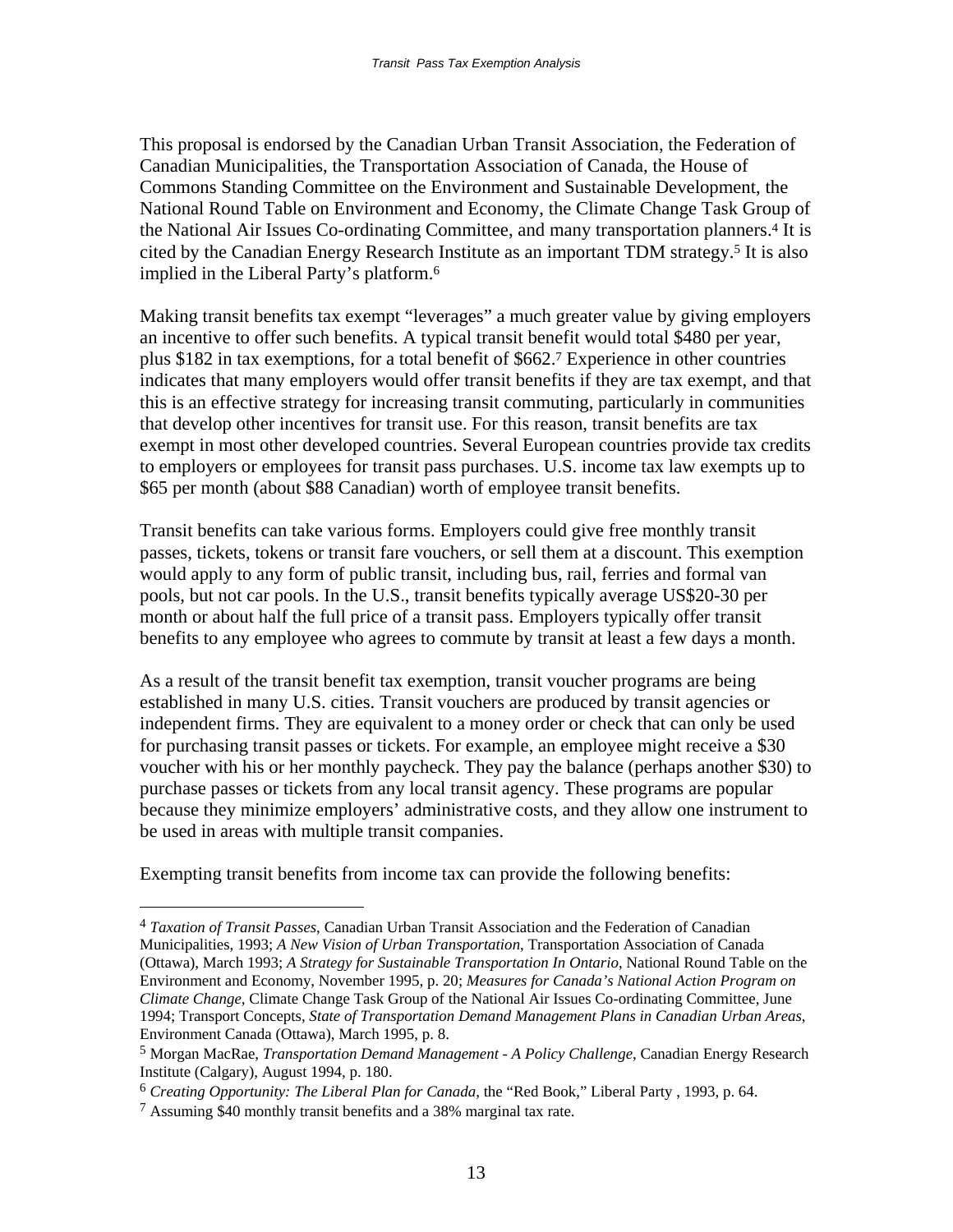This proposal is endorsed by the Canadian Urban Transit Association, the Federation of Canadian Municipalities, the Transportation Association of Canada, the House of Commons Standing Committee on the Environment and Sustainable Development, the National Round Table on Environment and Economy, the Climate Change Task Group of the National Air Issues Co-ordinating Committee, and many transportation planners.[4] It is cited by the Canadian Energy Research Institute as an important TDM strategy.[5] It is also implied in the Liberal Party's platform.[6]

Making transit benefits tax exempt "leverages" a much greater value by giving employers an incentive to offer such benefits. A typical transit benefit would total $480 per year, plus $182 in tax exemptions, for a total benefit of $662.[7] Experience in other countries indicates that many employers would offer transit benefits if they are tax exempt, and that this is an effective strategy for increasing transit commuting, particularly in communities that develop other incentives for transit use. For this reason, transit benefits are tax exempt in most other developed countries. Several European countries provide tax credits to employers or employees for transit pass purchases. U.S. income tax law exempts up to $65 per month (about $88 Canadian) worth of employee transit benefits.

Transit benefits can take various forms. Employers could give free monthly transit passes, tickets, tokens or transit fare vouchers, or sell them at a discount. This exemption would apply to any form of public transit, including bus, rail, ferries and formal van pools, but not car pools. In the U.S., transit benefits typically average US$20-30 per month or about half the full price of a transit pass. Employers typically offer transit benefits to any employee who agrees to commute by transit at least a few days a month.

As a result of the transit benefit tax exemption, transit voucher programs are being established in many U.S. cities. Transit vouchers are produced by transit agencies or independent firms. They are equivalent to a money order or check that can only be used for purchasing transit passes or tickets. For example, an employee might receive a $30 voucher with his or her monthly paycheck. They pay the balance (perhaps another $30) to purchase passes or tickets from any local transit agency. These programs are popular because they minimize employers' administrative costs, and they allow one instrument to be used in areas with multiple transit companies.

Exempting transit benefits from income tax can provide the following benefits:

---

[4] *Taxation of Transit Passes*, Canadian Urban Transit Association and the Federation of Canadian Municipalities, 1993; *A New Vision of Urban Transportation*, Transportation Association of Canada (Ottawa), March 1993; *A Strategy for Sustainable Transportation In Ontario*, National Round Table on the Environment and Economy, November 1995, p. 20; *Measures for Canada's National Action Program on Climate Change*, Climate Change Task Group of the National Air Issues Co-ordinating Committee, June 1994; Transport Concepts, *State of Transportation Demand Management Plans in Canadian Urban Areas*, Environment Canada (Ottawa), March 1995, p. 8.

[5] Morgan MacRae, *Transportation Demand Management - A Policy Challenge*, Canadian Energy Research Institute (Calgary), August 1994, p. 180.

[6] *Creating Opportunity: The Liberal Plan for Canada*, the "Red Book," Liberal Party , 1993, p. 64.

[7] Assuming $40 monthly transit benefits and a 38% marginal tax rate.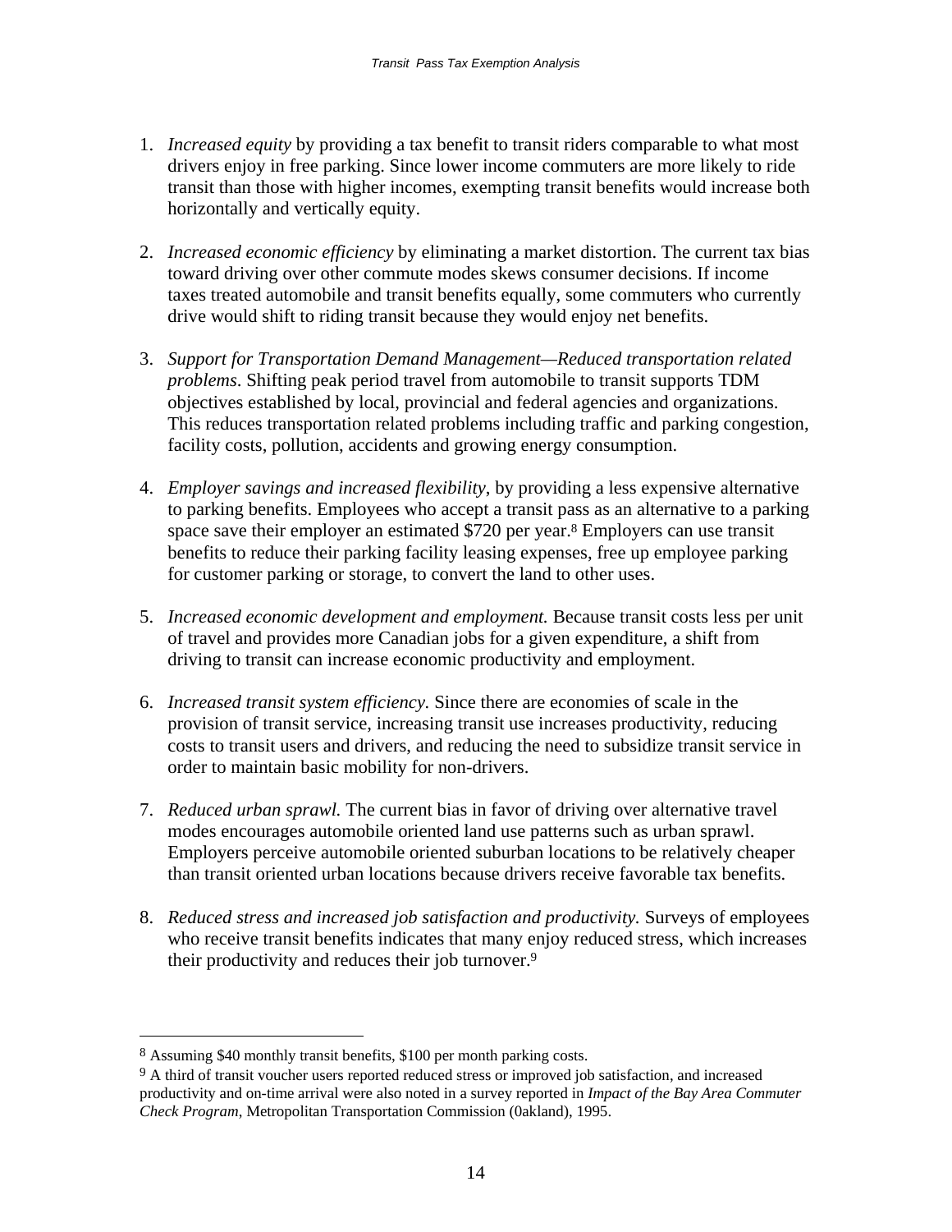1. *Increased equity* by providing a tax benefit to transit riders comparable to what most drivers enjoy in free parking. Since lower income commuters are more likely to ride transit than those with higher incomes, exempting transit benefits would increase both horizontally and vertically equity.

2. *Increased economic efficiency* by eliminating a market distortion. The current tax bias toward driving over other commute modes skews consumer decisions. If income taxes treated automobile and transit benefits equally, some commuters who currently drive would shift to riding transit because they would enjoy net benefits.

3. *Support for Transportation Demand Management—Reduced transportation related problems*. Shifting peak period travel from automobile to transit supports TDM objectives established by local, provincial and federal agencies and organizations. This reduces transportation related problems including traffic and parking congestion, facility costs, pollution, accidents and growing energy consumption.

4. *Employer savings and increased flexibility*, by providing a less expensive alternative to parking benefits. Employees who accept a transit pass as an alternative to a parking space save their employer an estimated $720 per year.[8] Employers can use transit benefits to reduce their parking facility leasing expenses, free up employee parking for customer parking or storage, to convert the land to other uses.

5. *Increased economic development and employment.* Because transit costs less per unit of travel and provides more Canadian jobs for a given expenditure, a shift from driving to transit can increase economic productivity and employment.

6. *Increased transit system efficiency.* Since there are economies of scale in the provision of transit service, increasing transit use increases productivity, reducing costs to transit users and drivers, and reducing the need to subsidize transit service in order to maintain basic mobility for non-drivers.

7. *Reduced urban sprawl.* The current bias in favor of driving over alternative travel modes encourages automobile oriented land use patterns such as urban sprawl. Employers perceive automobile oriented suburban locations to be relatively cheaper than transit oriented urban locations because drivers receive favorable tax benefits.

8. *Reduced stress and increased job satisfaction and productivity.* Surveys of employees who receive transit benefits indicates that many enjoy reduced stress, which increases their productivity and reduces their job turnover.[9]

---

[8] Assuming $40 monthly transit benefits, $100 per month parking costs.

[9] A third of transit voucher users reported reduced stress or improved job satisfaction, and increased productivity and on-time arrival were also noted in a survey reported in *Impact of the Bay Area Commuter Check Program*, Metropolitan Transportation Commission (0akland), 1995.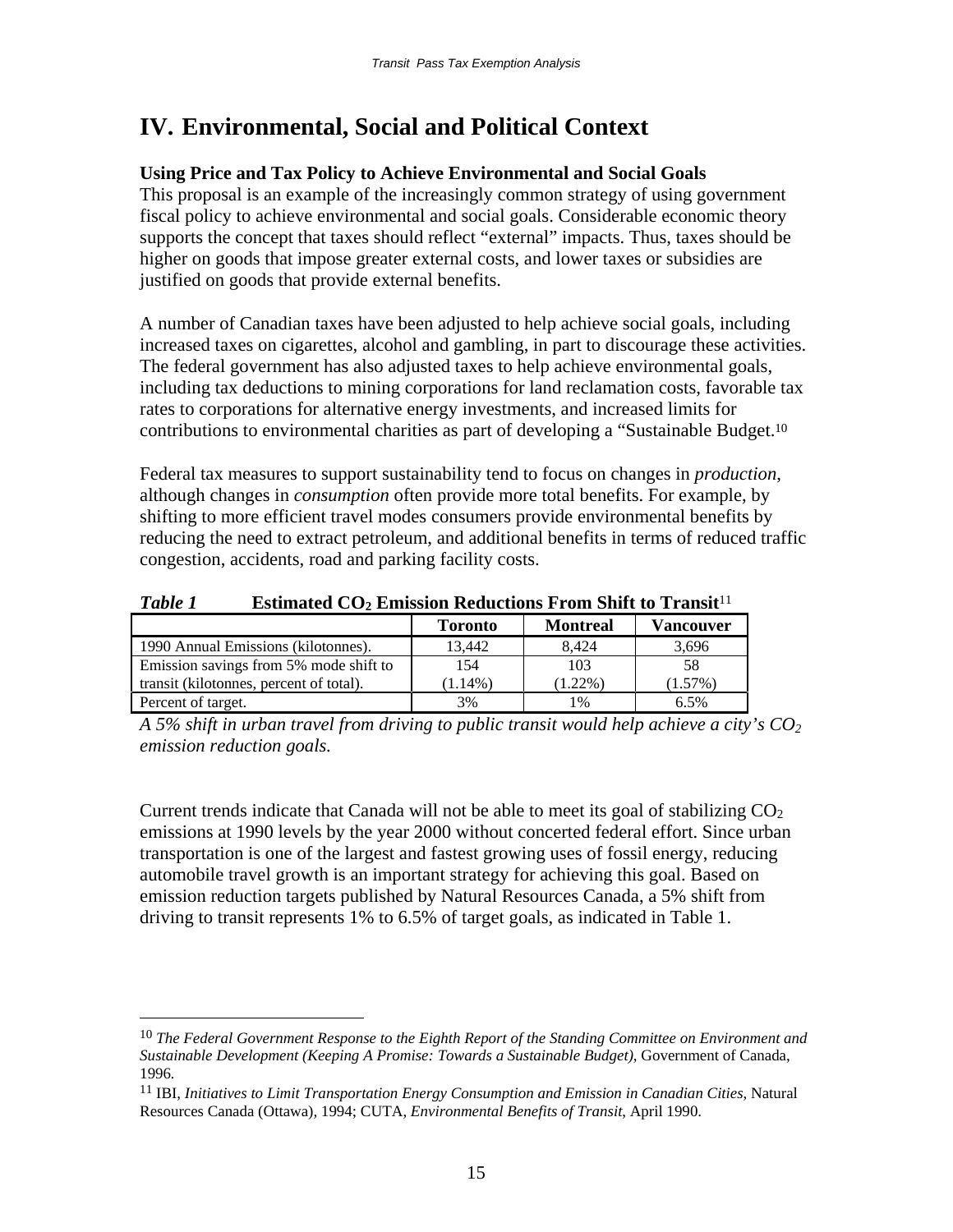# IV. Environmental, Social and Political Context

**Using Price and Tax Policy to Achieve Environmental and Social Goals**

This proposal is an example of the increasingly common strategy of using government fiscal policy to achieve environmental and social goals. Considerable economic theory supports the concept that taxes should reflect "external" impacts. Thus, taxes should be higher on goods that impose greater external costs, and lower taxes or subsidies are justified on goods that provide external benefits.

A number of Canadian taxes have been adjusted to help achieve social goals, including increased taxes on cigarettes, alcohol and gambling, in part to discourage these activities. The federal government has also adjusted taxes to help achieve environmental goals, including tax deductions to mining corporations for land reclamation costs, favorable tax rates to corporations for alternative energy investments, and increased limits for contributions to environmental charities as part of developing a "Sustainable Budget.[10]

Federal tax measures to support sustainability tend to focus on changes in *production*, although changes in *consumption* often provide more total benefits. For example, by shifting to more efficient travel modes consumers provide environmental benefits by reducing the need to extract petroleum, and additional benefits in terms of reduced traffic congestion, accidents, road and parking facility costs.

***Table 1*** **Estimated $CO_2$ Emission Reductions From Shift to Transit**[11]

| | Toronto | Montreal | Vancouver |
|---|---|---|---|
| 1990 Annual Emissions (kilotonnes). | 13,442 | 8,424 | 3,696 |
| Emission savings from 5% mode shift to transit (kilotonnes, percent of total). | 154 (1.14%) | 103 (1.22%) | 58 (1.57%) |
| Percent of target. | 3% | 1% | 6.5% |

*A 5% shift in urban travel from driving to public transit would help achieve a city's $CO_2$ emission reduction goals.*

Current trends indicate that Canada will not be able to meet its goal of stabilizing $CO_2$ emissions at 1990 levels by the year 2000 without concerted federal effort. Since urban transportation is one of the largest and fastest growing uses of fossil energy, reducing automobile travel growth is an important strategy for achieving this goal. Based on emission reduction targets published by Natural Resources Canada, a 5% shift from driving to transit represents 1% to 6.5% of target goals, as indicated in Table 1.

---

[10] *The Federal Government Response to the Eighth Report of the Standing Committee on Environment and Sustainable Development (Keeping A Promise: Towards a Sustainable Budget)*, Government of Canada, 1996.

[11] IBI, *Initiatives to Limit Transportation Energy Consumption and Emission in Canadian Cities*, Natural Resources Canada (Ottawa), 1994; CUTA, *Environmental Benefits of Transit*, April 1990.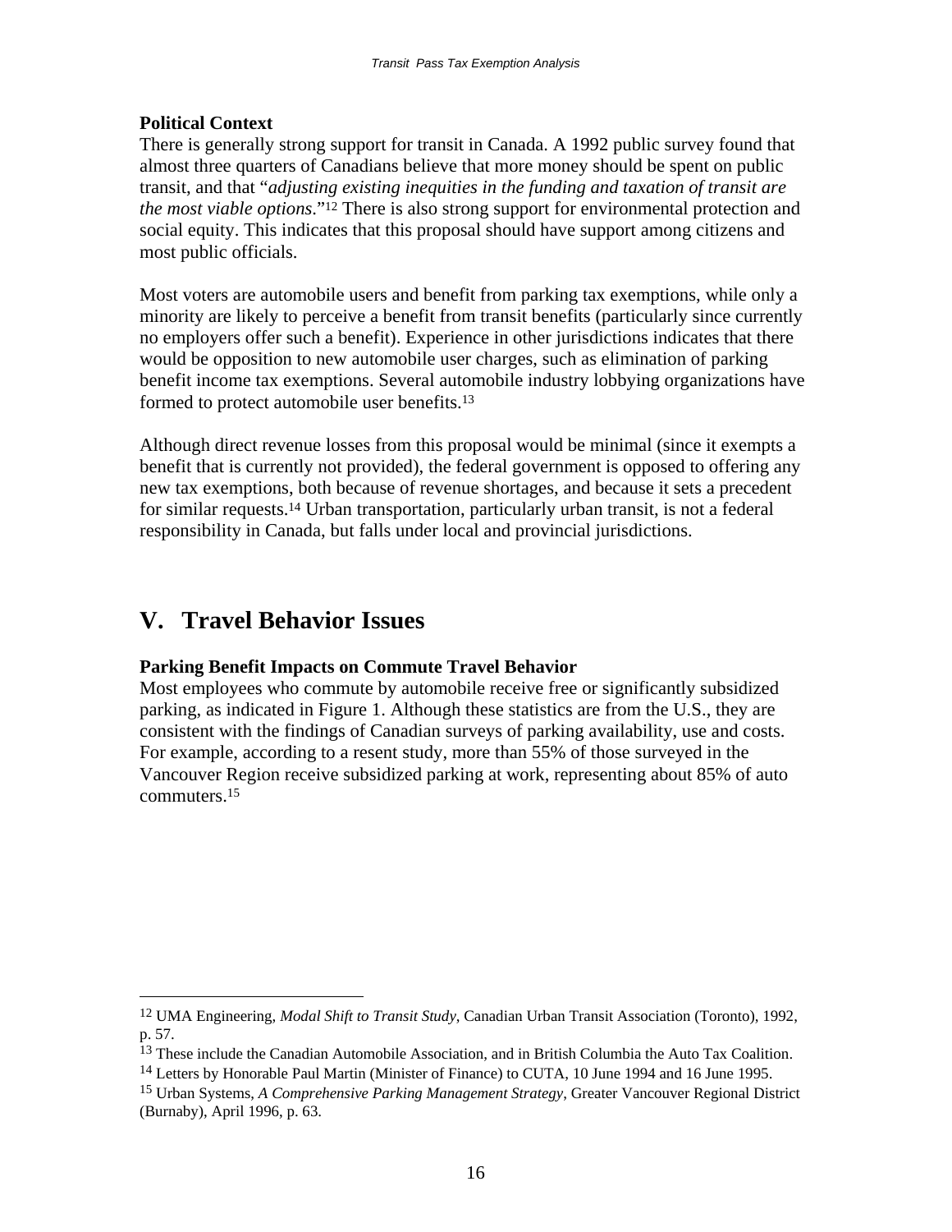**Political Context**

There is generally strong support for transit in Canada. A 1992 public survey found that almost three quarters of Canadians believe that more money should be spent on public transit, and that "*adjusting existing inequities in the funding and taxation of transit are the most viable options*."[12] There is also strong support for environmental protection and social equity. This indicates that this proposal should have support among citizens and most public officials.

Most voters are automobile users and benefit from parking tax exemptions, while only a minority are likely to perceive a benefit from transit benefits (particularly since currently no employers offer such a benefit). Experience in other jurisdictions indicates that there would be opposition to new automobile user charges, such as elimination of parking benefit income tax exemptions. Several automobile industry lobbying organizations have formed to protect automobile user benefits.[13]

Although direct revenue losses from this proposal would be minimal (since it exempts a benefit that is currently not provided), the federal government is opposed to offering any new tax exemptions, both because of revenue shortages, and because it sets a precedent for similar requests.[14] Urban transportation, particularly urban transit, is not a federal responsibility in Canada, but falls under local and provincial jurisdictions.

# V. Travel Behavior Issues

**Parking Benefit Impacts on Commute Travel Behavior**

Most employees who commute by automobile receive free or significantly subsidized parking, as indicated in Figure 1. Although these statistics are from the U.S., they are consistent with the findings of Canadian surveys of parking availability, use and costs. For example, according to a resent study, more than 55% of those surveyed in the Vancouver Region receive subsidized parking at work, representing about 85% of auto commuters.[15]

---

[12] UMA Engineering, *Modal Shift to Transit Study*, Canadian Urban Transit Association (Toronto), 1992, p. 57.

[13] These include the Canadian Automobile Association, and in British Columbia the Auto Tax Coalition.

[14] Letters by Honorable Paul Martin (Minister of Finance) to CUTA, 10 June 1994 and 16 June 1995.

[15] Urban Systems, *A Comprehensive Parking Management Strategy*, Greater Vancouver Regional District (Burnaby), April 1996, p. 63.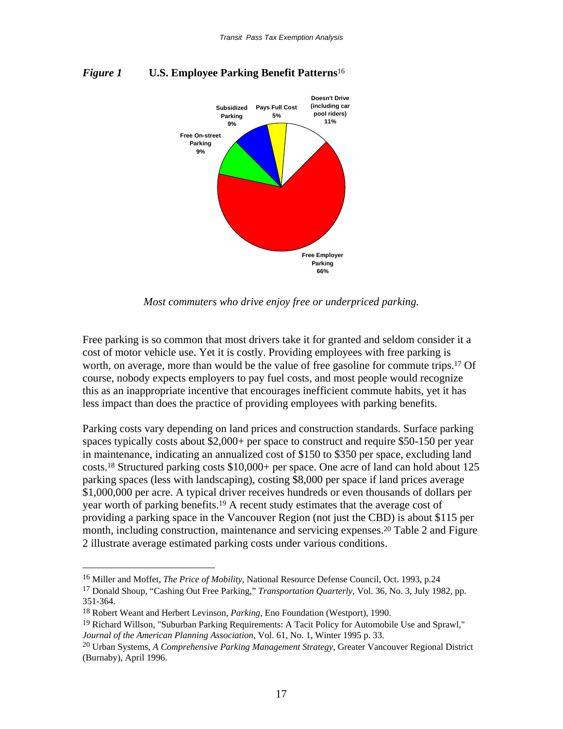*Figure 1* **U.S. Employee Parking Benefit Patterns**[16]

*Most commuters who drive enjoy free or underpriced parking.*

Free parking is so common that most drivers take it for granted and seldom consider it a cost of motor vehicle use. Yet it is costly. Providing employees with free parking is worth, on average, more than would be the value of free gasoline for commute trips.[17] Of course, nobody expects employers to pay fuel costs, and most people would recognize this as an inappropriate incentive that encourages inefficient commute habits, yet it has less impact than does the practice of providing employees with parking benefits.

Parking costs vary depending on land prices and construction standards. Surface parking spaces typically costs about $2,000+ per space to construct and require $50-150 per year in maintenance, indicating an annualized cost of $150 to $350 per space, excluding land costs.[18] Structured parking costs $10,000+ per space. One acre of land can hold about 125 parking spaces (less with landscaping), costing $8,000 per space if land prices average $1,000,000 per acre. A typical driver receives hundreds or even thousands of dollars per year worth of parking benefits.[19] A recent study estimates that the average cost of providing a parking space in the Vancouver Region (not just the CBD) is about $115 per month, including construction, maintenance and servicing expenses.[20] Table 2 and Figure 2 illustrate average estimated parking costs under various conditions.

---

[16] Miller and Moffet, *The Price of Mobility*, National Resource Defense Council, Oct. 1993, p.24

[17] Donald Shoup, "Cashing Out Free Parking," *Transportation Quarterly*, Vol. 36, No. 3, July 1982, pp. 351-364.

[18] Robert Weant and Herbert Levinson, *Parking*, Eno Foundation (Westport), 1990.

[19] Richard Willson, "Suburban Parking Requirements: A Tacit Policy for Automobile Use and Sprawl," *Journal of the American Planning Association*, Vol. 61, No. 1, Winter 1995 p. 33.

[20] Urban Systems, *A Comprehensive Parking Management Strategy*, Greater Vancouver Regional District (Burnaby), April 1996.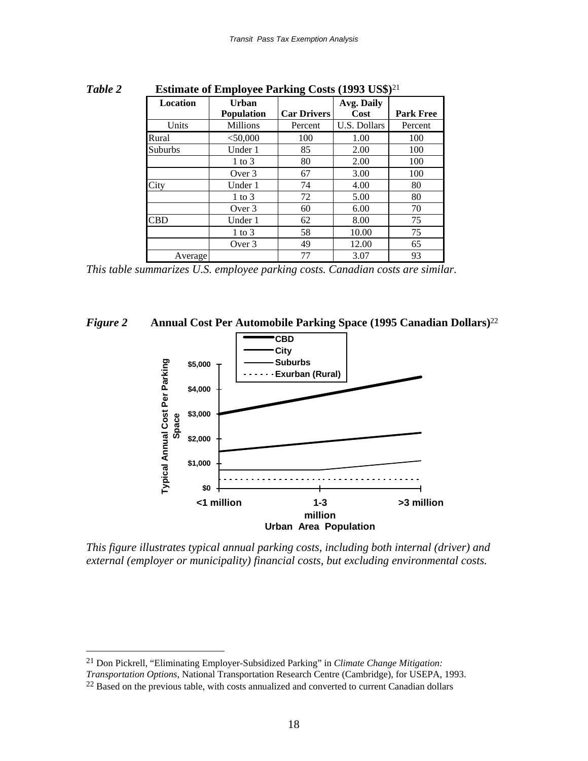*Table 2* **Estimate of Employee Parking Costs (1993 US$)**[21]

| Location | Urban Population | Car Drivers | Avg. Daily Cost | Park Free |
|---|---|---|---|---|
| Units | Millions | Percent | U.S. Dollars | Percent |
| Rural | <50,000 | 100 | 1.00 | 100 |
| Suburbs | Under 1 | 85 | 2.00 | 100 |
| | 1 to 3 | 80 | 2.00 | 100 |
| | Over 3 | 67 | 3.00 | 100 |
| City | Under 1 | 74 | 4.00 | 80 |
| | 1 to 3 | 72 | 5.00 | 80 |
| | Over 3 | 60 | 6.00 | 70 |
| CBD | Under 1 | 62 | 8.00 | 75 |
| | 1 to 3 | 58 | 10.00 | 75 |
| | Over 3 | 49 | 12.00 | 65 |
| Average | | 77 | 3.07 | 93 |

*This table summarizes U.S. employee parking costs. Canadian costs are similar.*

*Figure 2* **Annual Cost Per Automobile Parking Space (1995 Canadian Dollars)**[22]

*This figure illustrates typical annual parking costs, including both internal (driver) and external (employer or municipality) financial costs, but excluding environmental costs.*

---

[21] Don Pickrell, "Eliminating Employer-Subsidized Parking" in *Climate Change Mitigation: Transportation Options*, National Transportation Research Centre (Cambridge), for USEPA, 1993.

[22] Based on the previous table, with costs annualized and converted to current Canadian dollars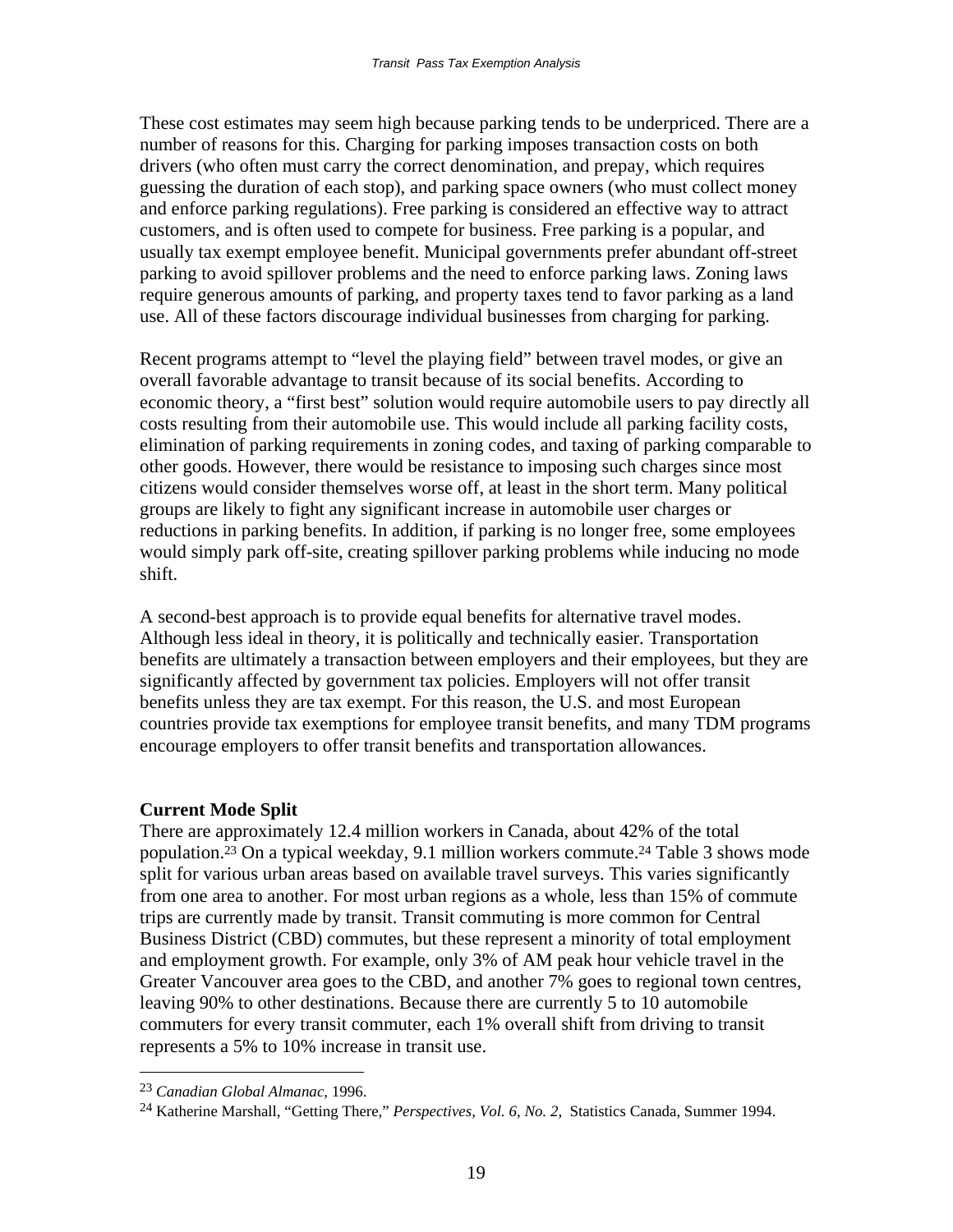These cost estimates may seem high because parking tends to be underpriced. There are a number of reasons for this. Charging for parking imposes transaction costs on both drivers (who often must carry the correct denomination, and prepay, which requires guessing the duration of each stop), and parking space owners (who must collect money and enforce parking regulations). Free parking is considered an effective way to attract customers, and is often used to compete for business. Free parking is a popular, and usually tax exempt employee benefit. Municipal governments prefer abundant off-street parking to avoid spillover problems and the need to enforce parking laws. Zoning laws require generous amounts of parking, and property taxes tend to favor parking as a land use. All of these factors discourage individual businesses from charging for parking.

Recent programs attempt to "level the playing field" between travel modes, or give an overall favorable advantage to transit because of its social benefits. According to economic theory, a "first best" solution would require automobile users to pay directly all costs resulting from their automobile use. This would include all parking facility costs, elimination of parking requirements in zoning codes, and taxing of parking comparable to other goods. However, there would be resistance to imposing such charges since most citizens would consider themselves worse off, at least in the short term. Many political groups are likely to fight any significant increase in automobile user charges or reductions in parking benefits. In addition, if parking is no longer free, some employees would simply park off-site, creating spillover parking problems while inducing no mode shift.

A second-best approach is to provide equal benefits for alternative travel modes. Although less ideal in theory, it is politically and technically easier. Transportation benefits are ultimately a transaction between employers and their employees, but they are significantly affected by government tax policies. Employers will not offer transit benefits unless they are tax exempt. For this reason, the U.S. and most European countries provide tax exemptions for employee transit benefits, and many TDM programs encourage employers to offer transit benefits and transportation allowances.

**Current Mode Split**

There are approximately 12.4 million workers in Canada, about 42% of the total population.[23] On a typical weekday, 9.1 million workers commute.[24] Table 3 shows mode split for various urban areas based on available travel surveys. This varies significantly from one area to another. For most urban regions as a whole, less than 15% of commute trips are currently made by transit. Transit commuting is more common for Central Business District (CBD) commutes, but these represent a minority of total employment and employment growth. For example, only 3% of AM peak hour vehicle travel in the Greater Vancouver area goes to the CBD, and another 7% goes to regional town centres, leaving 90% to other destinations. Because there are currently 5 to 10 automobile commuters for every transit commuter, each 1% overall shift from driving to transit represents a 5% to 10% increase in transit use.

[23] *Canadian Global Almanac*, 1996.

[24] Katherine Marshall, "Getting There," *Perspectives, Vol. 6, No. 2,* Statistics Canada, Summer 1994.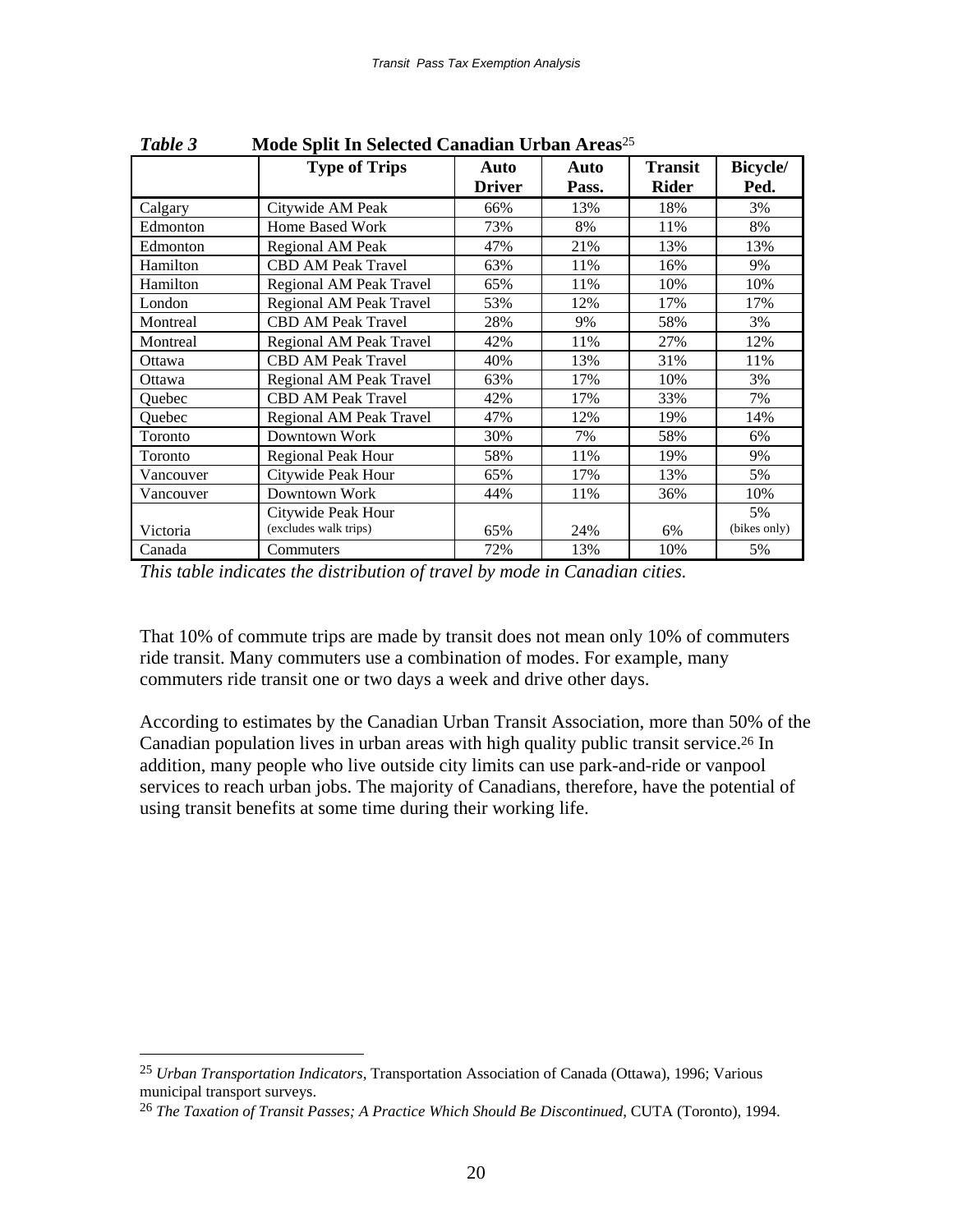*Table 3* **Mode Split In Selected Canadian Urban Areas**[25]

| | Type of Trips | Auto Driver | Auto Pass. | Transit Rider | Bicycle/ Ped. |
|---|---|---|---|---|---|
| Calgary | Citywide AM Peak | 66% | 13% | 18% | 3% |
| Edmonton | Home Based Work | 73% | 8% | 11% | 8% |
| Edmonton | Regional AM Peak | 47% | 21% | 13% | 13% |
| Hamilton | CBD AM Peak Travel | 63% | 11% | 16% | 9% |
| Hamilton | Regional AM Peak Travel | 65% | 11% | 10% | 10% |
| London | Regional AM Peak Travel | 53% | 12% | 17% | 17% |
| Montreal | CBD AM Peak Travel | 28% | 9% | 58% | 3% |
| Montreal | Regional AM Peak Travel | 42% | 11% | 27% | 12% |
| Ottawa | CBD AM Peak Travel | 40% | 13% | 31% | 11% |
| Ottawa | Regional AM Peak Travel | 63% | 17% | 10% | 3% |
| Quebec | CBD AM Peak Travel | 42% | 17% | 33% | 7% |
| Quebec | Regional AM Peak Travel | 47% | 12% | 19% | 14% |
| Toronto | Downtown Work | 30% | 7% | 58% | 6% |
| Toronto | Regional Peak Hour | 58% | 11% | 19% | 9% |
| Vancouver | Citywide Peak Hour | 65% | 17% | 13% | 5% |
| Vancouver | Downtown Work | 44% | 11% | 36% | 10% |
| Victoria | Citywide Peak Hour (excludes walk trips) | 65% | 24% | 6% | 5% (bikes only) |
| Canada | Commuters | 72% | 13% | 10% | 5% |

*This table indicates the distribution of travel by mode in Canadian cities.*

That 10% of commute trips are made by transit does not mean only 10% of commuters ride transit. Many commuters use a combination of modes. For example, many commuters ride transit one or two days a week and drive other days.

According to estimates by the Canadian Urban Transit Association, more than 50% of the Canadian population lives in urban areas with high quality public transit service.[26] In addition, many people who live outside city limits can use park-and-ride or vanpool services to reach urban jobs. The majority of Canadians, therefore, have the potential of using transit benefits at some time during their working life.

---

[25] *Urban Transportation Indicators*, Transportation Association of Canada (Ottawa), 1996; Various municipal transport surveys.

[26] *The Taxation of Transit Passes; A Practice Which Should Be Discontinued*, CUTA (Toronto), 1994.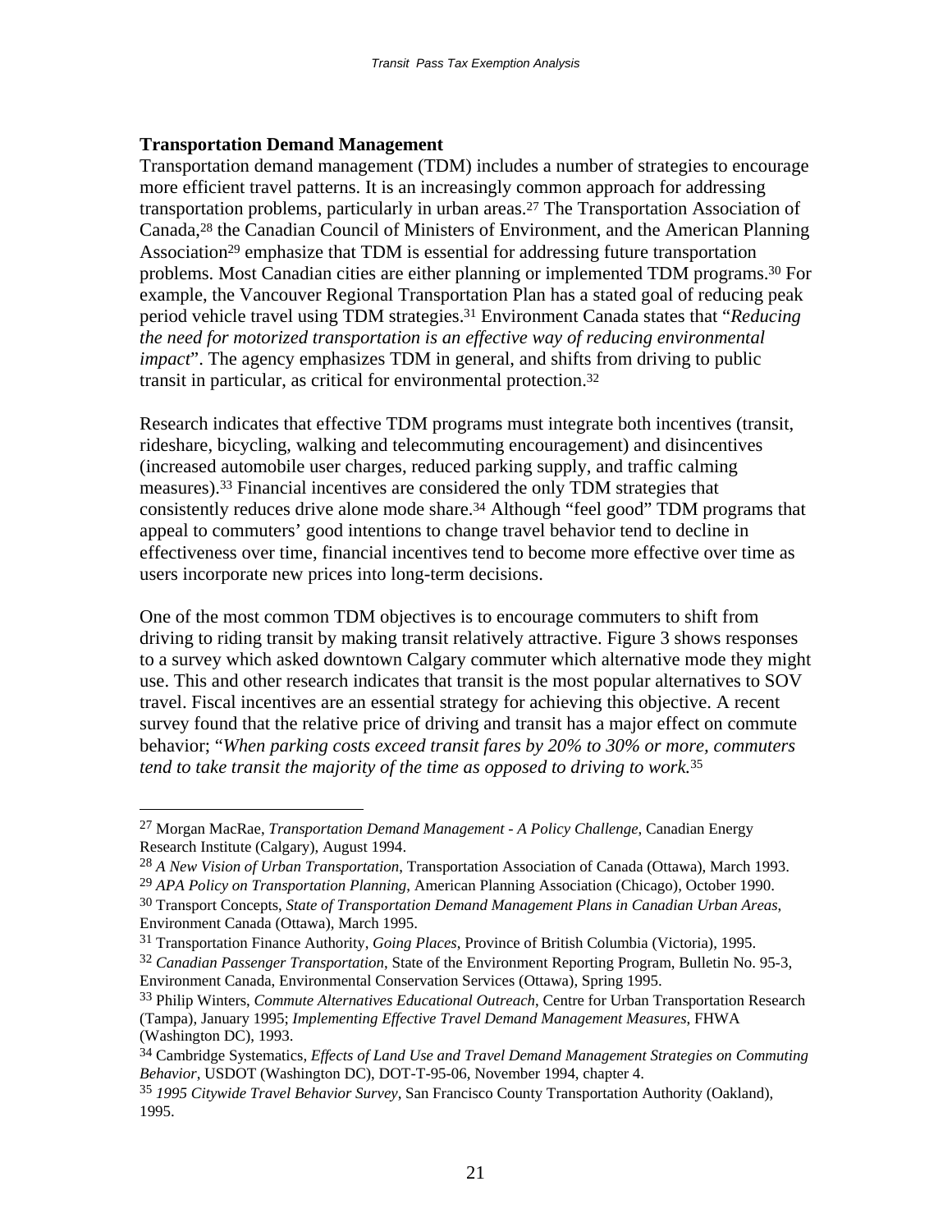**Transportation Demand Management**

Transportation demand management (TDM) includes a number of strategies to encourage more efficient travel patterns. It is an increasingly common approach for addressing transportation problems, particularly in urban areas.[27] The Transportation Association of Canada,[28] the Canadian Council of Ministers of Environment, and the American Planning Association[29] emphasize that TDM is essential for addressing future transportation problems. Most Canadian cities are either planning or implemented TDM programs.[30] For example, the Vancouver Regional Transportation Plan has a stated goal of reducing peak period vehicle travel using TDM strategies.[31] Environment Canada states that "*Reducing the need for motorized transportation is an effective way of reducing environmental impact*". The agency emphasizes TDM in general, and shifts from driving to public transit in particular, as critical for environmental protection.[32]

Research indicates that effective TDM programs must integrate both incentives (transit, rideshare, bicycling, walking and telecommuting encouragement) and disincentives (increased automobile user charges, reduced parking supply, and traffic calming measures).[33] Financial incentives are considered the only TDM strategies that consistently reduces drive alone mode share.[34] Although "feel good" TDM programs that appeal to commuters' good intentions to change travel behavior tend to decline in effectiveness over time, financial incentives tend to become more effective over time as users incorporate new prices into long-term decisions.

One of the most common TDM objectives is to encourage commuters to shift from driving to riding transit by making transit relatively attractive. Figure 3 shows responses to a survey which asked downtown Calgary commuter which alternative mode they might use. This and other research indicates that transit is the most popular alternatives to SOV travel. Fiscal incentives are an essential strategy for achieving this objective. A recent survey found that the relative price of driving and transit has a major effect on commute behavior; "*When parking costs exceed transit fares by 20% to 30% or more, commuters tend to take transit the majority of the time as opposed to driving to work.*[35]

---

[27] Morgan MacRae, *Transportation Demand Management - A Policy Challenge*, Canadian Energy Research Institute (Calgary), August 1994.

[28] *A New Vision of Urban Transportation*, Transportation Association of Canada (Ottawa), March 1993.

[29] *APA Policy on Transportation Planning*, American Planning Association (Chicago), October 1990.

[30] Transport Concepts, *State of Transportation Demand Management Plans in Canadian Urban Areas*, Environment Canada (Ottawa), March 1995.

[31] Transportation Finance Authority, *Going Places*, Province of British Columbia (Victoria), 1995.

[32] *Canadian Passenger Transportation*, State of the Environment Reporting Program, Bulletin No. 95-3, Environment Canada, Environmental Conservation Services (Ottawa), Spring 1995.

[33] Philip Winters, *Commute Alternatives Educational Outreach*, Centre for Urban Transportation Research (Tampa), January 1995; *Implementing Effective Travel Demand Management Measures*, FHWA (Washington DC), 1993.

[34] Cambridge Systematics, *Effects of Land Use and Travel Demand Management Strategies on Commuting Behavior*, USDOT (Washington DC), DOT-T-95-06, November 1994, chapter 4.

[35] *1995 Citywide Travel Behavior Survey*, San Francisco County Transportation Authority (Oakland), 1995.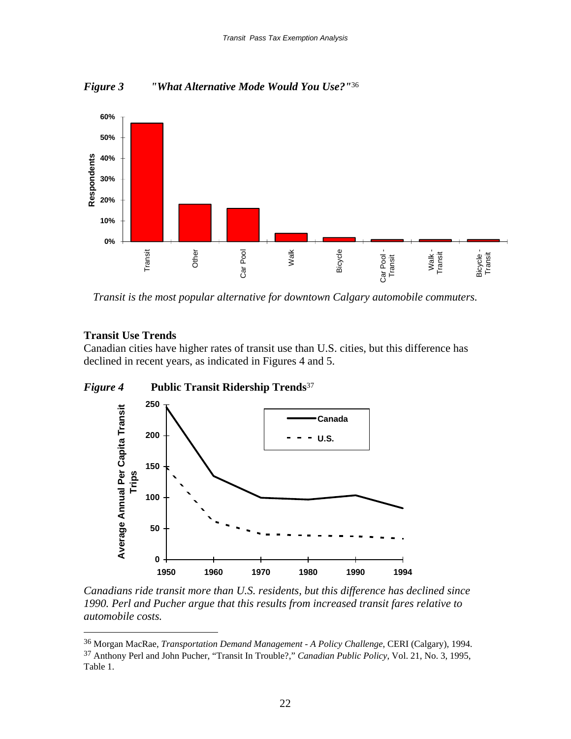*Figure 3* ***"What Alternative Mode Would You Use?"***[36]

*Transit is the most popular alternative for downtown Calgary automobile commuters.*

**Transit Use Trends**

Canadian cities have higher rates of transit use than U.S. cities, but this difference has declined in recent years, as indicated in Figures 4 and 5.

*Figure 4* **Public Transit Ridership Trends**[37]

*Canadians ride transit more than U.S. residents, but this difference has declined since 1990. Perl and Pucher argue that this results from increased transit fares relative to automobile costs.*

---

[36] Morgan MacRae, *Transportation Demand Management - A Policy Challenge*, CERI (Calgary), 1994.

[37] Anthony Perl and John Pucher, "Transit In Trouble?," *Canadian Public Policy*, Vol. 21, No. 3, 1995, Table 1.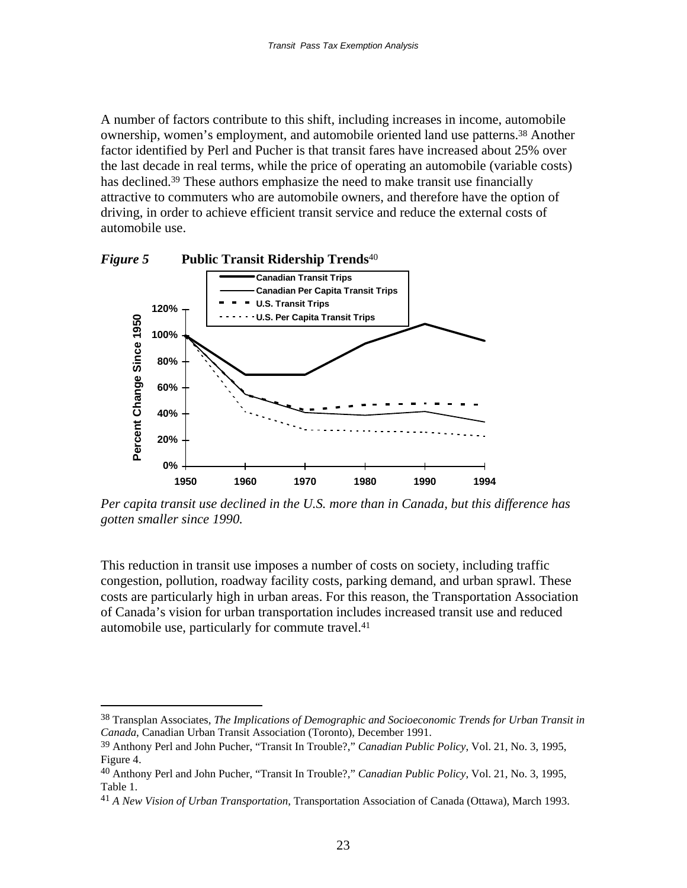A number of factors contribute to this shift, including increases in income, automobile ownership, women's employment, and automobile oriented land use patterns.[38] Another factor identified by Perl and Pucher is that transit fares have increased about 25% over the last decade in real terms, while the price of operating an automobile (variable costs) has declined.[39] These authors emphasize the need to make transit use financially attractive to commuters who are automobile owners, and therefore have the option of driving, in order to achieve efficient transit service and reduce the external costs of automobile use.

***Figure 5*** **Public Transit Ridership Trends**[40]

*Per capita transit use declined in the U.S. more than in Canada, but this difference has gotten smaller since 1990.*

This reduction in transit use imposes a number of costs on society, including traffic congestion, pollution, roadway facility costs, parking demand, and urban sprawl. These costs are particularly high in urban areas. For this reason, the Transportation Association of Canada's vision for urban transportation includes increased transit use and reduced automobile use, particularly for commute travel.[41]

---

[38] Transplan Associates, *The Implications of Demographic and Socioeconomic Trends for Urban Transit in Canada*, Canadian Urban Transit Association (Toronto), December 1991.

[39] Anthony Perl and John Pucher, "Transit In Trouble?," *Canadian Public Policy*, Vol. 21, No. 3, 1995, Figure 4.

[40] Anthony Perl and John Pucher, "Transit In Trouble?," *Canadian Public Policy*, Vol. 21, No. 3, 1995, Table 1.

[41] *A New Vision of Urban Transportation*, Transportation Association of Canada (Ottawa), March 1993.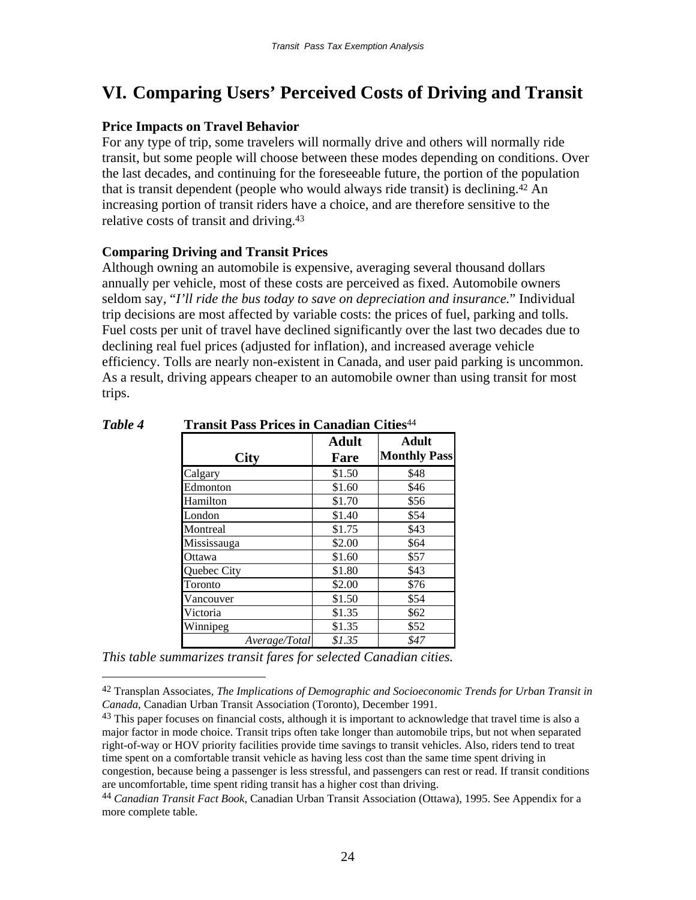# VI. Comparing Users' Perceived Costs of Driving and Transit

### Price Impacts on Travel Behavior

For any type of trip, some travelers will normally drive and others will normally ride transit, but some people will choose between these modes depending on conditions. Over the last decades, and continuing for the foreseeable future, the portion of the population that is transit dependent (people who would always ride transit) is declining.[42] An increasing portion of transit riders have a choice, and are therefore sensitive to the relative costs of transit and driving.[43]

### Comparing Driving and Transit Prices

Although owning an automobile is expensive, averaging several thousand dollars annually per vehicle, most of these costs are perceived as fixed. Automobile owners seldom say, "*I'll ride the bus today to save on depreciation and insurance.*" Individual trip decisions are most affected by variable costs: the prices of fuel, parking and tolls. Fuel costs per unit of travel have declined significantly over the last two decades due to declining real fuel prices (adjusted for inflation), and increased average vehicle efficiency. Tolls are nearly non-existent in Canada, and user paid parking is uncommon. As a result, driving appears cheaper to an automobile owner than using transit for most trips.

***Table 4*** **Transit Pass Prices in Canadian Cities**[44]

| City | Adult Fare | Adult Monthly Pass |
|---|---|---|
| Calgary | $1.50 | $48 |
| Edmonton | $1.60 | $46 |
| Hamilton | $1.70 | $56 |
| London | $1.40 | $54 |
| Montreal | $1.75 | $43 |
| Mississauga | $2.00 | $64 |
| Ottawa | $1.60 | $57 |
| Quebec City | $1.80 | $43 |
| Toronto | $2.00 | $76 |
| Vancouver | $1.50 | $54 |
| Victoria | $1.35 | $62 |
| Winnipeg | $1.35 | $52 |
| *Average/Total* | *$1.35* | *$47* |

*This table summarizes transit fares for selected Canadian cities.*

---

[42] Transplan Associates, *The Implications of Demographic and Socioeconomic Trends for Urban Transit in Canada*, Canadian Urban Transit Association (Toronto), December 1991.

[43] This paper focuses on financial costs, although it is important to acknowledge that travel time is also a major factor in mode choice. Transit trips often take longer than automobile trips, but not when separated right-of-way or HOV priority facilities provide time savings to transit vehicles. Also, riders tend to treat time spent on a comfortable transit vehicle as having less cost than the same time spent driving in congestion, because being a passenger is less stressful, and passengers can rest or read. If transit conditions are uncomfortable, time spent riding transit has a higher cost than driving.

[44] *Canadian Transit Fact Book*, Canadian Urban Transit Association (Ottawa), 1995. See Appendix for a more complete table.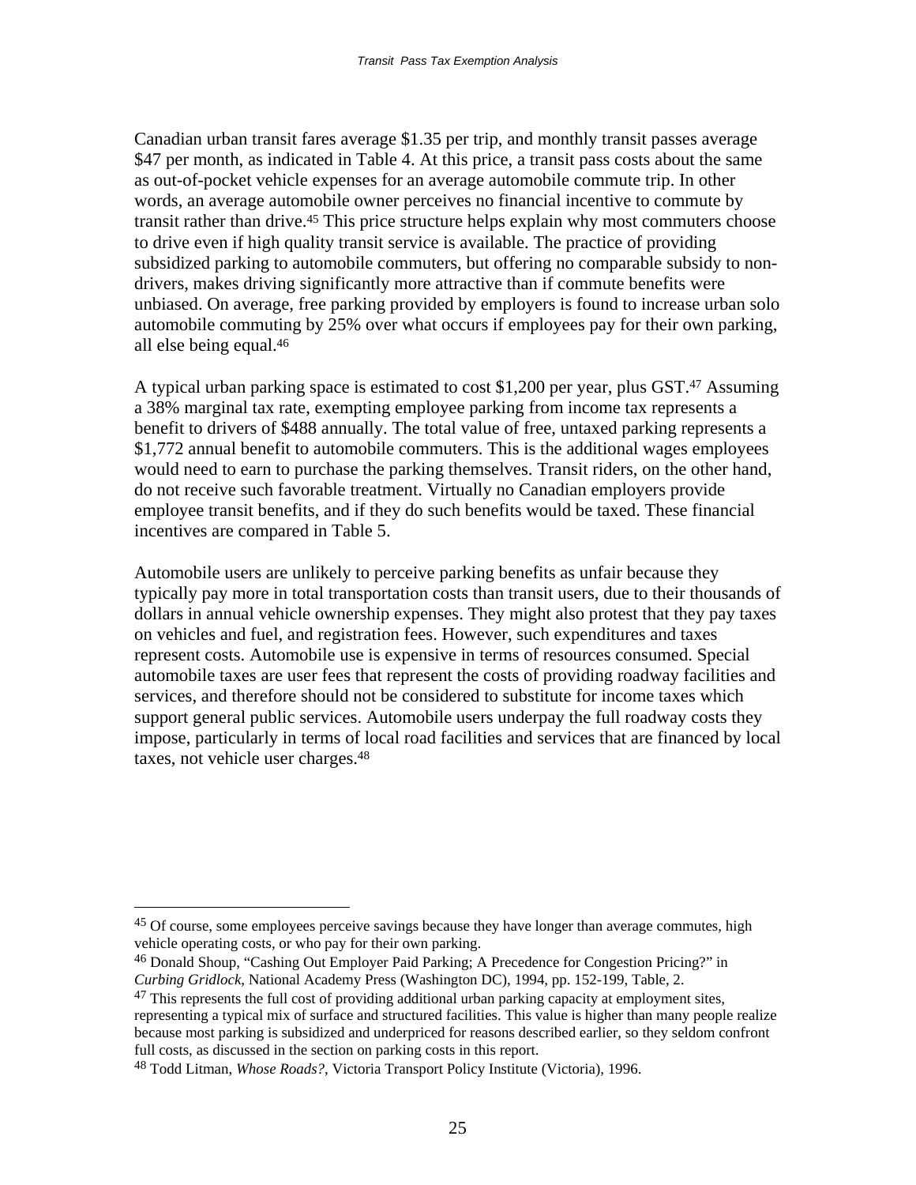Canadian urban transit fares average $1.35 per trip, and monthly transit passes average $47 per month, as indicated in Table 4. At this price, a transit pass costs about the same as out-of-pocket vehicle expenses for an average automobile commute trip. In other words, an average automobile owner perceives no financial incentive to commute by transit rather than drive.[45] This price structure helps explain why most commuters choose to drive even if high quality transit service is available. The practice of providing subsidized parking to automobile commuters, but offering no comparable subsidy to non-drivers, makes driving significantly more attractive than if commute benefits were unbiased. On average, free parking provided by employers is found to increase urban solo automobile commuting by 25% over what occurs if employees pay for their own parking, all else being equal.[46]

A typical urban parking space is estimated to cost $1,200 per year, plus GST.[47] Assuming a 38% marginal tax rate, exempting employee parking from income tax represents a benefit to drivers of $488 annually. The total value of free, untaxed parking represents a $1,772 annual benefit to automobile commuters. This is the additional wages employees would need to earn to purchase the parking themselves. Transit riders, on the other hand, do not receive such favorable treatment. Virtually no Canadian employers provide employee transit benefits, and if they do such benefits would be taxed. These financial incentives are compared in Table 5.

Automobile users are unlikely to perceive parking benefits as unfair because they typically pay more in total transportation costs than transit users, due to their thousands of dollars in annual vehicle ownership expenses. They might also protest that they pay taxes on vehicles and fuel, and registration fees. However, such expenditures and taxes represent costs. Automobile use is expensive in terms of resources consumed. Special automobile taxes are user fees that represent the costs of providing roadway facilities and services, and therefore should not be considered to substitute for income taxes which support general public services. Automobile users underpay the full roadway costs they impose, particularly in terms of local road facilities and services that are financed by local taxes, not vehicle user charges.[48]

---

[45] Of course, some employees perceive savings because they have longer than average commutes, high vehicle operating costs, or who pay for their own parking.

[46] Donald Shoup, "Cashing Out Employer Paid Parking; A Precedence for Congestion Pricing?" in *Curbing Gridlock*, National Academy Press (Washington DC), 1994, pp. 152-199, Table, 2.

[47] This represents the full cost of providing additional urban parking capacity at employment sites, representing a typical mix of surface and structured facilities. This value is higher than many people realize because most parking is subsidized and underpriced for reasons described earlier, so they seldom confront full costs, as discussed in the section on parking costs in this report.

[48] Todd Litman, *Whose Roads?*, Victoria Transport Policy Institute (Victoria), 1996.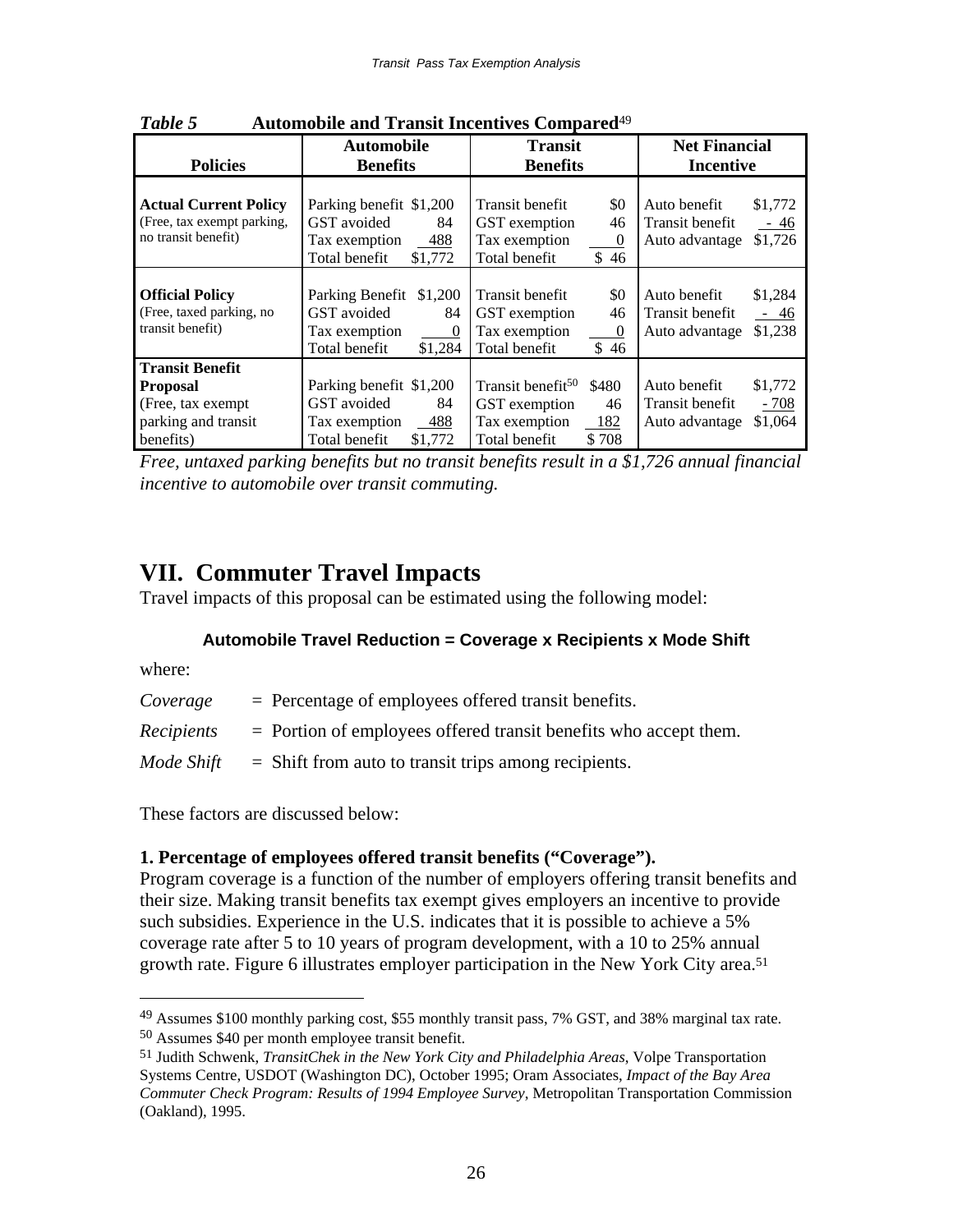***Table 5*** **Automobile and Transit Incentives Compared**[49]

| Policies | Automobile Benefits | | Transit Benefits | | Net Financial Incentive | |
|---|---|---|---|---|---|---|
| **Actual Current Policy** (Free, tax exempt parking, no transit benefit) | Parking benefit | $1,200 | Transit benefit | $0 | Auto benefit | $1,772 |
| | GST avoided | 84 | GST exemption | 46 | Transit benefit | - 46 |
| | Tax exemption | 488 | Tax exemption | 0 | Auto advantage | $1,726 |
| | Total benefit | $1,772 | Total benefit | $ 46 | | |
| **Official Policy** (Free, taxed parking, no transit benefit) | Parking Benefit | $1,200 | Transit benefit | $0 | Auto benefit | $1,284 |
| | GST avoided | 84 | GST exemption | 46 | Transit benefit | - 46 |
| | Tax exemption | 0 | Tax exemption | 0 | Auto advantage | $1,238 |
| | Total benefit | $1,284 | Total benefit | $ 46 | | |
| **Transit Benefit Proposal** (Free, tax exempt parking and transit benefits) | Parking benefit | $1,200 | Transit benefit[50] | $480 | Auto benefit | $1,772 |
| | GST avoided | 84 | GST exemption | 46 | Transit benefit | - 708 |
| | Tax exemption | 488 | Tax exemption | 182 | Auto advantage | $1,064 |
| | Total benefit | $1,772 | Total benefit | $ 708 | | |

*Free, untaxed parking benefits but no transit benefits result in a $1,726 annual financial incentive to automobile over transit commuting.*

# VII. Commuter Travel Impacts

Travel impacts of this proposal can be estimated using the following model:

**Automobile Travel Reduction = Coverage x Recipients x Mode Shift**

where:

*Coverage* = Percentage of employees offered transit benefits.

*Recipients* = Portion of employees offered transit benefits who accept them.

*Mode Shift* = Shift from auto to transit trips among recipients.

These factors are discussed below:

**1. Percentage of employees offered transit benefits ("Coverage").**

Program coverage is a function of the number of employers offering transit benefits and their size. Making transit benefits tax exempt gives employers an incentive to provide such subsidies. Experience in the U.S. indicates that it is possible to achieve a 5% coverage rate after 5 to 10 years of program development, with a 10 to 25% annual growth rate. Figure 6 illustrates employer participation in the New York City area.[51]

---

[49] Assumes $100 monthly parking cost, $55 monthly transit pass, 7% GST, and 38% marginal tax rate.

[50] Assumes $40 per month employee transit benefit.

[51] Judith Schwenk, *TransitChek in the New York City and Philadelphia Areas*, Volpe Transportation Systems Centre, USDOT (Washington DC), October 1995; Oram Associates, *Impact of the Bay Area Commuter Check Program: Results of 1994 Employee Survey*, Metropolitan Transportation Commission (Oakland), 1995.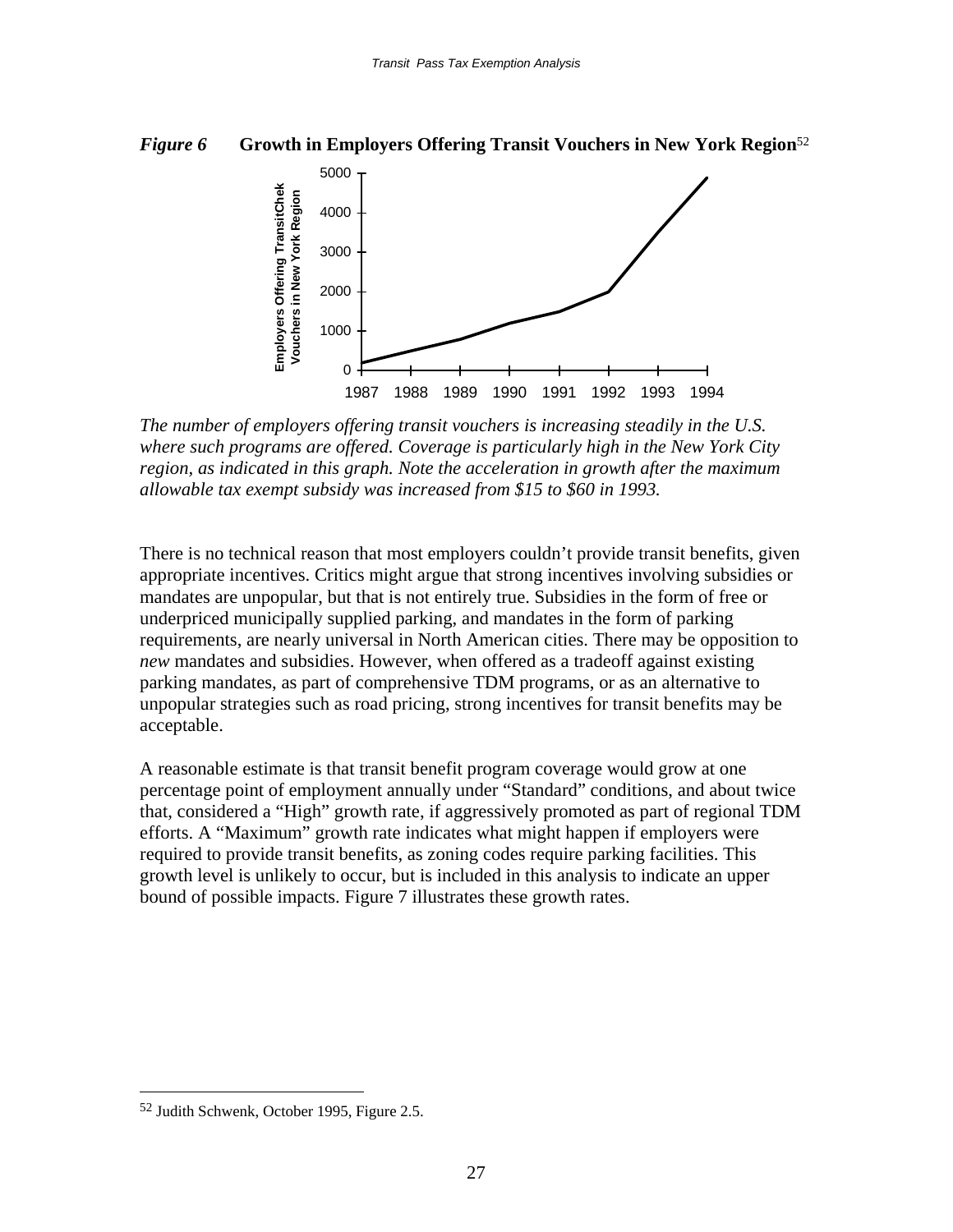*Figure 6* **Growth in Employers Offering Transit Vouchers in New York Region**[52]

*The number of employers offering transit vouchers is increasing steadily in the U.S. where such programs are offered. Coverage is particularly high in the New York City region, as indicated in this graph. Note the acceleration in growth after the maximum allowable tax exempt subsidy was increased from $15 to $60 in 1993.*

There is no technical reason that most employers couldn't provide transit benefits, given appropriate incentives. Critics might argue that strong incentives involving subsidies or mandates are unpopular, but that is not entirely true. Subsidies in the form of free or underpriced municipally supplied parking, and mandates in the form of parking requirements, are nearly universal in North American cities. There may be opposition to *new* mandates and subsidies. However, when offered as a tradeoff against existing parking mandates, as part of comprehensive TDM programs, or as an alternative to unpopular strategies such as road pricing, strong incentives for transit benefits may be acceptable.

A reasonable estimate is that transit benefit program coverage would grow at one percentage point of employment annually under "Standard" conditions, and about twice that, considered a "High" growth rate, if aggressively promoted as part of regional TDM efforts. A "Maximum" growth rate indicates what might happen if employers were required to provide transit benefits, as zoning codes require parking facilities. This growth level is unlikely to occur, but is included in this analysis to indicate an upper bound of possible impacts. Figure 7 illustrates these growth rates.

---

[52] Judith Schwenk, October 1995, Figure 2.5.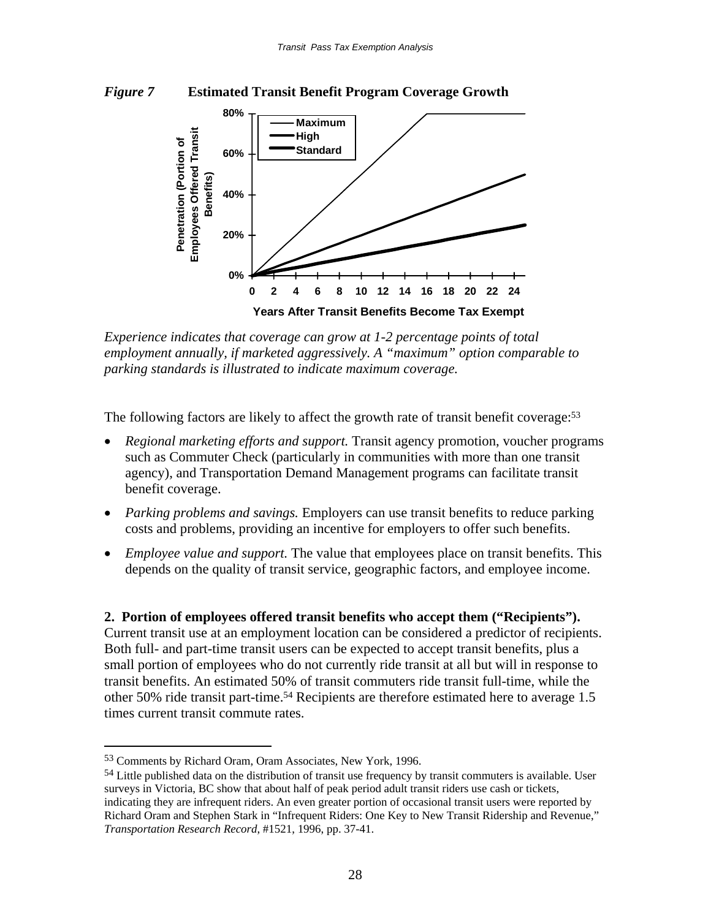*Figure 7* **Estimated Transit Benefit Program Coverage Growth**

*Experience indicates that coverage can grow at 1-2 percentage points of total employment annually, if marketed aggressively. A "maximum" option comparable to parking standards is illustrated to indicate maximum coverage.*

The following factors are likely to affect the growth rate of transit benefit coverage:[53]

- *Regional marketing efforts and support.* Transit agency promotion, voucher programs such as Commuter Check (particularly in communities with more than one transit agency), and Transportation Demand Management programs can facilitate transit benefit coverage.
- *Parking problems and savings.* Employers can use transit benefits to reduce parking costs and problems, providing an incentive for employers to offer such benefits.
- *Employee value and support.* The value that employees place on transit benefits. This depends on the quality of transit service, geographic factors, and employee income.

**2. Portion of employees offered transit benefits who accept them ("Recipients").** Current transit use at an employment location can be considered a predictor of recipients. Both full- and part-time transit users can be expected to accept transit benefits, plus a small portion of employees who do not currently ride transit at all but will in response to transit benefits. An estimated 50% of transit commuters ride transit full-time, while the other 50% ride transit part-time.[54] Recipients are therefore estimated here to average 1.5 times current transit commute rates.

---

[53] Comments by Richard Oram, Oram Associates, New York, 1996.

[54] Little published data on the distribution of transit use frequency by transit commuters is available. User surveys in Victoria, BC show that about half of peak period adult transit riders use cash or tickets, indicating they are infrequent riders. An even greater portion of occasional transit users were reported by Richard Oram and Stephen Stark in "Infrequent Riders: One Key to New Transit Ridership and Revenue," *Transportation Research Record*, #1521, 1996, pp. 37-41.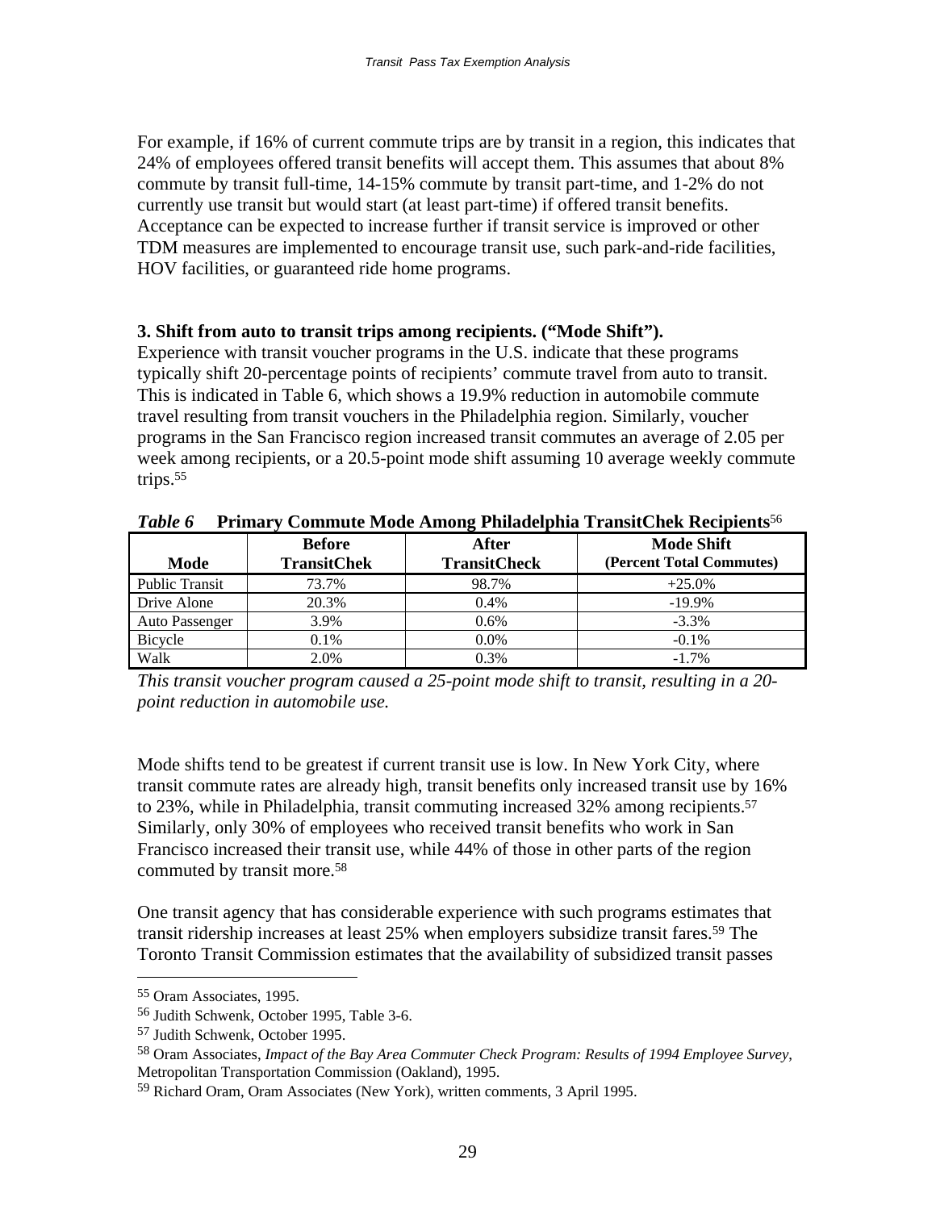For example, if 16% of current commute trips are by transit in a region, this indicates that 24% of employees offered transit benefits will accept them. This assumes that about 8% commute by transit full-time, 14-15% commute by transit part-time, and 1-2% do not currently use transit but would start (at least part-time) if offered transit benefits. Acceptance can be expected to increase further if transit service is improved or other TDM measures are implemented to encourage transit use, such park-and-ride facilities, HOV facilities, or guaranteed ride home programs.

**3. Shift from auto to transit trips among recipients. ("Mode Shift").**

Experience with transit voucher programs in the U.S. indicate that these programs typically shift 20-percentage points of recipients' commute travel from auto to transit. This is indicated in Table 6, which shows a 19.9% reduction in automobile commute travel resulting from transit vouchers in the Philadelphia region. Similarly, voucher programs in the San Francisco region increased transit commutes an average of 2.05 per week among recipients, or a 20.5-point mode shift assuming 10 average weekly commute trips.[55]

***Table 6*** **Primary Commute Mode Among Philadelphia TransitChek Recipients**[56]

| Mode | Before TransitChek | After TransitCheck | Mode Shift (Percent Total Commutes) |
|---|---|---|---|
| Public Transit | 73.7% | 98.7% | +25.0% |
| Drive Alone | 20.3% | 0.4% | -19.9% |
| Auto Passenger | 3.9% | 0.6% | -3.3% |
| Bicycle | 0.1% | 0.0% | -0.1% |
| Walk | 2.0% | 0.3% | -1.7% |

*This transit voucher program caused a 25-point mode shift to transit, resulting in a 20-point reduction in automobile use.*

Mode shifts tend to be greatest if current transit use is low. In New York City, where transit commute rates are already high, transit benefits only increased transit use by 16% to 23%, while in Philadelphia, transit commuting increased 32% among recipients.[57] Similarly, only 30% of employees who received transit benefits who work in San Francisco increased their transit use, while 44% of those in other parts of the region commuted by transit more.[58]

One transit agency that has considerable experience with such programs estimates that transit ridership increases at least 25% when employers subsidize transit fares.[59] The Toronto Transit Commission estimates that the availability of subsidized transit passes

---

[55] Oram Associates, 1995.

[56] Judith Schwenk, October 1995, Table 3-6.

[57] Judith Schwenk, October 1995.

[58] Oram Associates, *Impact of the Bay Area Commuter Check Program: Results of 1994 Employee Survey*, Metropolitan Transportation Commission (Oakland), 1995.

[59] Richard Oram, Oram Associates (New York), written comments, 3 April 1995.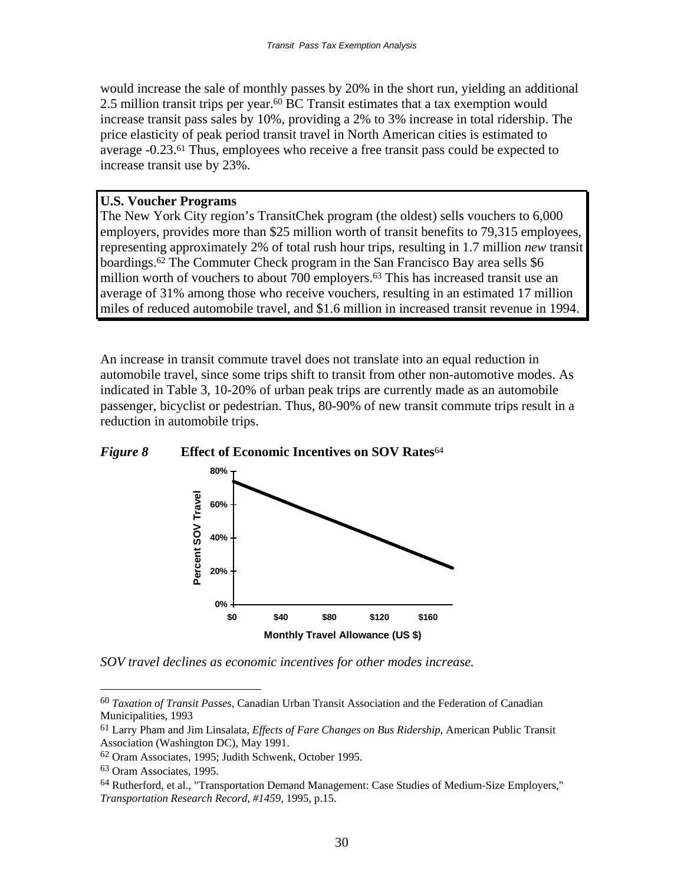would increase the sale of monthly passes by 20% in the short run, yielding an additional 2.5 million transit trips per year.[60] BC Transit estimates that a tax exemption would increase transit pass sales by 10%, providing a 2% to 3% increase in total ridership. The price elasticity of peak period transit travel in North American cities is estimated to average -0.23.[61] Thus, employees who receive a free transit pass could be expected to increase transit use by 23%.

**U.S. Voucher Programs**

The New York City region's TransitChek program (the oldest) sells vouchers to 6,000 employers, provides more than $25 million worth of transit benefits to 79,315 employees, representing approximately 2% of total rush hour trips, resulting in 1.7 million *new* transit boardings.[62] The Commuter Check program in the San Francisco Bay area sells $6 million worth of vouchers to about 700 employers.[63] This has increased transit use an average of 31% among those who receive vouchers, resulting in an estimated 17 million miles of reduced automobile travel, and $1.6 million in increased transit revenue in 1994.

An increase in transit commute travel does not translate into an equal reduction in automobile travel, since some trips shift to transit from other non-automotive modes. As indicated in Table 3, 10-20% of urban peak trips are currently made as an automobile passenger, bicyclist or pedestrian. Thus, 80-90% of new transit commute trips result in a reduction in automobile trips.

***Figure 8*** **Effect of Economic Incentives on SOV Rates**[64]

*SOV travel declines as economic incentives for other modes increase.*

---

[60] *Taxation of Transit Passes*, Canadian Urban Transit Association and the Federation of Canadian Municipalities, 1993

[61] Larry Pham and Jim Linsalata, *Effects of Fare Changes on Bus Ridership*, American Public Transit Association (Washington DC), May 1991.

[62] Oram Associates, 1995; Judith Schwenk, October 1995.

[63] Oram Associates, 1995.

[64] Rutherford, et al., "Transportation Demand Management: Case Studies of Medium-Size Employers," *Transportation Research Record, #1459*, 1995, p.15.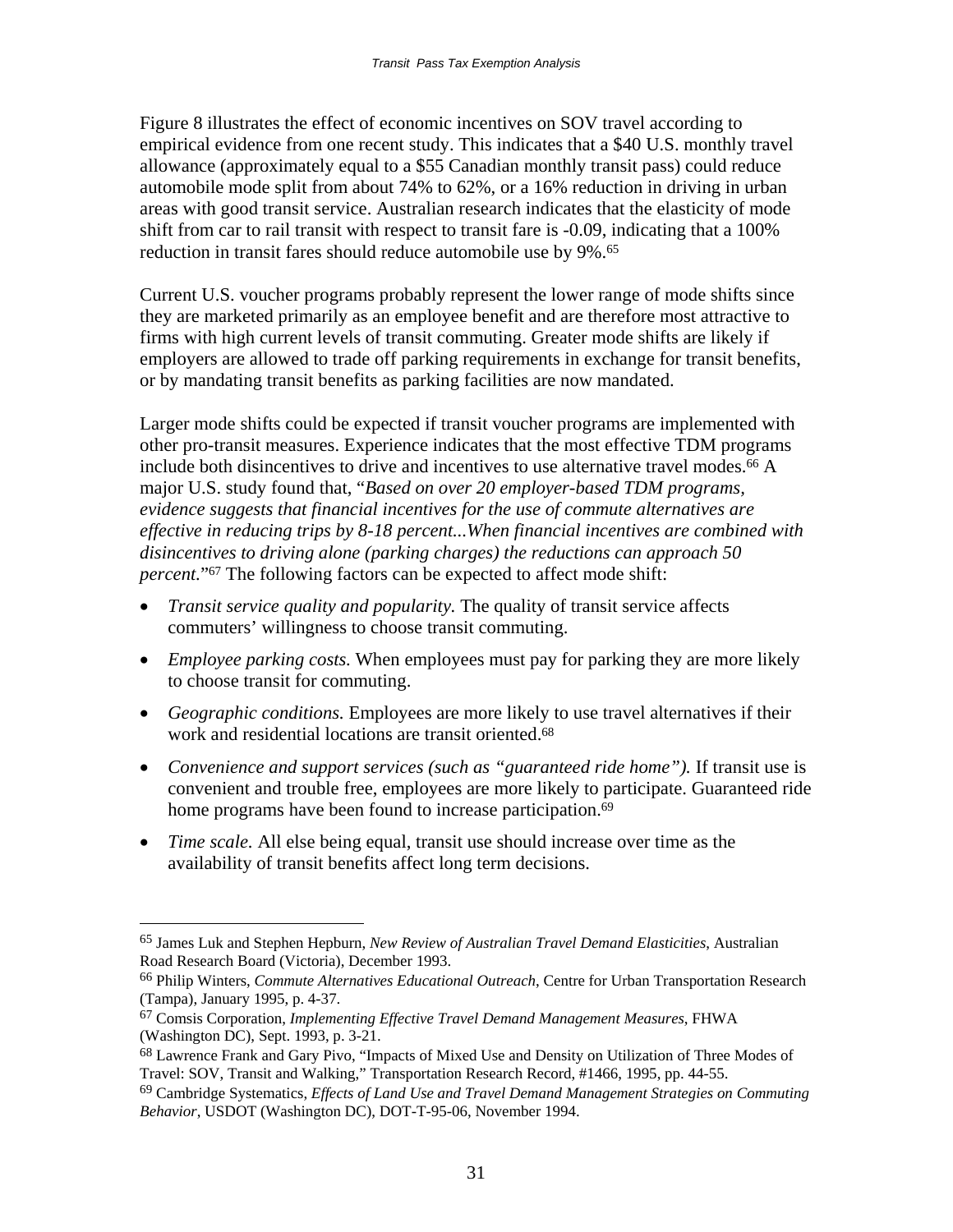Figure 8 illustrates the effect of economic incentives on SOV travel according to empirical evidence from one recent study. This indicates that a $40 U.S. monthly travel allowance (approximately equal to a $55 Canadian monthly transit pass) could reduce automobile mode split from about 74% to 62%, or a 16% reduction in driving in urban areas with good transit service. Australian research indicates that the elasticity of mode shift from car to rail transit with respect to transit fare is -0.09, indicating that a 100% reduction in transit fares should reduce automobile use by 9%.[65]

Current U.S. voucher programs probably represent the lower range of mode shifts since they are marketed primarily as an employee benefit and are therefore most attractive to firms with high current levels of transit commuting. Greater mode shifts are likely if employers are allowed to trade off parking requirements in exchange for transit benefits, or by mandating transit benefits as parking facilities are now mandated.

Larger mode shifts could be expected if transit voucher programs are implemented with other pro-transit measures. Experience indicates that the most effective TDM programs include both disincentives to drive and incentives to use alternative travel modes.[66] A major U.S. study found that, "*Based on over 20 employer-based TDM programs, evidence suggests that financial incentives for the use of commute alternatives are effective in reducing trips by 8-18 percent...When financial incentives are combined with disincentives to driving alone (parking charges) the reductions can approach 50 percent.*"[67] The following factors can be expected to affect mode shift:

- *Transit service quality and popularity.* The quality of transit service affects commuters' willingness to choose transit commuting.
- *Employee parking costs.* When employees must pay for parking they are more likely to choose transit for commuting.
- *Geographic conditions.* Employees are more likely to use travel alternatives if their work and residential locations are transit oriented.[68]
- *Convenience and support services (such as "guaranteed ride home").* If transit use is convenient and trouble free, employees are more likely to participate. Guaranteed ride home programs have been found to increase participation.[69]
- *Time scale.* All else being equal, transit use should increase over time as the availability of transit benefits affect long term decisions.

---

[65] James Luk and Stephen Hepburn, *New Review of Australian Travel Demand Elasticities*, Australian Road Research Board (Victoria), December 1993.

[66] Philip Winters, *Commute Alternatives Educational Outreach*, Centre for Urban Transportation Research (Tampa), January 1995, p. 4-37.

[67] Comsis Corporation, *Implementing Effective Travel Demand Management Measures*, FHWA (Washington DC), Sept. 1993, p. 3-21.

[68] Lawrence Frank and Gary Pivo, "Impacts of Mixed Use and Density on Utilization of Three Modes of Travel: SOV, Transit and Walking," Transportation Research Record, #1466, 1995, pp. 44-55.

[69] Cambridge Systematics, *Effects of Land Use and Travel Demand Management Strategies on Commuting Behavior*, USDOT (Washington DC), DOT-T-95-06, November 1994.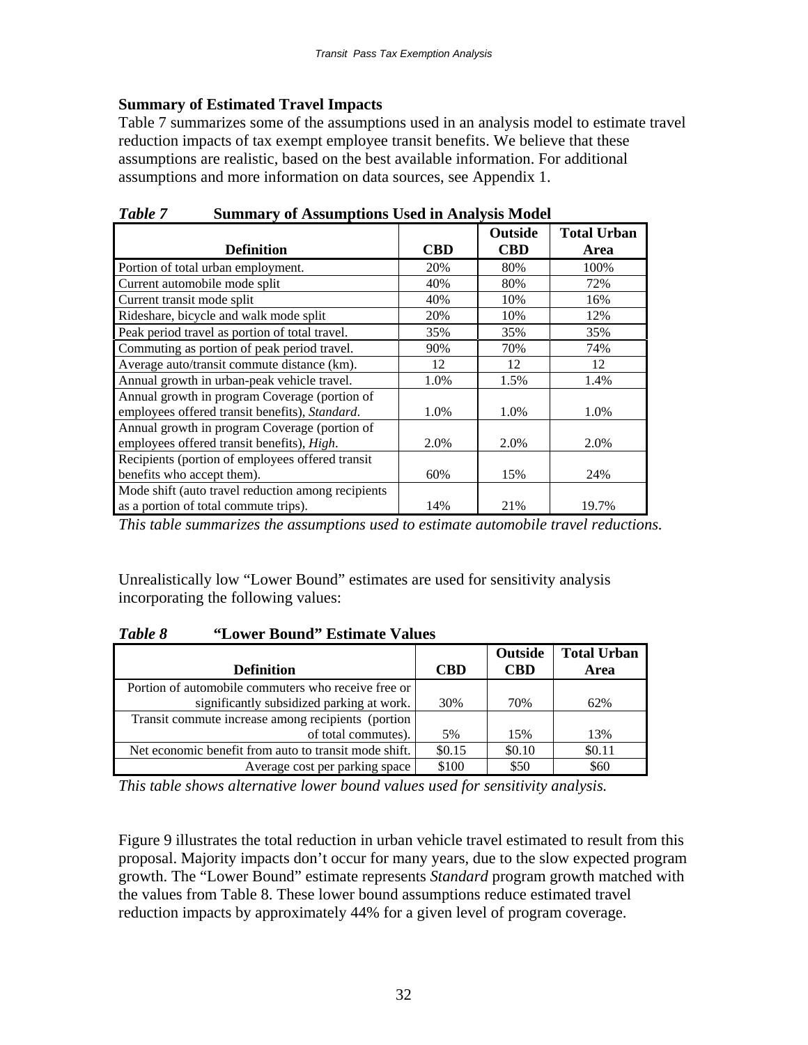### Summary of Estimated Travel Impacts

Table 7 summarizes some of the assumptions used in an analysis model to estimate travel reduction impacts of tax exempt employee transit benefits. We believe that these assumptions are realistic, based on the best available information. For additional assumptions and more information on data sources, see Appendix 1.

***Table 7*** **Summary of Assumptions Used in Analysis Model**

| Definition | CBD | Outside CBD | Total Urban Area |
|---|---|---|---|
| Portion of total urban employment. | 20% | 80% | 100% |
| Current automobile mode split | 40% | 80% | 72% |
| Current transit mode split | 40% | 10% | 16% |
| Rideshare, bicycle and walk mode split | 20% | 10% | 12% |
| Peak period travel as portion of total travel. | 35% | 35% | 35% |
| Commuting as portion of peak period travel. | 90% | 70% | 74% |
| Average auto/transit commute distance (km). | 12 | 12 | 12 |
| Annual growth in urban-peak vehicle travel. | 1.0% | 1.5% | 1.4% |
| Annual growth in program Coverage (portion of employees offered transit benefits), *Standard*. | 1.0% | 1.0% | 1.0% |
| Annual growth in program Coverage (portion of employees offered transit benefits), *High*. | 2.0% | 2.0% | 2.0% |
| Recipients (portion of employees offered transit benefits who accept them). | 60% | 15% | 24% |
| Mode shift (auto travel reduction among recipients as a portion of total commute trips). | 14% | 21% | 19.7% |

*This table summarizes the assumptions used to estimate automobile travel reductions.*

Unrealistically low "Lower Bound" estimates are used for sensitivity analysis incorporating the following values:

***Table 8*** **"Lower Bound" Estimate Values**

| Definition | CBD | Outside CBD | Total Urban Area |
|---|---|---|---|
| Portion of automobile commuters who receive free or significantly subsidized parking at work. | 30% | 70% | 62% |
| Transit commute increase among recipients (portion of total commutes). | 5% | 15% | 13% |
| Net economic benefit from auto to transit mode shift. | $0.15 | $0.10 | $0.11 |
| Average cost per parking space | $100 | $50 | $60 |

*This table shows alternative lower bound values used for sensitivity analysis.*

Figure 9 illustrates the total reduction in urban vehicle travel estimated to result from this proposal. Majority impacts don't occur for many years, due to the slow expected program growth. The "Lower Bound" estimate represents *Standard* program growth matched with the values from Table 8. These lower bound assumptions reduce estimated travel reduction impacts by approximately 44% for a given level of program coverage.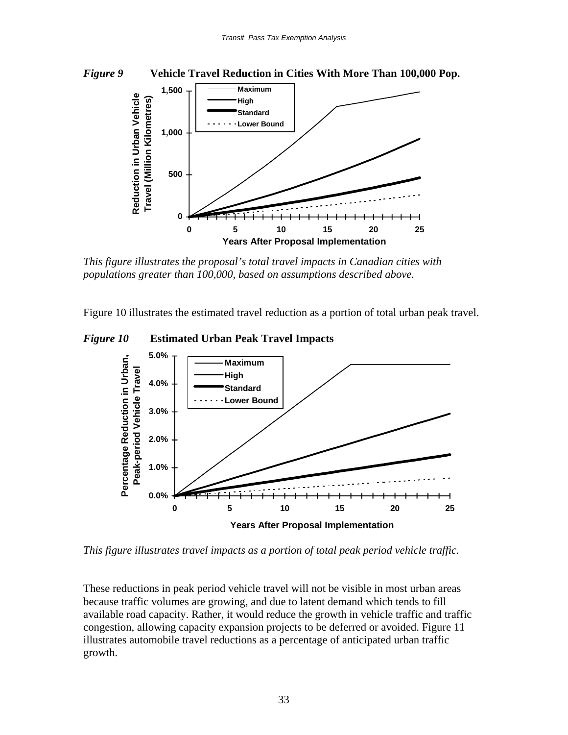*Figure 9* **Vehicle Travel Reduction in Cities With More Than 100,000 Pop.**

*This figure illustrates the proposal's total travel impacts in Canadian cities with populations greater than 100,000, based on assumptions described above.*

Figure 10 illustrates the estimated travel reduction as a portion of total urban peak travel.

*Figure 10* **Estimated Urban Peak Travel Impacts**

*This figure illustrates travel impacts as a portion of total peak period vehicle traffic.*

These reductions in peak period vehicle travel will not be visible in most urban areas because traffic volumes are growing, and due to latent demand which tends to fill available road capacity. Rather, it would reduce the growth in vehicle traffic and traffic congestion, allowing capacity expansion projects to be deferred or avoided. Figure 11 illustrates automobile travel reductions as a percentage of anticipated urban traffic growth.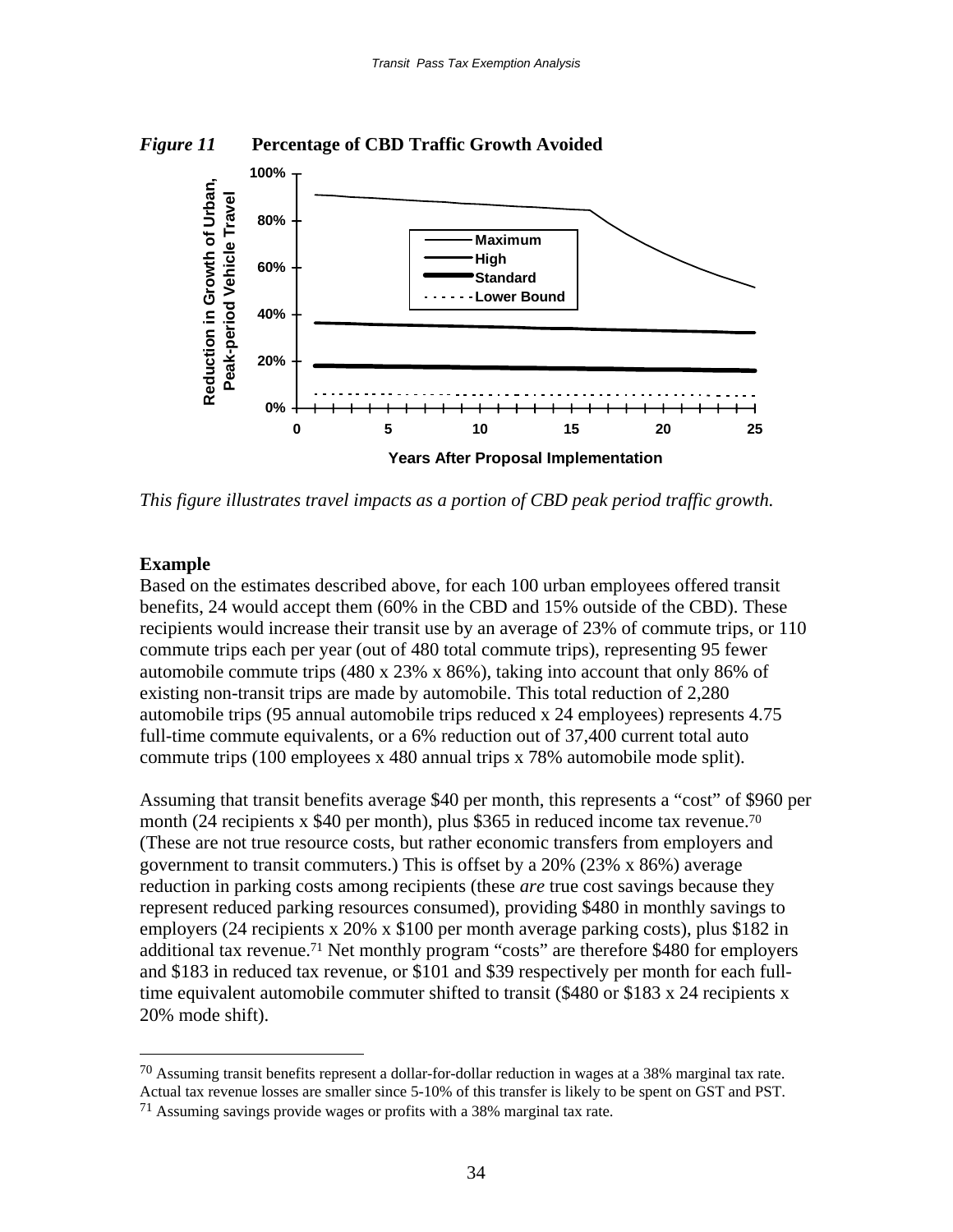*Figure 11* **Percentage of CBD Traffic Growth Avoided**

*This figure illustrates travel impacts as a portion of CBD peak period traffic growth.*

**Example**

Based on the estimates described above, for each 100 urban employees offered transit benefits, 24 would accept them (60% in the CBD and 15% outside of the CBD). These recipients would increase their transit use by an average of 23% of commute trips, or 110 commute trips each per year (out of 480 total commute trips), representing 95 fewer automobile commute trips (480 x 23% x 86%), taking into account that only 86% of existing non-transit trips are made by automobile. This total reduction of 2,280 automobile trips (95 annual automobile trips reduced x 24 employees) represents 4.75 full-time commute equivalents, or a 6% reduction out of 37,400 current total auto commute trips (100 employees x 480 annual trips x 78% automobile mode split).

Assuming that transit benefits average $40 per month, this represents a "cost" of $960 per month (24 recipients x $40 per month), plus $365 in reduced income tax revenue.[70] (These are not true resource costs, but rather economic transfers from employers and government to transit commuters.) This is offset by a 20% (23% x 86%) average reduction in parking costs among recipients (these *are* true cost savings because they represent reduced parking resources consumed), providing $480 in monthly savings to employers (24 recipients x 20% x $100 per month average parking costs), plus $182 in additional tax revenue.[71] Net monthly program "costs" are therefore $480 for employers and $183 in reduced tax revenue, or $101 and $39 respectively per month for each full-time equivalent automobile commuter shifted to transit ($480 or $183 x 24 recipients x 20% mode shift).

---

[70] Assuming transit benefits represent a dollar-for-dollar reduction in wages at a 38% marginal tax rate. Actual tax revenue losses are smaller since 5-10% of this transfer is likely to be spent on GST and PST.

[71] Assuming savings provide wages or profits with a 38% marginal tax rate.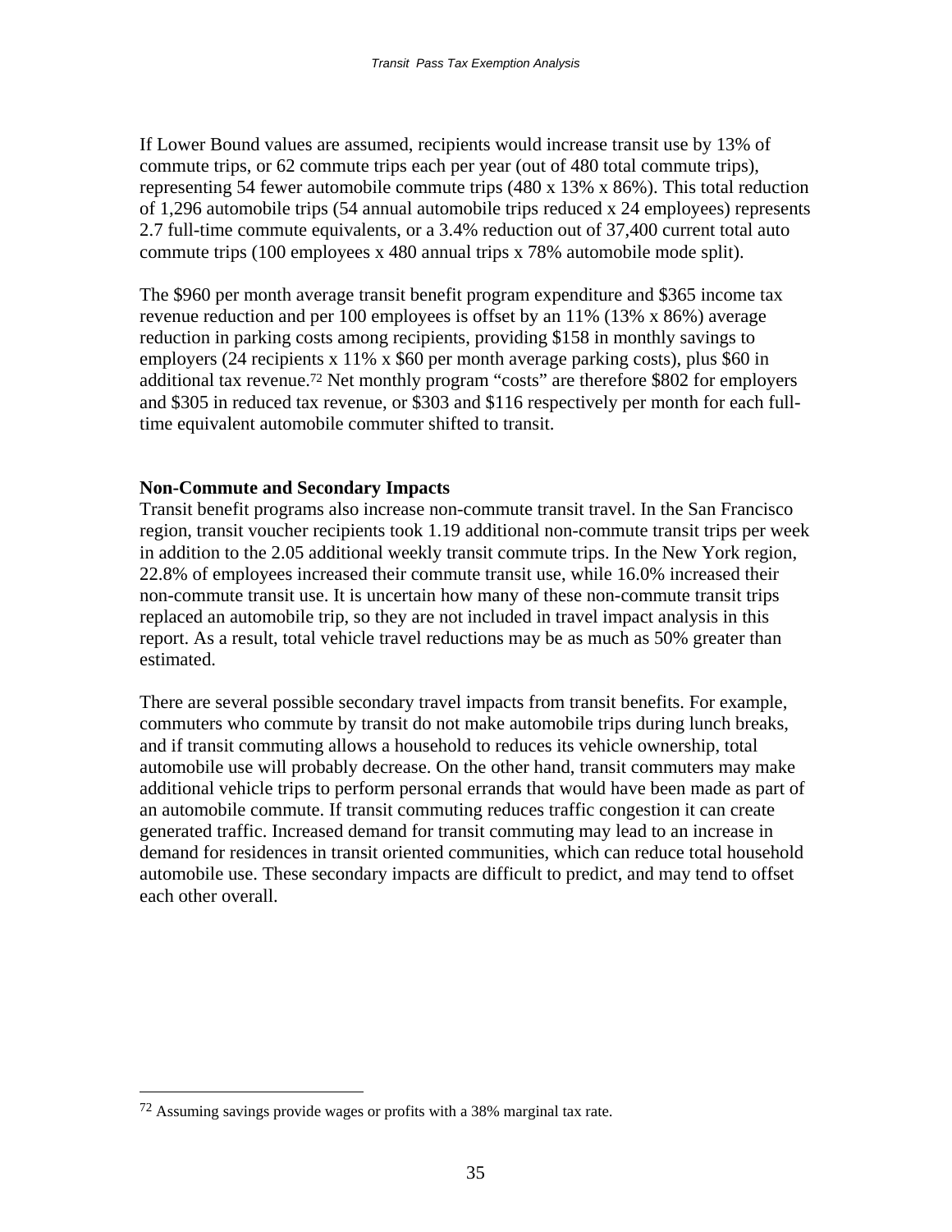If Lower Bound values are assumed, recipients would increase transit use by 13% of commute trips, or 62 commute trips each per year (out of 480 total commute trips), representing 54 fewer automobile commute trips (480 x 13% x 86%). This total reduction of 1,296 automobile trips (54 annual automobile trips reduced x 24 employees) represents 2.7 full-time commute equivalents, or a 3.4% reduction out of 37,400 current total auto commute trips (100 employees x 480 annual trips x 78% automobile mode split).

The $960 per month average transit benefit program expenditure and $365 income tax revenue reduction and per 100 employees is offset by an 11% (13% x 86%) average reduction in parking costs among recipients, providing $158 in monthly savings to employers (24 recipients x 11% x $60 per month average parking costs), plus $60 in additional tax revenue.[72] Net monthly program "costs" are therefore $802 for employers and $305 in reduced tax revenue, or $303 and $116 respectively per month for each full-time equivalent automobile commuter shifted to transit.

**Non-Commute and Secondary Impacts**

Transit benefit programs also increase non-commute transit travel. In the San Francisco region, transit voucher recipients took 1.19 additional non-commute transit trips per week in addition to the 2.05 additional weekly transit commute trips. In the New York region, 22.8% of employees increased their commute transit use, while 16.0% increased their non-commute transit use. It is uncertain how many of these non-commute transit trips replaced an automobile trip, so they are not included in travel impact analysis in this report. As a result, total vehicle travel reductions may be as much as 50% greater than estimated.

There are several possible secondary travel impacts from transit benefits. For example, commuters who commute by transit do not make automobile trips during lunch breaks, and if transit commuting allows a household to reduces its vehicle ownership, total automobile use will probably decrease. On the other hand, transit commuters may make additional vehicle trips to perform personal errands that would have been made as part of an automobile commute. If transit commuting reduces traffic congestion it can create generated traffic. Increased demand for transit commuting may lead to an increase in demand for residences in transit oriented communities, which can reduce total household automobile use. These secondary impacts are difficult to predict, and may tend to offset each other overall.

---

[72] Assuming savings provide wages or profits with a 38% marginal tax rate.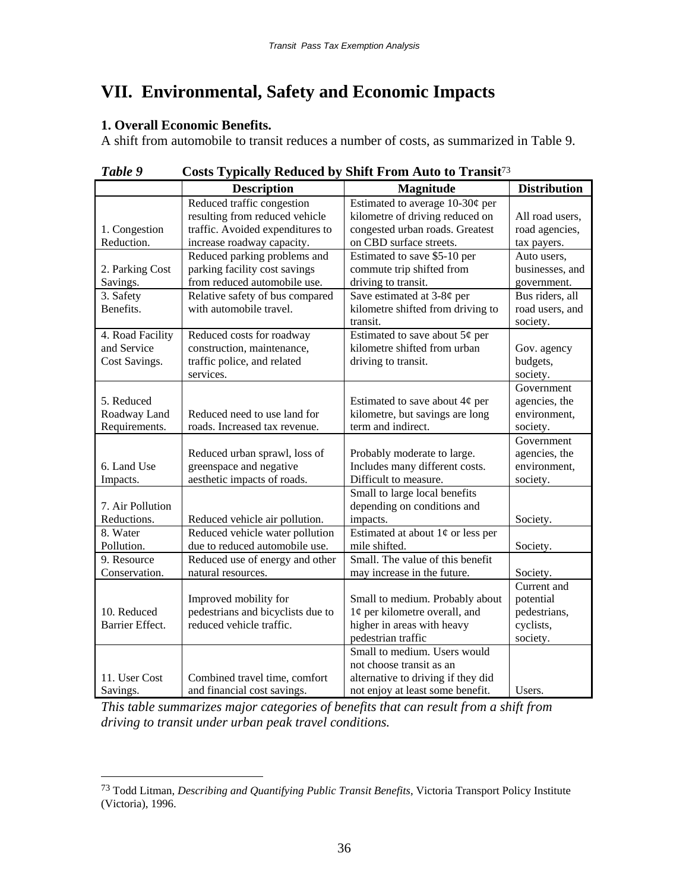# VII. Environmental, Safety and Economic Impacts

### 1. Overall Economic Benefits.

A shift from automobile to transit reduces a number of costs, as summarized in Table 9.

***Table 9*** **Costs Typically Reduced by Shift From Auto to Transit**[73]

| | Description | Magnitude | Distribution |
|---|---|---|---|
| 1. Congestion Reduction. | Reduced traffic congestion resulting from reduced vehicle traffic. Avoided expenditures to increase roadway capacity. | Estimated to average 10-30¢ per kilometre of driving reduced on congested urban roads. Greatest on CBD surface streets. | All road users, road agencies, tax payers. |
| 2. Parking Cost Savings. | Reduced parking problems and parking facility cost savings from reduced automobile use. | Estimated to save $5-10 per commute trip shifted from driving to transit. | Auto users, businesses, and government. |
| 3. Safety Benefits. | Relative safety of bus compared with automobile travel. | Save estimated at 3-8¢ per kilometre shifted from driving to transit. | Bus riders, all road users, and society. |
| 4. Road Facility and Service Cost Savings. | Reduced costs for roadway construction, maintenance, traffic police, and related services. | Estimated to save about 5¢ per kilometre shifted from urban driving to transit. | Gov. agency budgets, society. |
| 5. Reduced Roadway Land Requirements. | Reduced need to use land for roads. Increased tax revenue. | Estimated to save about 4¢ per kilometre, but savings are long term and indirect. | Government agencies, the environment, society. |
| 6. Land Use Impacts. | Reduced urban sprawl, loss of greenspace and negative aesthetic impacts of roads. | Probably moderate to large. Includes many different costs. Difficult to measure. | Government agencies, the environment, society. |
| 7. Air Pollution Reductions. | Reduced vehicle air pollution. | Small to large local benefits depending on conditions and impacts. | Society. |
| 8. Water Pollution. | Reduced vehicle water pollution due to reduced automobile use. | Estimated at about 1¢ or less per mile shifted. | Society. |
| 9. Resource Conservation. | Reduced use of energy and other natural resources. | Small. The value of this benefit may increase in the future. | Society. |
| 10. Reduced Barrier Effect. | Improved mobility for pedestrians and bicyclists due to reduced vehicle traffic. | Small to medium. Probably about 1¢ per kilometre overall, and higher in areas with heavy pedestrian traffic | Current and potential pedestrians, cyclists, society. |
| 11. User Cost Savings. | Combined travel time, comfort and financial cost savings. | Small to medium. Users would not choose transit as an alternative to driving if they did not enjoy at least some benefit. | Users. |

*This table summarizes major categories of benefits that can result from a shift from driving to transit under urban peak travel conditions.*

---

[73] Todd Litman, *Describing and Quantifying Public Transit Benefits*, Victoria Transport Policy Institute (Victoria), 1996.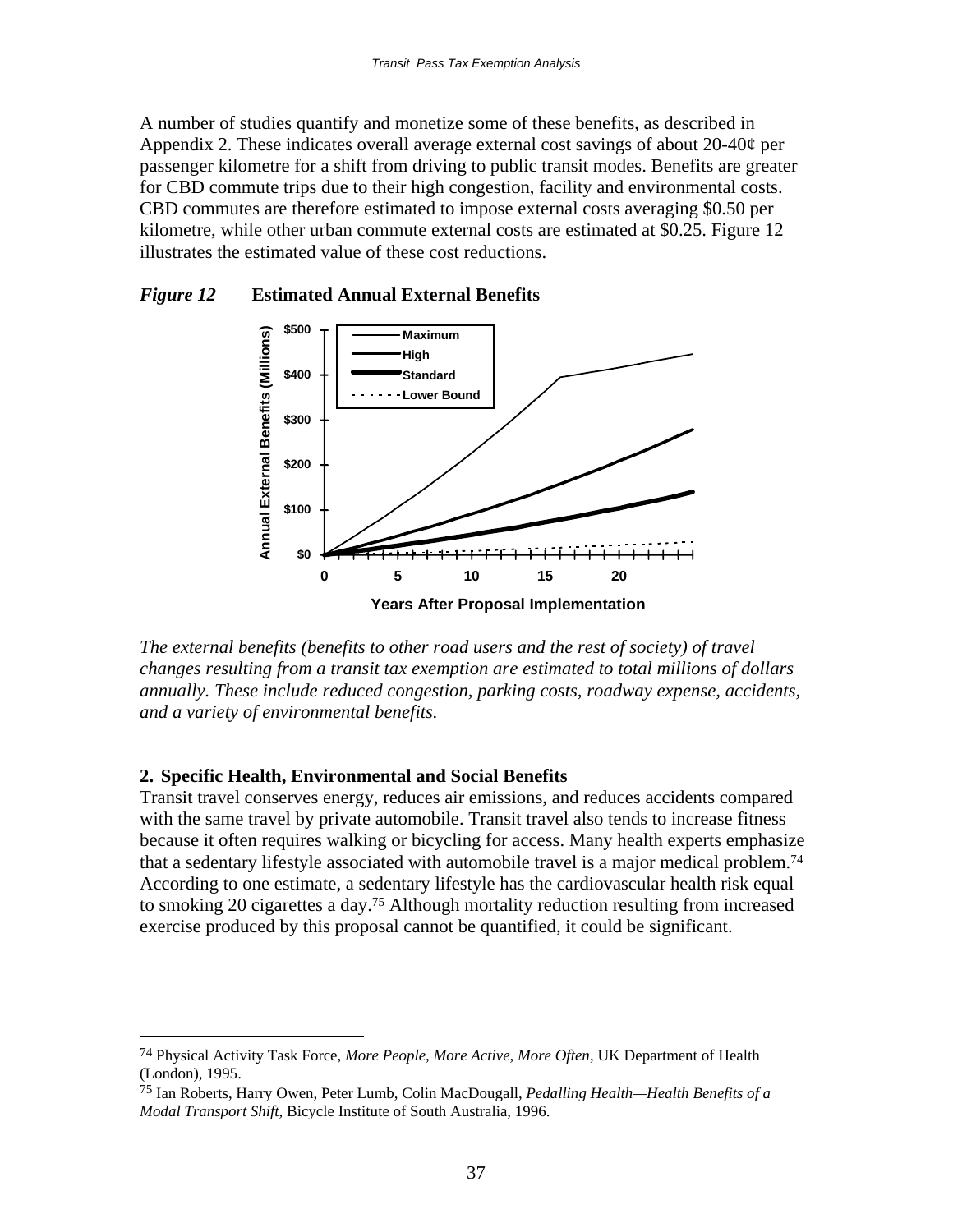A number of studies quantify and monetize some of these benefits, as described in Appendix 2. These indicates overall average external cost savings of about 20-40¢ per passenger kilometre for a shift from driving to public transit modes. Benefits are greater for CBD commute trips due to their high congestion, facility and environmental costs. CBD commutes are therefore estimated to impose external costs averaging $0.50 per kilometre, while other urban commute external costs are estimated at $0.25. Figure 12 illustrates the estimated value of these cost reductions.

***Figure 12*** **Estimated Annual External Benefits**

*The external benefits (benefits to other road users and the rest of society) of travel changes resulting from a transit tax exemption are estimated to total millions of dollars annually. These include reduced congestion, parking costs, roadway expense, accidents, and a variety of environmental benefits.*

## 2. Specific Health, Environmental and Social Benefits

Transit travel conserves energy, reduces air emissions, and reduces accidents compared with the same travel by private automobile. Transit travel also tends to increase fitness because it often requires walking or bicycling for access. Many health experts emphasize that a sedentary lifestyle associated with automobile travel is a major medical problem.[74] According to one estimate, a sedentary lifestyle has the cardiovascular health risk equal to smoking 20 cigarettes a day.[75] Although mortality reduction resulting from increased exercise produced by this proposal cannot be quantified, it could be significant.

---

[74] Physical Activity Task Force, *More People, More Active, More Often*, UK Department of Health (London), 1995.

[75] Ian Roberts, Harry Owen, Peter Lumb, Colin MacDougall, *Pedalling Health—Health Benefits of a Modal Transport Shift*, Bicycle Institute of South Australia, 1996.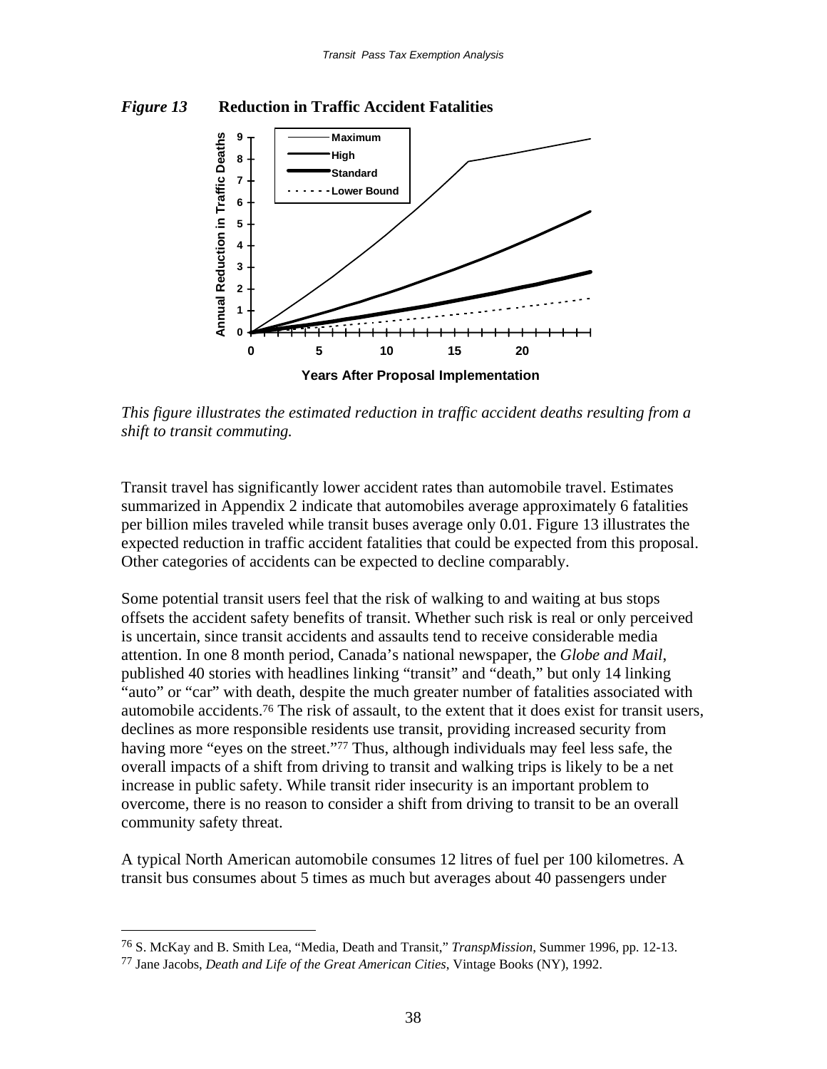*Figure 13* **Reduction in Traffic Accident Fatalities**

*This figure illustrates the estimated reduction in traffic accident deaths resulting from a shift to transit commuting.*

Transit travel has significantly lower accident rates than automobile travel. Estimates summarized in Appendix 2 indicate that automobiles average approximately 6 fatalities per billion miles traveled while transit buses average only 0.01. Figure 13 illustrates the expected reduction in traffic accident fatalities that could be expected from this proposal. Other categories of accidents can be expected to decline comparably.

Some potential transit users feel that the risk of walking to and waiting at bus stops offsets the accident safety benefits of transit. Whether such risk is real or only perceived is uncertain, since transit accidents and assaults tend to receive considerable media attention. In one 8 month period, Canada's national newspaper, the *Globe and Mail*, published 40 stories with headlines linking "transit" and "death," but only 14 linking "auto" or "car" with death, despite the much greater number of fatalities associated with automobile accidents.[76] The risk of assault, to the extent that it does exist for transit users, declines as more responsible residents use transit, providing increased security from having more "eyes on the street."[77] Thus, although individuals may feel less safe, the overall impacts of a shift from driving to transit and walking trips is likely to be a net increase in public safety. While transit rider insecurity is an important problem to overcome, there is no reason to consider a shift from driving to transit to be an overall community safety threat.

A typical North American automobile consumes 12 litres of fuel per 100 kilometres. A transit bus consumes about 5 times as much but averages about 40 passengers under

---

[76] S. McKay and B. Smith Lea, "Media, Death and Transit," *TranspMission*, Summer 1996, pp. 12-13.

[77] Jane Jacobs, *Death and Life of the Great American Cities*, Vintage Books (NY), 1992.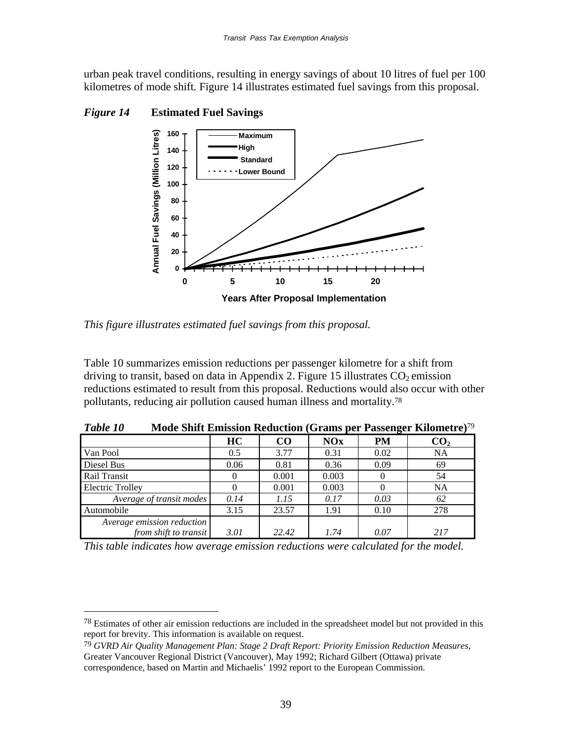urban peak travel conditions, resulting in energy savings of about 10 litres of fuel per 100 kilometres of mode shift. Figure 14 illustrates estimated fuel savings from this proposal.

***Figure 14*** **Estimated Fuel Savings**

*This figure illustrates estimated fuel savings from this proposal.*

Table 10 summarizes emission reductions per passenger kilometre for a shift from driving to transit, based on data in Appendix 2. Figure 15 illustrates $CO_2$ emission reductions estimated to result from this proposal. Reductions would also occur with other pollutants, reducing air pollution caused human illness and mortality.[78]

***Table 10*** **Mode Shift Emission Reduction (Grams per Passenger Kilometre)**[79]

| | HC | CO | NOx | PM | $CO_2$ |
|---|---|---|---|---|---|
| Van Pool | 0.5 | 3.77 | 0.31 | 0.02 | NA |
| Diesel Bus | 0.06 | 0.81 | 0.36 | 0.09 | 69 |
| Rail Transit | 0 | 0.001 | 0.003 | 0 | 54 |
| Electric Trolley | 0 | 0.001 | 0.003 | 0 | NA |
| *Average of transit modes* | *0.14* | *1.15* | *0.17* | *0.03* | *62* |
| Automobile | 3.15 | 23.57 | 1.91 | 0.10 | 278 |
| *Average emission reduction from shift to transit* | *3.01* | *22.42* | *1.74* | *0.07* | *217* |

*This table indicates how average emission reductions were calculated for the model.*

---

[78] Estimates of other air emission reductions are included in the spreadsheet model but not provided in this report for brevity. This information is available on request.

[79] *GVRD Air Quality Management Plan: Stage 2 Draft Report: Priority Emission Reduction Measures*, Greater Vancouver Regional District (Vancouver), May 1992; Richard Gilbert (Ottawa) private correspondence, based on Martin and Michaelis' 1992 report to the European Commission.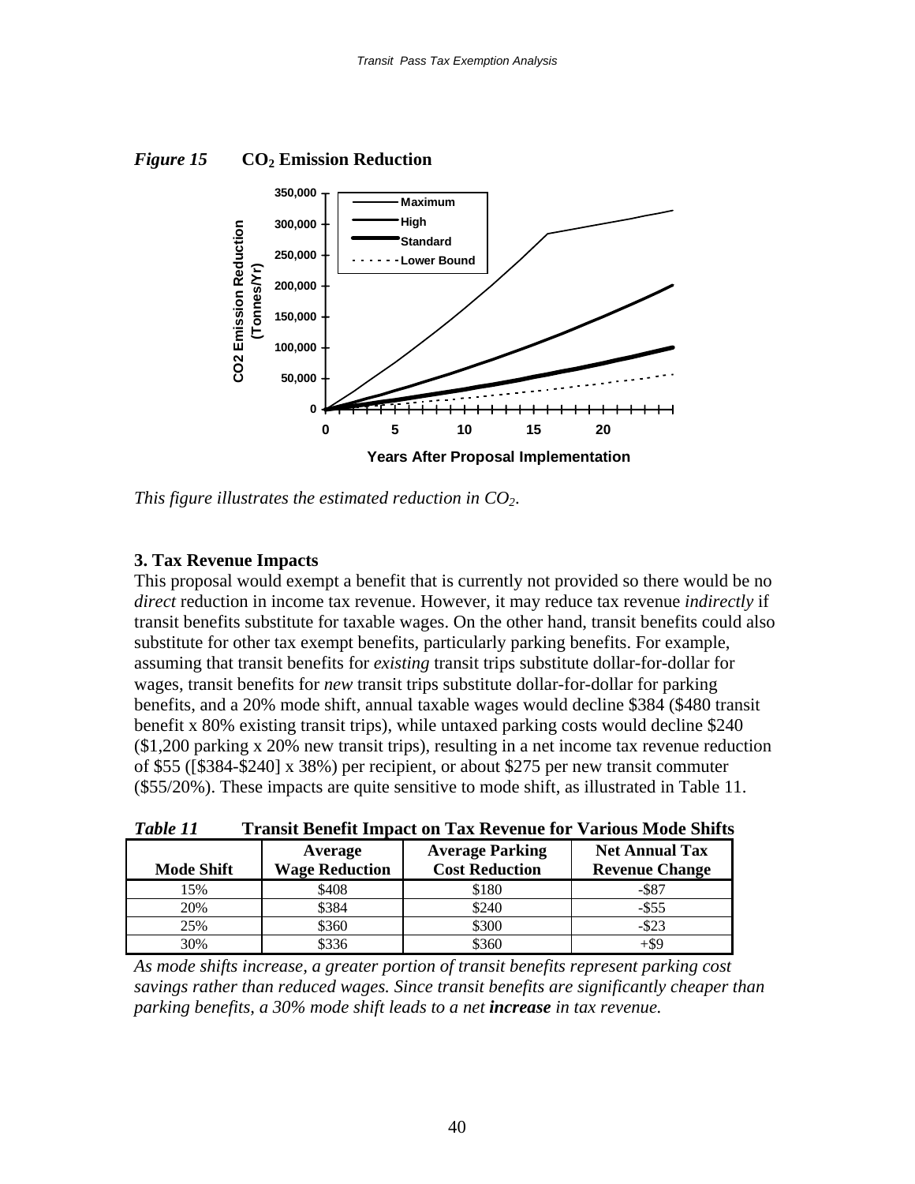*Figure 15* **$CO_2$ Emission Reduction**

*This figure illustrates the estimated reduction in $CO_2$.*

**3. Tax Revenue Impacts**

This proposal would exempt a benefit that is currently not provided so there would be no *direct* reduction in income tax revenue. However, it may reduce tax revenue *indirectly* if transit benefits substitute for taxable wages. On the other hand, transit benefits could also substitute for other tax exempt benefits, particularly parking benefits. For example, assuming that transit benefits for *existing* transit trips substitute dollar-for-dollar for wages, transit benefits for *new* transit trips substitute dollar-for-dollar for parking benefits, and a 20% mode shift, annual taxable wages would decline $384 ($480 transit benefit x 80% existing transit trips), while untaxed parking costs would decline $240 ($1,200 parking x 20% new transit trips), resulting in a net income tax revenue reduction of $55 ([$384-$240] x 38%) per recipient, or about $275 per new transit commuter ($55/20%). These impacts are quite sensitive to mode shift, as illustrated in Table 11.

*Table 11* **Transit Benefit Impact on Tax Revenue for Various Mode Shifts**

| Mode Shift | Average Wage Reduction | Average Parking Cost Reduction | Net Annual Tax Revenue Change |
|---|---|---|---|
| 15% | $408 | $180 | -$87 |
| 20% | $384 | $240 | -$55 |
| 25% | $360 | $300 | -$23 |
| 30% | $336 | $360 | +$9 |

*As mode shifts increase, a greater portion of transit benefits represent parking cost savings rather than reduced wages. Since transit benefits are significantly cheaper than parking benefits, a 30% mode shift leads to a net* ***increase*** *in tax revenue.*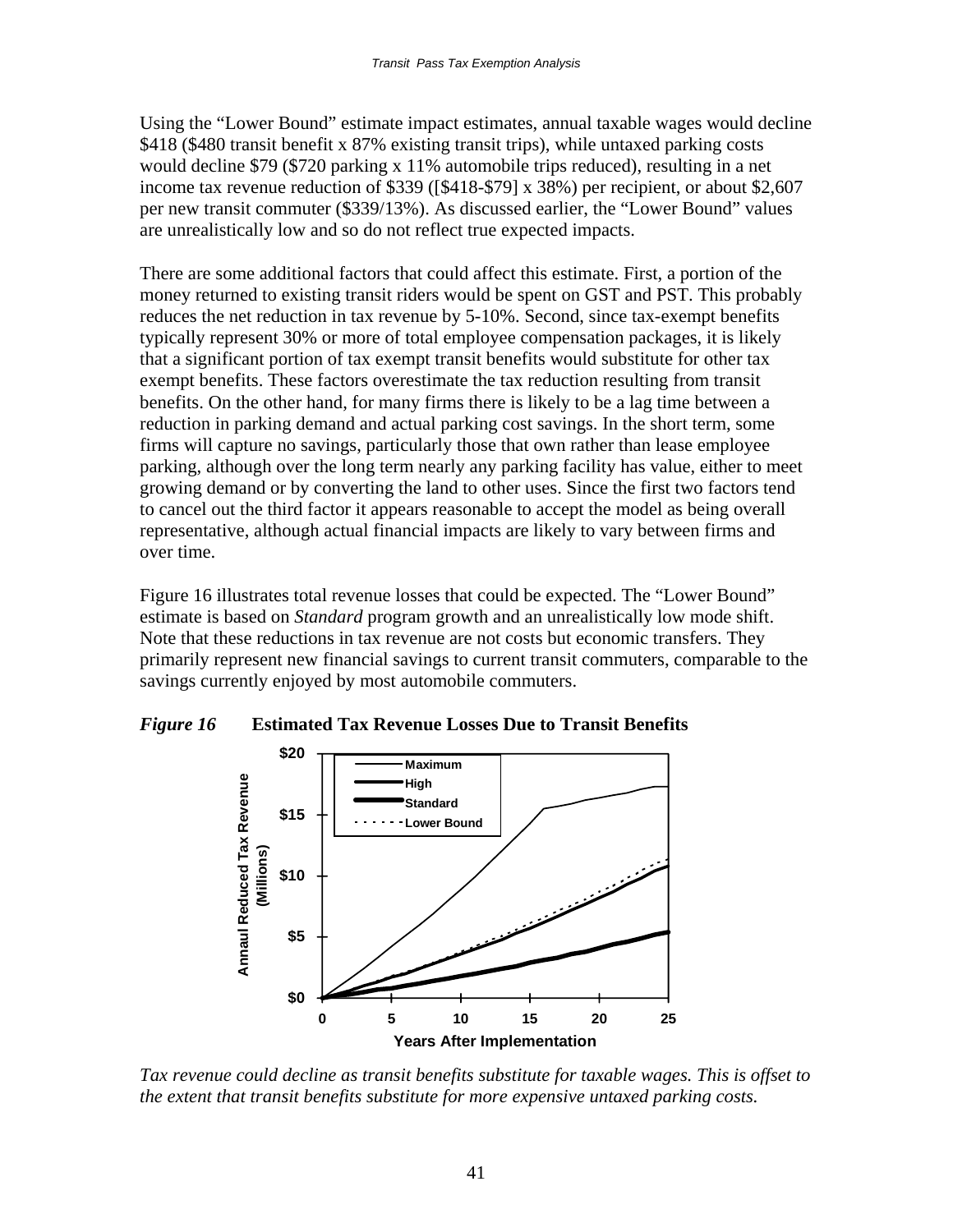Using the "Lower Bound" estimate impact estimates, annual taxable wages would decline $418 ($480 transit benefit x 87% existing transit trips), while untaxed parking costs would decline $79 ($720 parking x 11% automobile trips reduced), resulting in a net income tax revenue reduction of $339 ([$418-$79] x 38%) per recipient, or about $2,607 per new transit commuter ($339/13%). As discussed earlier, the "Lower Bound" values are unrealistically low and so do not reflect true expected impacts.

There are some additional factors that could affect this estimate. First, a portion of the money returned to existing transit riders would be spent on GST and PST. This probably reduces the net reduction in tax revenue by 5-10%. Second, since tax-exempt benefits typically represent 30% or more of total employee compensation packages, it is likely that a significant portion of tax exempt transit benefits would substitute for other tax exempt benefits. These factors overestimate the tax reduction resulting from transit benefits. On the other hand, for many firms there is likely to be a lag time between a reduction in parking demand and actual parking cost savings. In the short term, some firms will capture no savings, particularly those that own rather than lease employee parking, although over the long term nearly any parking facility has value, either to meet growing demand or by converting the land to other uses. Since the first two factors tend to cancel out the third factor it appears reasonable to accept the model as being overall representative, although actual financial impacts are likely to vary between firms and over time.

Figure 16 illustrates total revenue losses that could be expected. The "Lower Bound" estimate is based on *Standard* program growth and an unrealistically low mode shift. Note that these reductions in tax revenue are not costs but economic transfers. They primarily represent new financial savings to current transit commuters, comparable to the savings currently enjoyed by most automobile commuters.

***Figure 16*** **Estimated Tax Revenue Losses Due to Transit Benefits**

*Tax revenue could decline as transit benefits substitute for taxable wages. This is offset to the extent that transit benefits substitute for more expensive untaxed parking costs.*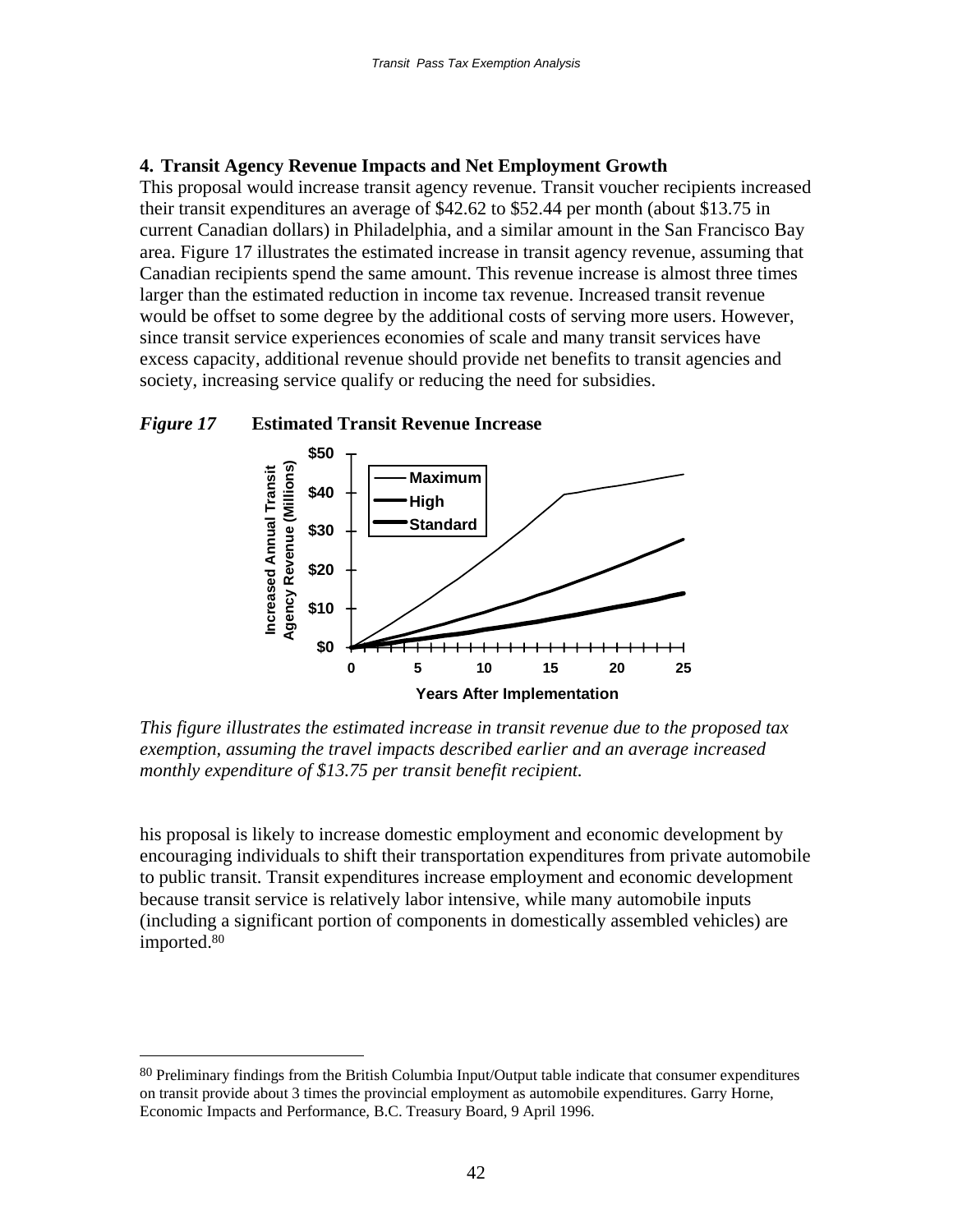### 4. Transit Agency Revenue Impacts and Net Employment Growth

This proposal would increase transit agency revenue. Transit voucher recipients increased their transit expenditures an average of $42.62 to $52.44 per month (about $13.75 in current Canadian dollars) in Philadelphia, and a similar amount in the San Francisco Bay area. Figure 17 illustrates the estimated increase in transit agency revenue, assuming that Canadian recipients spend the same amount. This revenue increase is almost three times larger than the estimated reduction in income tax revenue. Increased transit revenue would be offset to some degree by the additional costs of serving more users. However, since transit service experiences economies of scale and many transit services have excess capacity, additional revenue should provide net benefits to transit agencies and society, increasing service qualify or reducing the need for subsidies.

***Figure 17*** **Estimated Transit Revenue Increase**

*This figure illustrates the estimated increase in transit revenue due to the proposed tax exemption, assuming the travel impacts described earlier and an average increased monthly expenditure of $13.75 per transit benefit recipient.*

his proposal is likely to increase domestic employment and economic development by encouraging individuals to shift their transportation expenditures from private automobile to public transit. Transit expenditures increase employment and economic development because transit service is relatively labor intensive, while many automobile inputs (including a significant portion of components in domestically assembled vehicles) are imported.[80]

---

[80] Preliminary findings from the British Columbia Input/Output table indicate that consumer expenditures on transit provide about 3 times the provincial employment as automobile expenditures. Garry Horne, Economic Impacts and Performance, B.C. Treasury Board, 9 April 1996.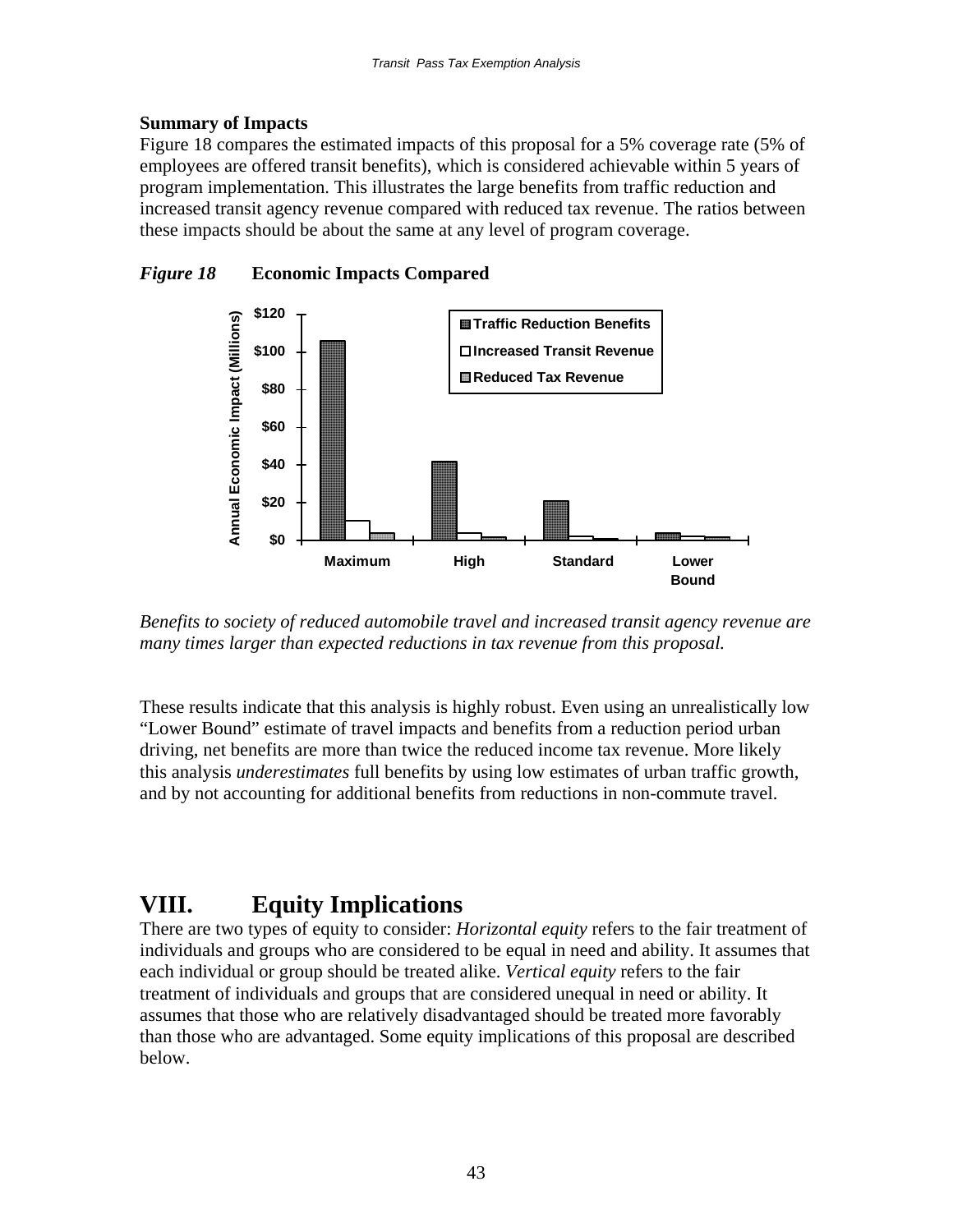**Summary of Impacts**

Figure 18 compares the estimated impacts of this proposal for a 5% coverage rate (5% of employees are offered transit benefits), which is considered achievable within 5 years of program implementation. This illustrates the large benefits from traffic reduction and increased transit agency revenue compared with reduced tax revenue. The ratios between these impacts should be about the same at any level of program coverage.

***Figure 18*** **Economic Impacts Compared**

*Benefits to society of reduced automobile travel and increased transit agency revenue are many times larger than expected reductions in tax revenue from this proposal.*

These results indicate that this analysis is highly robust. Even using an unrealistically low "Lower Bound" estimate of travel impacts and benefits from a reduction period urban driving, net benefits are more than twice the reduced income tax revenue. More likely this analysis *underestimates* full benefits by using low estimates of urban traffic growth, and by not accounting for additional benefits from reductions in non-commute travel.

# VIII. Equity Implications

There are two types of equity to consider: *Horizontal equity* refers to the fair treatment of individuals and groups who are considered to be equal in need and ability. It assumes that each individual or group should be treated alike. *Vertical equity* refers to the fair treatment of individuals and groups that are considered unequal in need or ability. It assumes that those who are relatively disadvantaged should be treated more favorably than those who are advantaged. Some equity implications of this proposal are described below.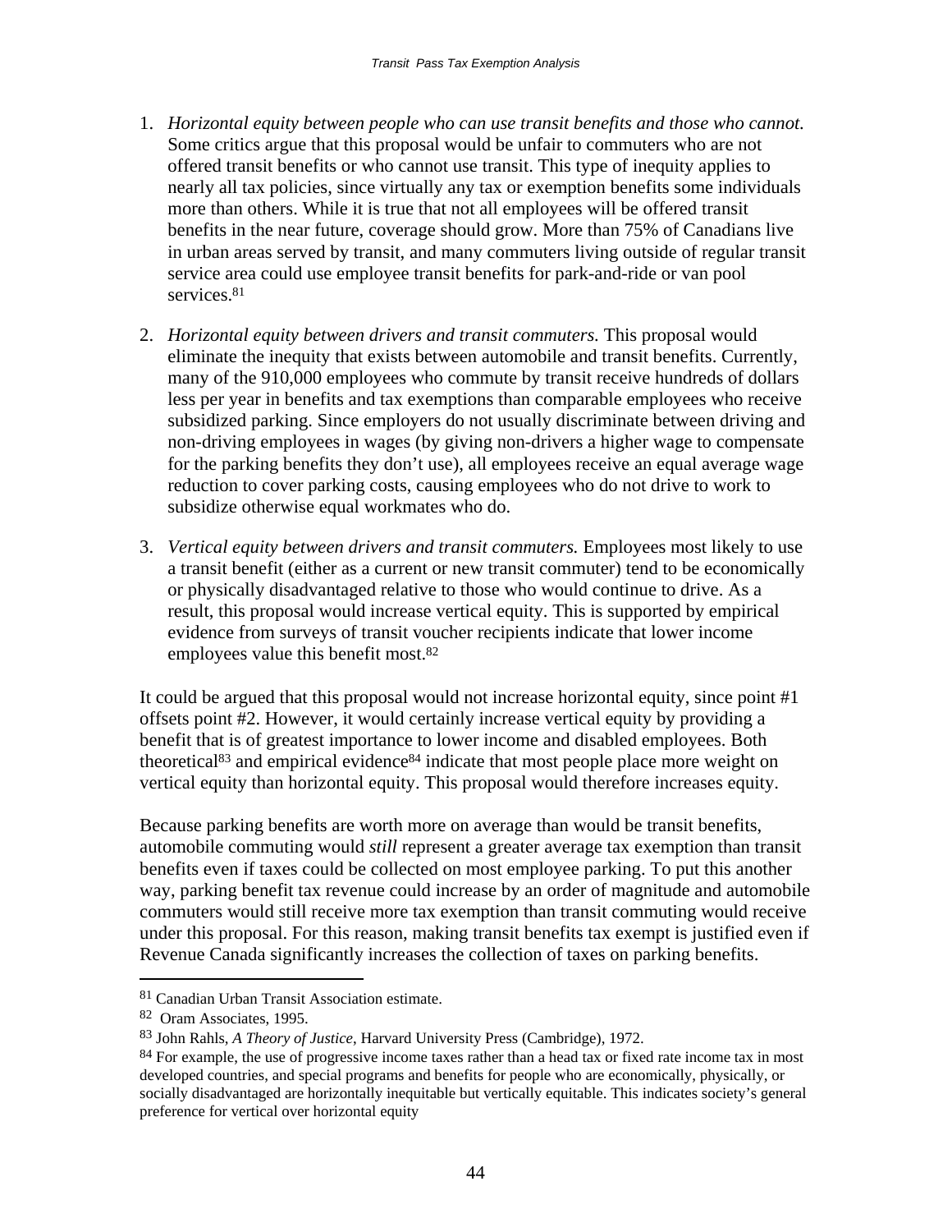1. *Horizontal equity between people who can use transit benefits and those who cannot.* Some critics argue that this proposal would be unfair to commuters who are not offered transit benefits or who cannot use transit. This type of inequity applies to nearly all tax policies, since virtually any tax or exemption benefits some individuals more than others. While it is true that not all employees will be offered transit benefits in the near future, coverage should grow. More than 75% of Canadians live in urban areas served by transit, and many commuters living outside of regular transit service area could use employee transit benefits for park-and-ride or van pool services.[81]

2. *Horizontal equity between drivers and transit commuters.* This proposal would eliminate the inequity that exists between automobile and transit benefits. Currently, many of the 910,000 employees who commute by transit receive hundreds of dollars less per year in benefits and tax exemptions than comparable employees who receive subsidized parking. Since employers do not usually discriminate between driving and non-driving employees in wages (by giving non-drivers a higher wage to compensate for the parking benefits they don't use), all employees receive an equal average wage reduction to cover parking costs, causing employees who do not drive to work to subsidize otherwise equal workmates who do.

3. *Vertical equity between drivers and transit commuters.* Employees most likely to use a transit benefit (either as a current or new transit commuter) tend to be economically or physically disadvantaged relative to those who would continue to drive. As a result, this proposal would increase vertical equity. This is supported by empirical evidence from surveys of transit voucher recipients indicate that lower income employees value this benefit most.[82]

It could be argued that this proposal would not increase horizontal equity, since point #1 offsets point #2. However, it would certainly increase vertical equity by providing a benefit that is of greatest importance to lower income and disabled employees. Both theoretical[83] and empirical evidence[84] indicate that most people place more weight on vertical equity than horizontal equity. This proposal would therefore increases equity.

Because parking benefits are worth more on average than would be transit benefits, automobile commuting would *still* represent a greater average tax exemption than transit benefits even if taxes could be collected on most employee parking. To put this another way, parking benefit tax revenue could increase by an order of magnitude and automobile commuters would still receive more tax exemption than transit commuting would receive under this proposal. For this reason, making transit benefits tax exempt is justified even if Revenue Canada significantly increases the collection of taxes on parking benefits.

---

[81] Canadian Urban Transit Association estimate.

[82] Oram Associates, 1995.

[83] John Rahls, *A Theory of Justice*, Harvard University Press (Cambridge), 1972.

[84] For example, the use of progressive income taxes rather than a head tax or fixed rate income tax in most developed countries, and special programs and benefits for people who are economically, physically, or socially disadvantaged are horizontally inequitable but vertically equitable. This indicates society's general preference for vertical over horizontal equity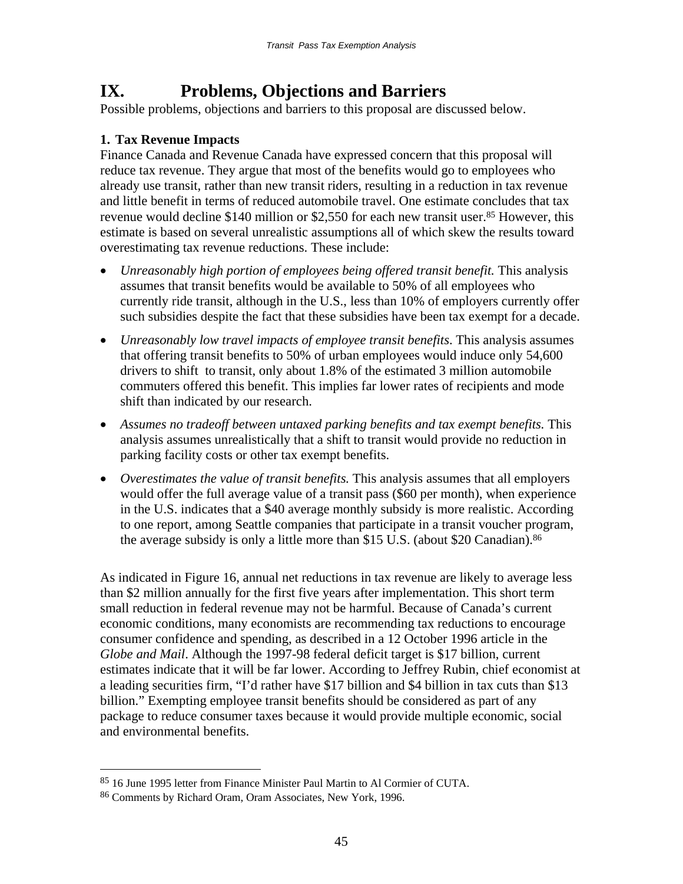# IX. Problems, Objections and Barriers

Possible problems, objections and barriers to this proposal are discussed below.

### 1. Tax Revenue Impacts

Finance Canada and Revenue Canada have expressed concern that this proposal will reduce tax revenue. They argue that most of the benefits would go to employees who already use transit, rather than new transit riders, resulting in a reduction in tax revenue and little benefit in terms of reduced automobile travel. One estimate concludes that tax revenue would decline $140 million or $2,550 for each new transit user.[85] However, this estimate is based on several unrealistic assumptions all of which skew the results toward overestimating tax revenue reductions. These include:

- *Unreasonably high portion of employees being offered transit benefit.* This analysis assumes that transit benefits would be available to 50% of all employees who currently ride transit, although in the U.S., less than 10% of employers currently offer such subsidies despite the fact that these subsidies have been tax exempt for a decade.
- *Unreasonably low travel impacts of employee transit benefits*. This analysis assumes that offering transit benefits to 50% of urban employees would induce only 54,600 drivers to shift to transit, only about 1.8% of the estimated 3 million automobile commuters offered this benefit. This implies far lower rates of recipients and mode shift than indicated by our research.
- *Assumes no tradeoff between untaxed parking benefits and tax exempt benefits.* This analysis assumes unrealistically that a shift to transit would provide no reduction in parking facility costs or other tax exempt benefits.
- *Overestimates the value of transit benefits.* This analysis assumes that all employers would offer the full average value of a transit pass ($60 per month), when experience in the U.S. indicates that a $40 average monthly subsidy is more realistic. According to one report, among Seattle companies that participate in a transit voucher program, the average subsidy is only a little more than $15 U.S. (about $20 Canadian).[86]

As indicated in Figure 16, annual net reductions in tax revenue are likely to average less than $2 million annually for the first five years after implementation. This short term small reduction in federal revenue may not be harmful. Because of Canada's current economic conditions, many economists are recommending tax reductions to encourage consumer confidence and spending, as described in a 12 October 1996 article in the *Globe and Mail*. Although the 1997-98 federal deficit target is $17 billion, current estimates indicate that it will be far lower. According to Jeffrey Rubin, chief economist at a leading securities firm, "I'd rather have $17 billion and $4 billion in tax cuts than $13 billion." Exempting employee transit benefits should be considered as part of any package to reduce consumer taxes because it would provide multiple economic, social and environmental benefits.

---

[85] 16 June 1995 letter from Finance Minister Paul Martin to Al Cormier of CUTA.

[86] Comments by Richard Oram, Oram Associates, New York, 1996.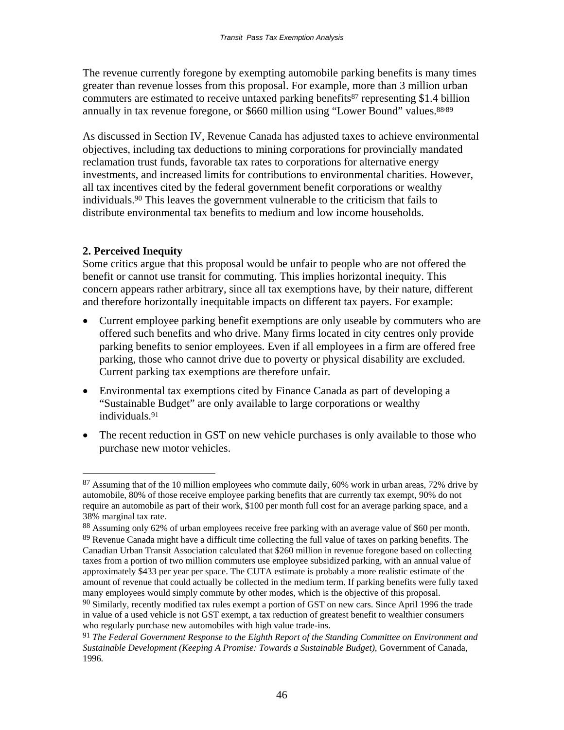The revenue currently foregone by exempting automobile parking benefits is many times greater than revenue losses from this proposal. For example, more than 3 million urban commuters are estimated to receive untaxed parking benefits[87] representing $1.4 billion annually in tax revenue foregone, or $660 million using "Lower Bound" values.[88,89]

As discussed in Section IV, Revenue Canada has adjusted taxes to achieve environmental objectives, including tax deductions to mining corporations for provincially mandated reclamation trust funds, favorable tax rates to corporations for alternative energy investments, and increased limits for contributions to environmental charities. However, all tax incentives cited by the federal government benefit corporations or wealthy individuals.[90] This leaves the government vulnerable to the criticism that fails to distribute environmental tax benefits to medium and low income households.

**2. Perceived Inequity**

Some critics argue that this proposal would be unfair to people who are not offered the benefit or cannot use transit for commuting. This implies horizontal inequity. This concern appears rather arbitrary, since all tax exemptions have, by their nature, different and therefore horizontally inequitable impacts on different tax payers. For example:

- Current employee parking benefit exemptions are only useable by commuters who are offered such benefits and who drive. Many firms located in city centres only provide parking benefits to senior employees. Even if all employees in a firm are offered free parking, those who cannot drive due to poverty or physical disability are excluded. Current parking tax exemptions are therefore unfair.
- Environmental tax exemptions cited by Finance Canada as part of developing a "Sustainable Budget" are only available to large corporations or wealthy individuals.[91]
- The recent reduction in GST on new vehicle purchases is only available to those who purchase new motor vehicles.

---

[87] Assuming that of the 10 million employees who commute daily, 60% work in urban areas, 72% drive by automobile, 80% of those receive employee parking benefits that are currently tax exempt, 90% do not require an automobile as part of their work, $100 per month full cost for an average parking space, and a 38% marginal tax rate.

[88] Assuming only 62% of urban employees receive free parking with an average value of $60 per month.

[89] Revenue Canada might have a difficult time collecting the full value of taxes on parking benefits. The Canadian Urban Transit Association calculated that $260 million in revenue foregone based on collecting taxes from a portion of two million commuters use employee subsidized parking, with an annual value of approximately $433 per year per space. The CUTA estimate is probably a more realistic estimate of the amount of revenue that could actually be collected in the medium term. If parking benefits were fully taxed many employees would simply commute by other modes, which is the objective of this proposal.

[90] Similarly, recently modified tax rules exempt a portion of GST on new cars. Since April 1996 the trade in value of a used vehicle is not GST exempt, a tax reduction of greatest benefit to wealthier consumers who regularly purchase new automobiles with high value trade-ins.

[91] *The Federal Government Response to the Eighth Report of the Standing Committee on Environment and Sustainable Development (Keeping A Promise: Towards a Sustainable Budget)*, Government of Canada, 1996.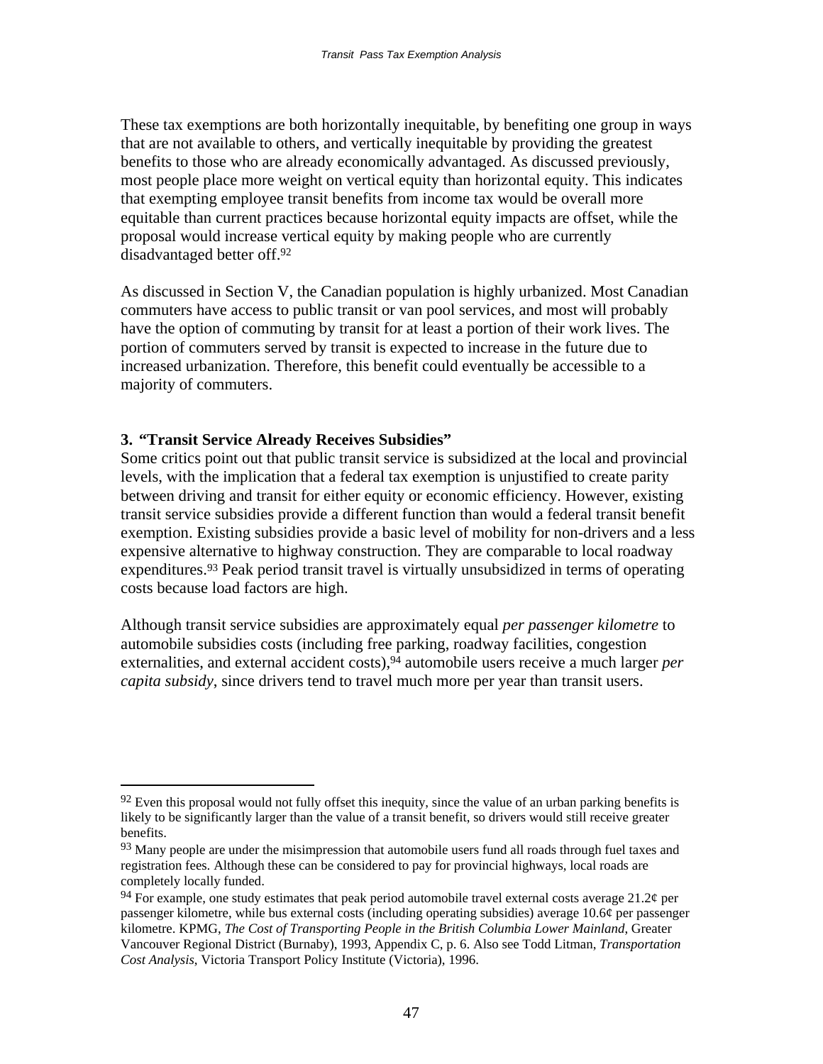These tax exemptions are both horizontally inequitable, by benefiting one group in ways that are not available to others, and vertically inequitable by providing the greatest benefits to those who are already economically advantaged. As discussed previously, most people place more weight on vertical equity than horizontal equity. This indicates that exempting employee transit benefits from income tax would be overall more equitable than current practices because horizontal equity impacts are offset, while the proposal would increase vertical equity by making people who are currently disadvantaged better off.[92]

As discussed in Section V, the Canadian population is highly urbanized. Most Canadian commuters have access to public transit or van pool services, and most will probably have the option of commuting by transit for at least a portion of their work lives. The portion of commuters served by transit is expected to increase in the future due to increased urbanization. Therefore, this benefit could eventually be accessible to a majority of commuters.

### 3. "Transit Service Already Receives Subsidies"

Some critics point out that public transit service is subsidized at the local and provincial levels, with the implication that a federal tax exemption is unjustified to create parity between driving and transit for either equity or economic efficiency. However, existing transit service subsidies provide a different function than would a federal transit benefit exemption. Existing subsidies provide a basic level of mobility for non-drivers and a less expensive alternative to highway construction. They are comparable to local roadway expenditures.[93] Peak period transit travel is virtually unsubsidized in terms of operating costs because load factors are high.

Although transit service subsidies are approximately equal *per passenger kilometre* to automobile subsidies costs (including free parking, roadway facilities, congestion externalities, and external accident costs),[94] automobile users receive a much larger *per capita subsidy*, since drivers tend to travel much more per year than transit users.

---

[92] Even this proposal would not fully offset this inequity, since the value of an urban parking benefits is likely to be significantly larger than the value of a transit benefit, so drivers would still receive greater benefits.

[93] Many people are under the misimpression that automobile users fund all roads through fuel taxes and registration fees. Although these can be considered to pay for provincial highways, local roads are completely locally funded.

[94] For example, one study estimates that peak period automobile travel external costs average 21.2¢ per passenger kilometre, while bus external costs (including operating subsidies) average 10.6¢ per passenger kilometre. KPMG, *The Cost of Transporting People in the British Columbia Lower Mainland*, Greater Vancouver Regional District (Burnaby), 1993, Appendix C, p. 6. Also see Todd Litman, *Transportation Cost Analysis*, Victoria Transport Policy Institute (Victoria), 1996.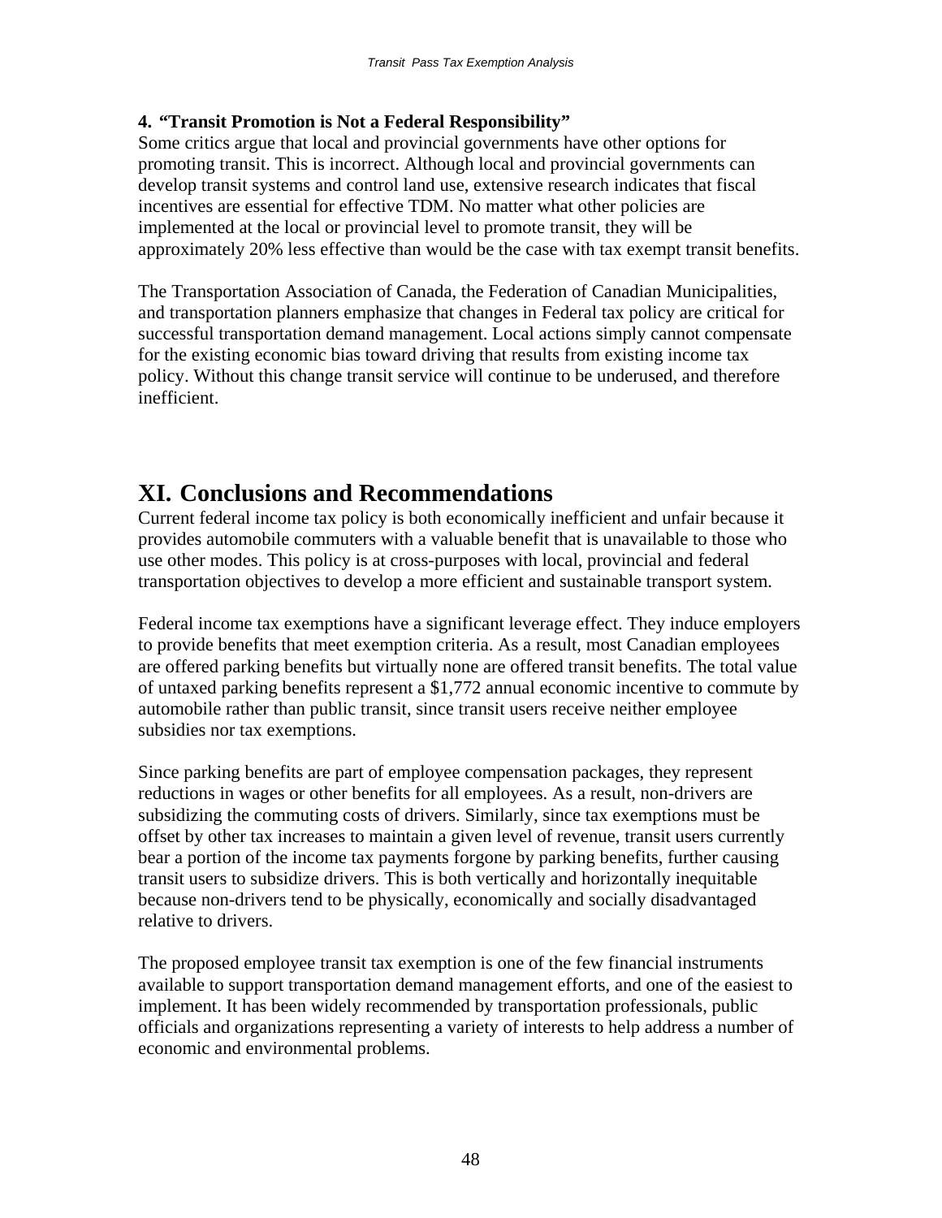### 4. *"Transit Promotion is Not a Federal Responsibility"*

Some critics argue that local and provincial governments have other options for promoting transit. This is incorrect. Although local and provincial governments can develop transit systems and control land use, extensive research indicates that fiscal incentives are essential for effective TDM. No matter what other policies are implemented at the local or provincial level to promote transit, they will be approximately 20% less effective than would be the case with tax exempt transit benefits.

The Transportation Association of Canada, the Federation of Canadian Municipalities, and transportation planners emphasize that changes in Federal tax policy are critical for successful transportation demand management. Local actions simply cannot compensate for the existing economic bias toward driving that results from existing income tax policy. Without this change transit service will continue to be underused, and therefore inefficient.

# XI. Conclusions and Recommendations

Current federal income tax policy is both economically inefficient and unfair because it provides automobile commuters with a valuable benefit that is unavailable to those who use other modes. This policy is at cross-purposes with local, provincial and federal transportation objectives to develop a more efficient and sustainable transport system.

Federal income tax exemptions have a significant leverage effect. They induce employers to provide benefits that meet exemption criteria. As a result, most Canadian employees are offered parking benefits but virtually none are offered transit benefits. The total value of untaxed parking benefits represent a $1,772 annual economic incentive to commute by automobile rather than public transit, since transit users receive neither employee subsidies nor tax exemptions.

Since parking benefits are part of employee compensation packages, they represent reductions in wages or other benefits for all employees. As a result, non-drivers are subsidizing the commuting costs of drivers. Similarly, since tax exemptions must be offset by other tax increases to maintain a given level of revenue, transit users currently bear a portion of the income tax payments forgone by parking benefits, further causing transit users to subsidize drivers. This is both vertically and horizontally inequitable because non-drivers tend to be physically, economically and socially disadvantaged relative to drivers.

The proposed employee transit tax exemption is one of the few financial instruments available to support transportation demand management efforts, and one of the easiest to implement. It has been widely recommended by transportation professionals, public officials and organizations representing a variety of interests to help address a number of economic and environmental problems.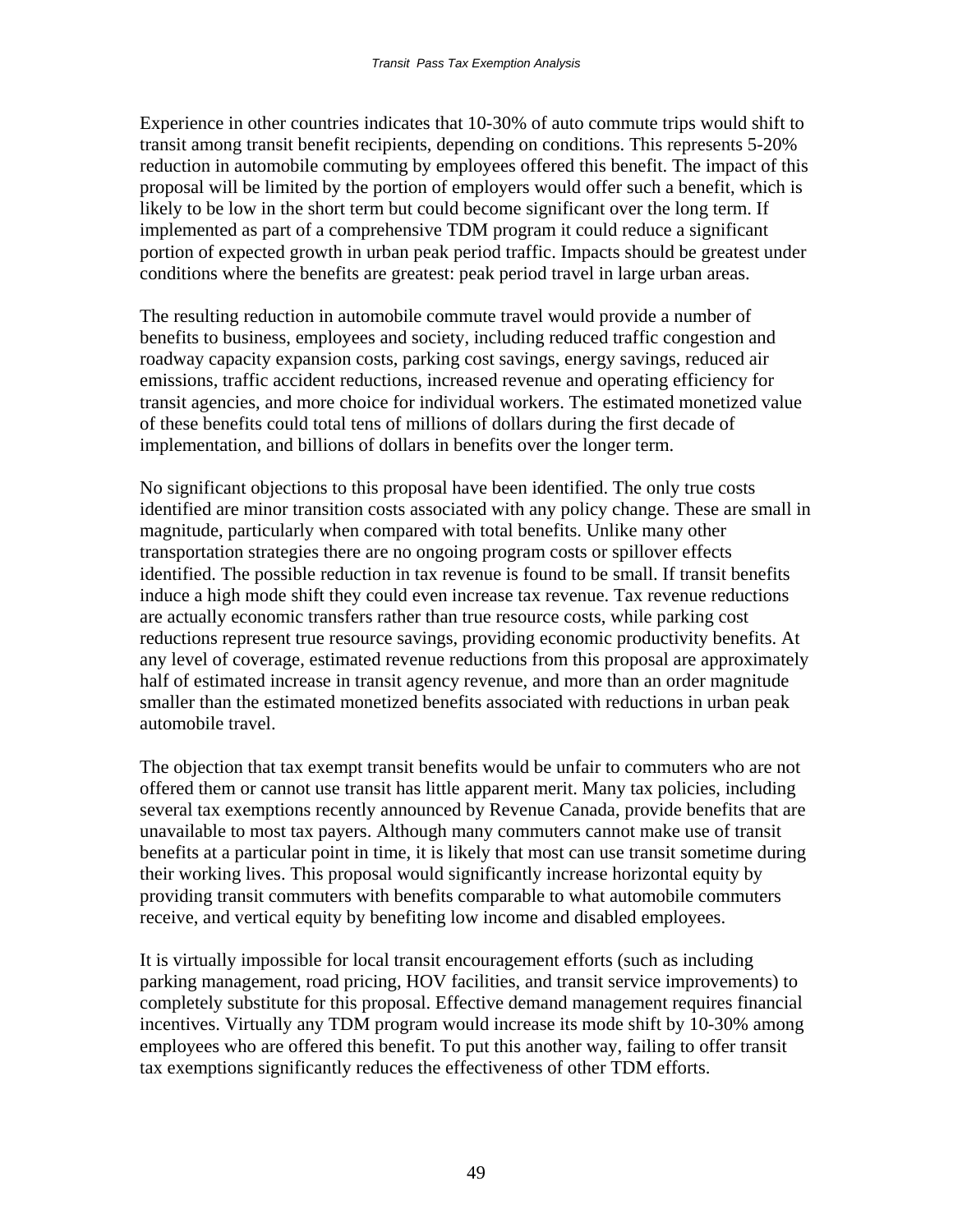Experience in other countries indicates that 10-30% of auto commute trips would shift to transit among transit benefit recipients, depending on conditions. This represents 5-20% reduction in automobile commuting by employees offered this benefit. The impact of this proposal will be limited by the portion of employers would offer such a benefit, which is likely to be low in the short term but could become significant over the long term. If implemented as part of a comprehensive TDM program it could reduce a significant portion of expected growth in urban peak period traffic. Impacts should be greatest under conditions where the benefits are greatest: peak period travel in large urban areas.

The resulting reduction in automobile commute travel would provide a number of benefits to business, employees and society, including reduced traffic congestion and roadway capacity expansion costs, parking cost savings, energy savings, reduced air emissions, traffic accident reductions, increased revenue and operating efficiency for transit agencies, and more choice for individual workers. The estimated monetized value of these benefits could total tens of millions of dollars during the first decade of implementation, and billions of dollars in benefits over the longer term.

No significant objections to this proposal have been identified. The only true costs identified are minor transition costs associated with any policy change. These are small in magnitude, particularly when compared with total benefits. Unlike many other transportation strategies there are no ongoing program costs or spillover effects identified. The possible reduction in tax revenue is found to be small. If transit benefits induce a high mode shift they could even increase tax revenue. Tax revenue reductions are actually economic transfers rather than true resource costs, while parking cost reductions represent true resource savings, providing economic productivity benefits. At any level of coverage, estimated revenue reductions from this proposal are approximately half of estimated increase in transit agency revenue, and more than an order magnitude smaller than the estimated monetized benefits associated with reductions in urban peak automobile travel.

The objection that tax exempt transit benefits would be unfair to commuters who are not offered them or cannot use transit has little apparent merit. Many tax policies, including several tax exemptions recently announced by Revenue Canada, provide benefits that are unavailable to most tax payers. Although many commuters cannot make use of transit benefits at a particular point in time, it is likely that most can use transit sometime during their working lives. This proposal would significantly increase horizontal equity by providing transit commuters with benefits comparable to what automobile commuters receive, and vertical equity by benefiting low income and disabled employees.

It is virtually impossible for local transit encouragement efforts (such as including parking management, road pricing, HOV facilities, and transit service improvements) to completely substitute for this proposal. Effective demand management requires financial incentives. Virtually any TDM program would increase its mode shift by 10-30% among employees who are offered this benefit. To put this another way, failing to offer transit tax exemptions significantly reduces the effectiveness of other TDM efforts.